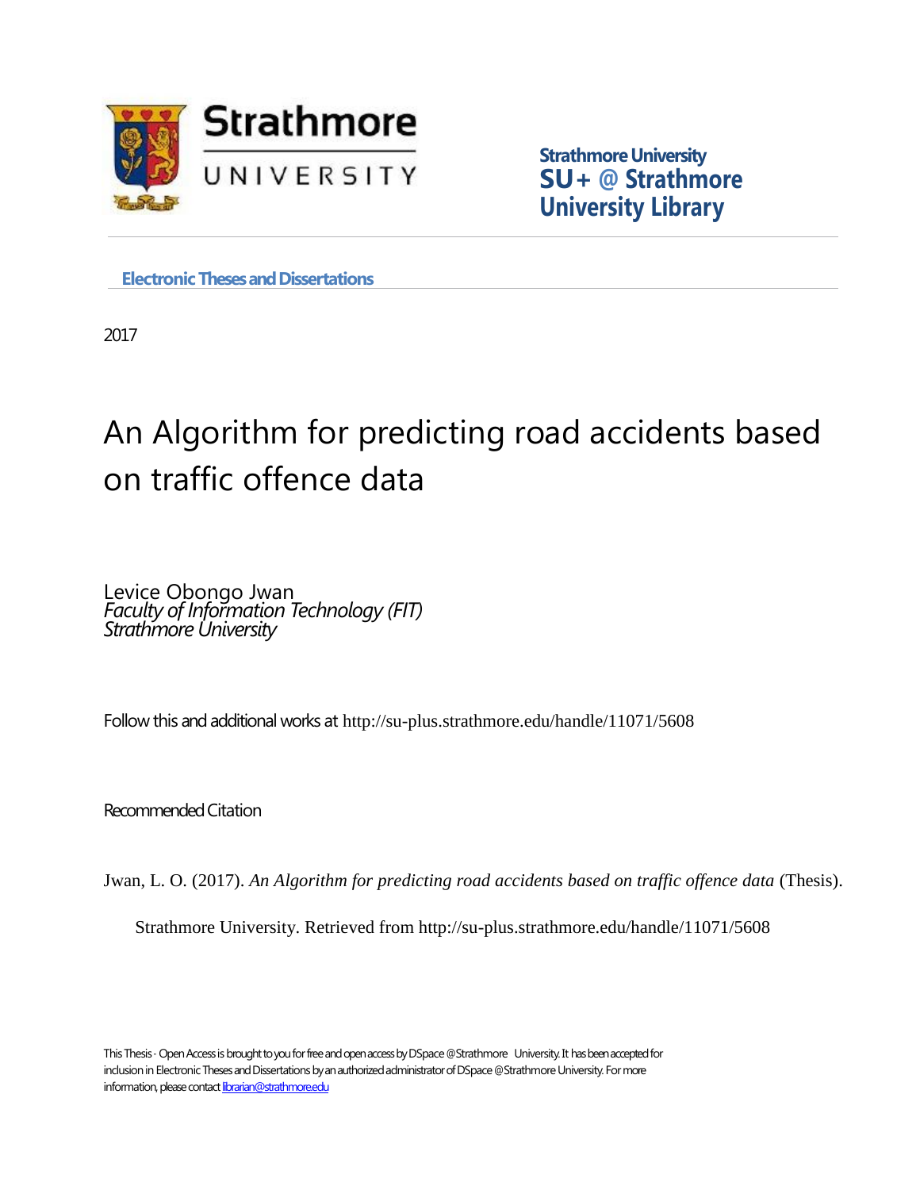Strathmore University
SU + @ Strathmore
University Library

Electronic Theses and Dissertations

2017

# An Algorithm for predicting road accidents based on traffic offence data

Levice Obongo Jwan
*Faculty of Information Technology (FIT)*
*Strathmore University*

Follow this and additional works at http://su-plus.strathmore.edu/handle/11071/5608

Recommended Citation

Jwan, L. O. (2017). *An Algorithm for predicting road accidents based on traffic offence data* (Thesis). Strathmore University. Retrieved from http://su-plus.strathmore.edu/handle/11071/5608

This Thesis - Open Access is brought to you for free and open access by DSpace @Strathmore University. It has been accepted for inclusion in Electronic Theses and Dissertations by an authorized administrator of DSpace @Strathmore University. For more information, please contact librarian@strathmore.edu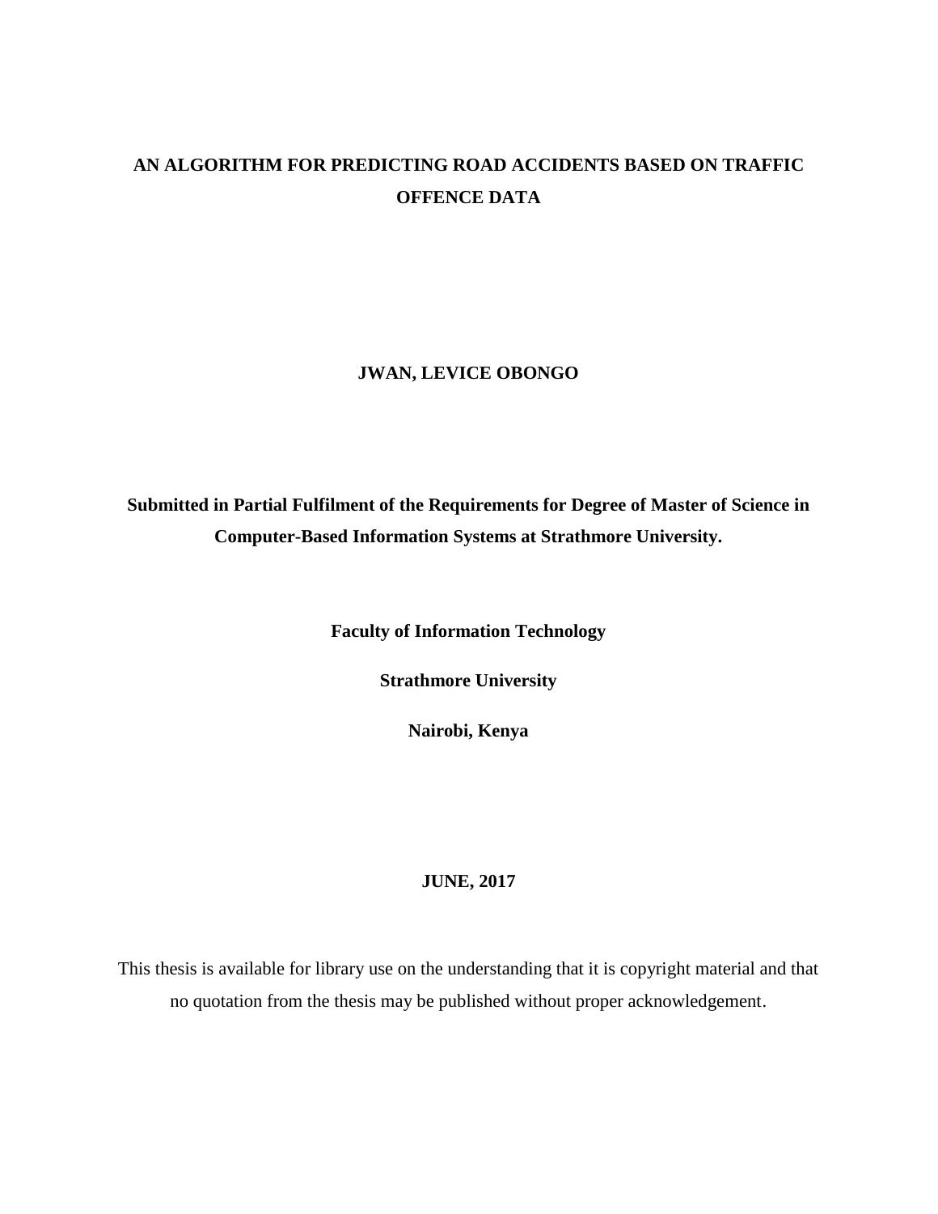# AN ALGORITHM FOR PREDICTING ROAD ACCIDENTS BASED ON TRAFFIC OFFENCE DATA

**JWAN, LEVICE OBONGO**

**Submitted in Partial Fulfilment of the Requirements for Degree of Master of Science in Computer-Based Information Systems at Strathmore University.**

**Faculty of Information Technology**

**Strathmore University**

**Nairobi, Kenya**

**JUNE, 2017**

This thesis is available for library use on the understanding that it is copyright material and that no quotation from the thesis may be published without proper acknowledgement.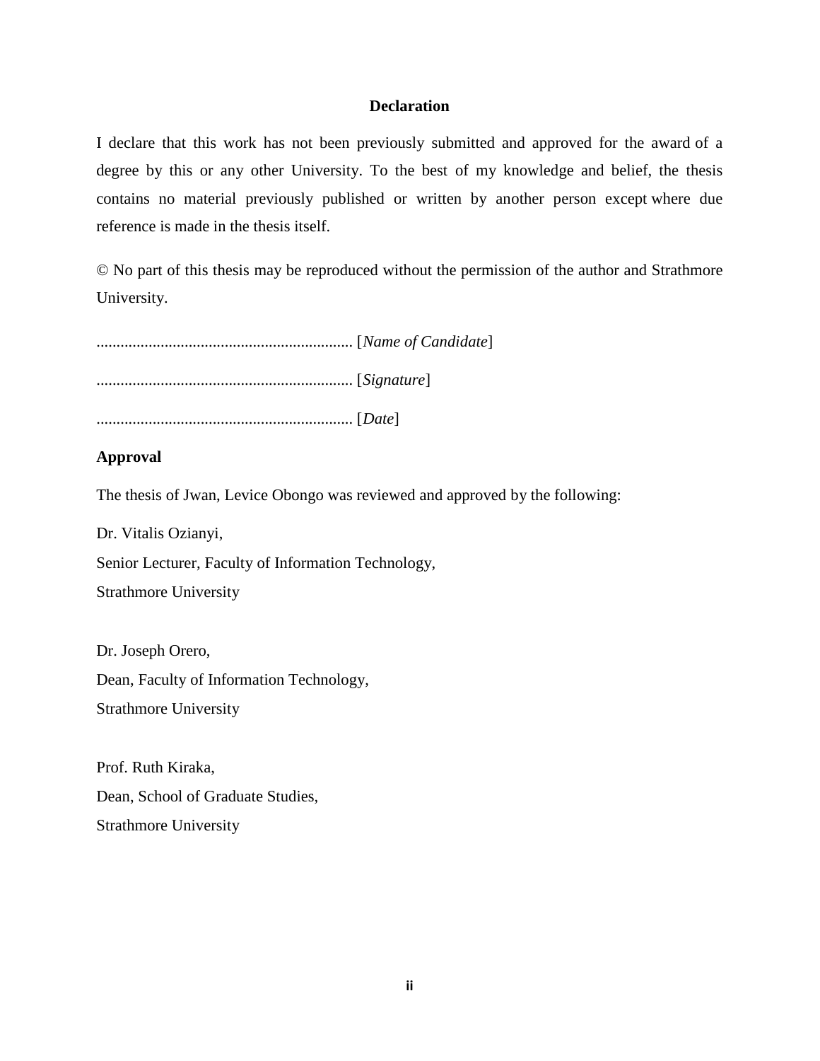## Declaration

I declare that this work has not been previously submitted and approved for the award of a degree by this or any other University. To the best of my knowledge and belief, the thesis contains no material previously published or written by another person except where due reference is made in the thesis itself.

© No part of this thesis may be reproduced without the permission of the author and Strathmore University.

................................................................ [*Name of Candidate*]

................................................................ [*Signature*]

................................................................ [*Date*]

## Approval

The thesis of Jwan, Levice Obongo was reviewed and approved by the following:

Dr. Vitalis Ozianyi,
Senior Lecturer, Faculty of Information Technology,
Strathmore University

Dr. Joseph Orero,
Dean, Faculty of Information Technology,
Strathmore University

Prof. Ruth Kiraka,
Dean, School of Graduate Studies,
Strathmore University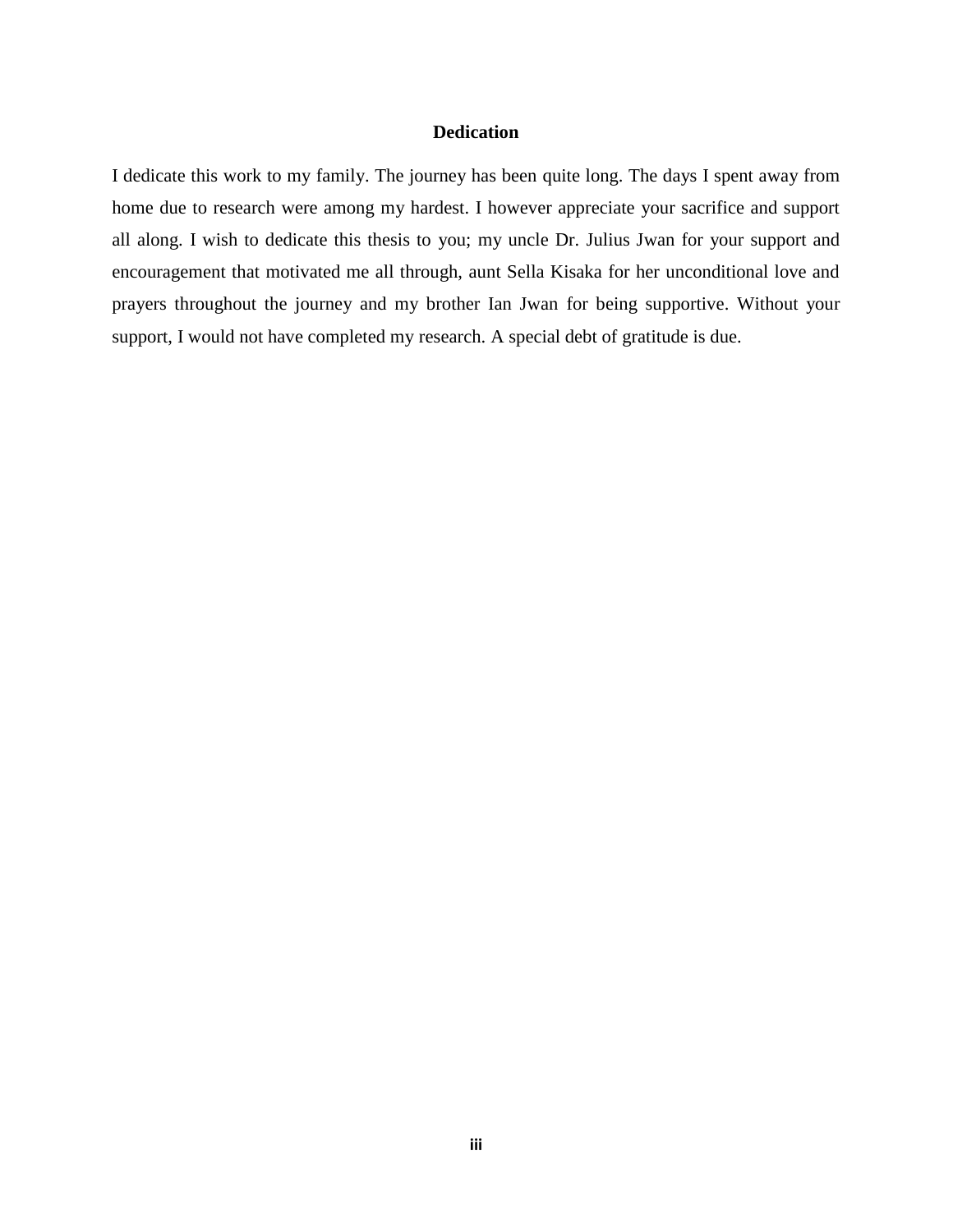# Dedication

I dedicate this work to my family. The journey has been quite long. The days I spent away from home due to research were among my hardest. I however appreciate your sacrifice and support all along. I wish to dedicate this thesis to you; my uncle Dr. Julius Jwan for your support and encouragement that motivated me all through, aunt Sella Kisaka for her unconditional love and prayers throughout the journey and my brother Ian Jwan for being supportive. Without your support, I would not have completed my research. A special debt of gratitude is due.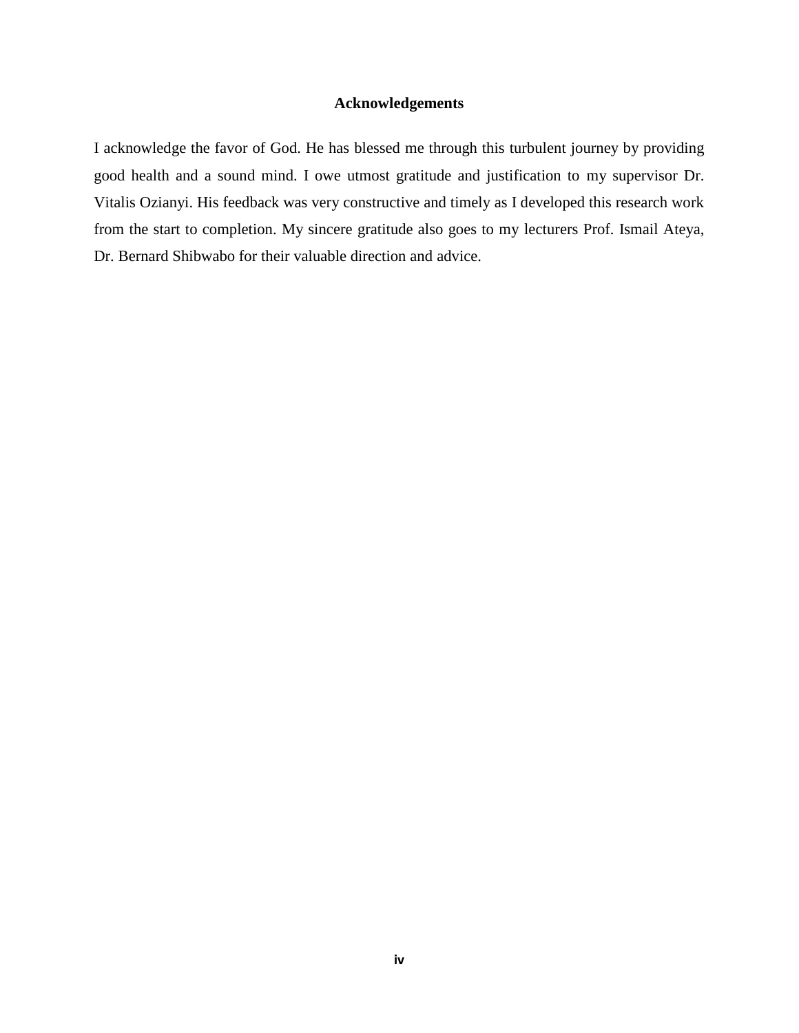## Acknowledgements

I acknowledge the favor of God. He has blessed me through this turbulent journey by providing good health and a sound mind. I owe utmost gratitude and justification to my supervisor Dr. Vitalis Ozianyi. His feedback was very constructive and timely as I developed this research work from the start to completion. My sincere gratitude also goes to my lecturers Prof. Ismail Ateya, Dr. Bernard Shibwabo for their valuable direction and advice.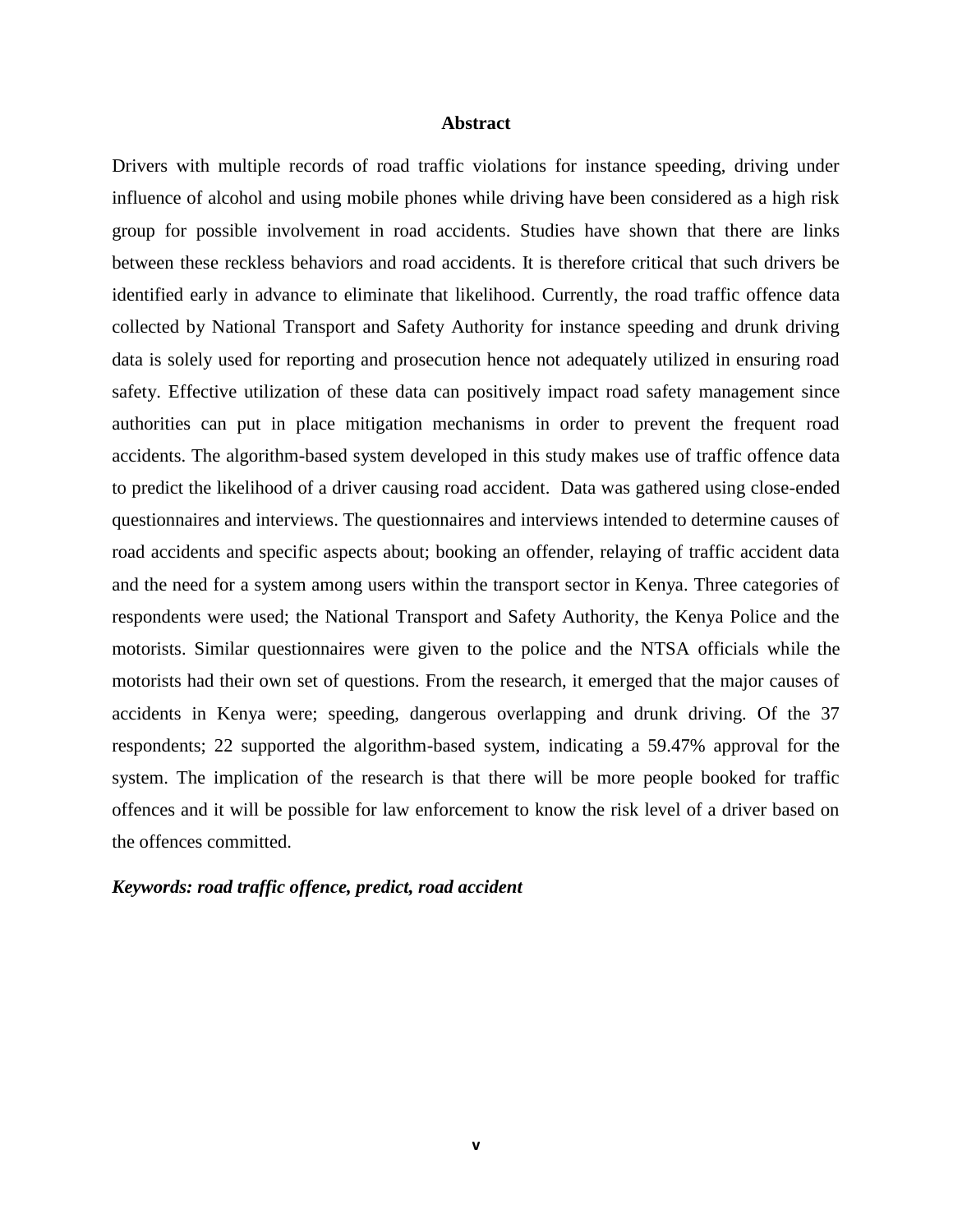# Abstract

Drivers with multiple records of road traffic violations for instance speeding, driving under influence of alcohol and using mobile phones while driving have been considered as a high risk group for possible involvement in road accidents. Studies have shown that there are links between these reckless behaviors and road accidents. It is therefore critical that such drivers be identified early in advance to eliminate that likelihood. Currently, the road traffic offence data collected by National Transport and Safety Authority for instance speeding and drunk driving data is solely used for reporting and prosecution hence not adequately utilized in ensuring road safety. Effective utilization of these data can positively impact road safety management since authorities can put in place mitigation mechanisms in order to prevent the frequent road accidents. The algorithm-based system developed in this study makes use of traffic offence data to predict the likelihood of a driver causing road accident. Data was gathered using close-ended questionnaires and interviews. The questionnaires and interviews intended to determine causes of road accidents and specific aspects about; booking an offender, relaying of traffic accident data and the need for a system among users within the transport sector in Kenya. Three categories of respondents were used; the National Transport and Safety Authority, the Kenya Police and the motorists. Similar questionnaires were given to the police and the NTSA officials while the motorists had their own set of questions. From the research, it emerged that the major causes of accidents in Kenya were; speeding, dangerous overlapping and drunk driving. Of the 37 respondents; 22 supported the algorithm-based system, indicating a 59.47% approval for the system. The implication of the research is that there will be more people booked for traffic offences and it will be possible for law enforcement to know the risk level of a driver based on the offences committed.

***Keywords: road traffic offence, predict, road accident***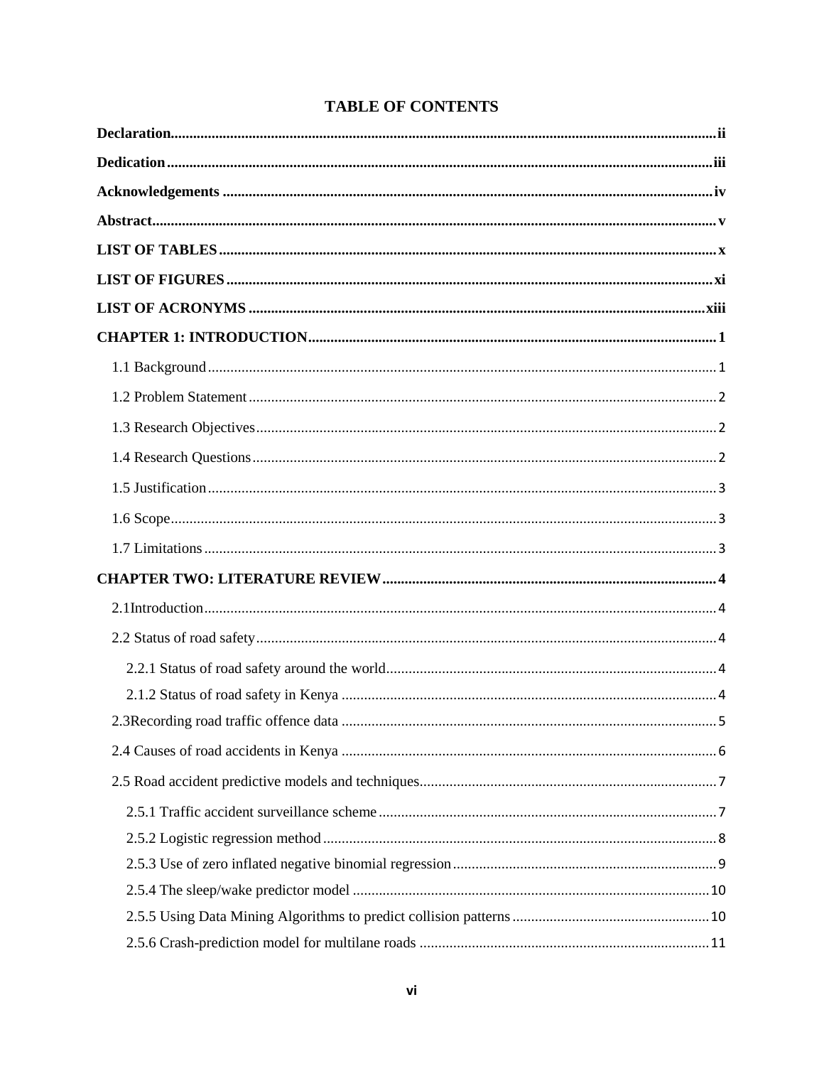# TABLE OF CONTENTS

**Declaration** ..... **ii**

**Dedication** ..... **iii**

**Acknowledgements** ..... **iv**

**Abstract** ..... **v**

**LIST OF TABLES** ..... **x**

**LIST OF FIGURES** ..... **xi**

**LIST OF ACRONYMS** ..... **xiii**

**CHAPTER 1: INTRODUCTION** ..... **1**

- 1.1 Background ..... 1
- 1.2 Problem Statement ..... 2
- 1.3 Research Objectives ..... 2
- 1.4 Research Questions ..... 2
- 1.5 Justification ..... 3
- 1.6 Scope ..... 3
- 1.7 Limitations ..... 3

**CHAPTER TWO: LITERATURE REVIEW** ..... **4**

- 2.1Introduction ..... 4
- 2.2 Status of road safety ..... 4
  - 2.2.1 Status of road safety around the world ..... 4
  - 2.1.2 Status of road safety in Kenya ..... 4
- 2.3Recording road traffic offence data ..... 5
- 2.4 Causes of road accidents in Kenya ..... 6
- 2.5 Road accident predictive models and techniques ..... 7
  - 2.5.1 Traffic accident surveillance scheme ..... 7
  - 2.5.2 Logistic regression method ..... 8
  - 2.5.3 Use of zero inflated negative binomial regression ..... 9
  - 2.5.4 The sleep/wake predictor model ..... 10
  - 2.5.5 Using Data Mining Algorithms to predict collision patterns ..... 10
  - 2.5.6 Crash-prediction model for multilane roads ..... 11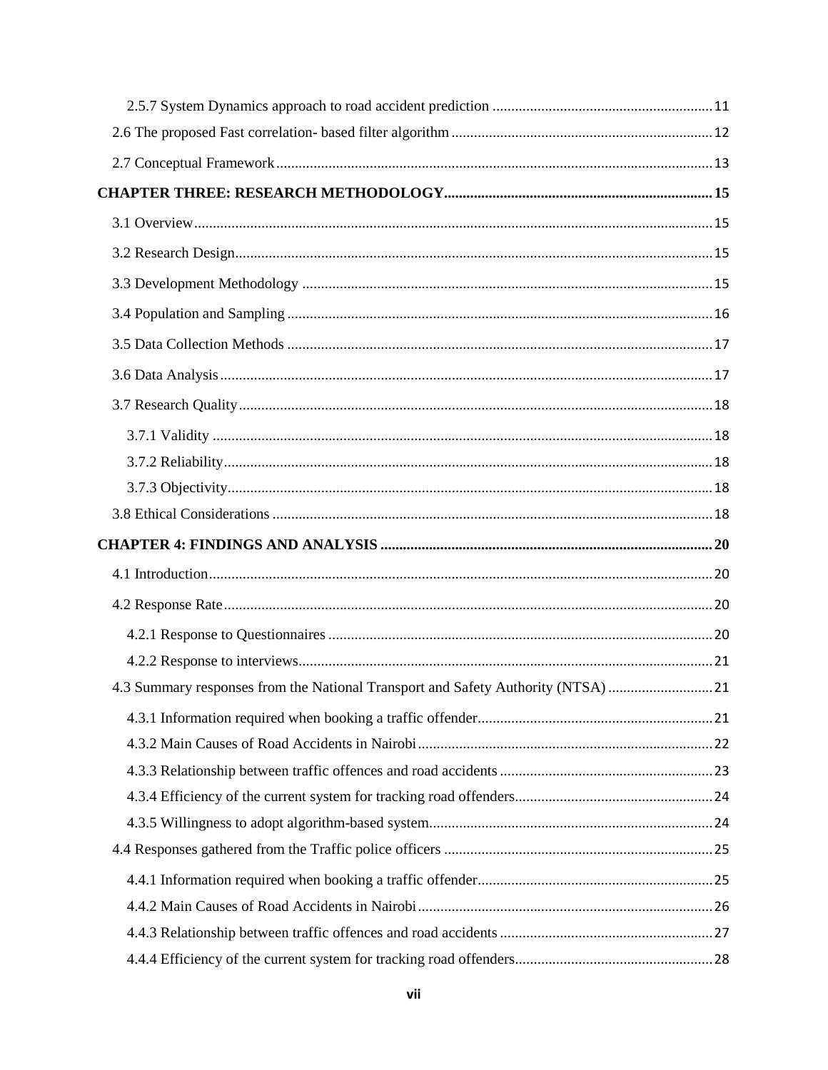2.5.7 System Dynamics approach to road accident prediction ........................................................... 11

2.6 The proposed Fast correlation- based filter algorithm ..................................................................... 12

2.7 Conceptual Framework .................................................................................................................... 13

**CHAPTER THREE: RESEARCH METHODOLOGY** ....................................................................... 15

3.1 Overview ......................................................................................................................................... 15

3.2 Research Design .............................................................................................................................. 15

3.3 Development Methodology ............................................................................................................. 15

3.4 Population and Sampling ................................................................................................................. 16

3.5 Data Collection Methods ................................................................................................................. 17

3.6 Data Analysis ................................................................................................................................... 17

3.7 Research Quality .............................................................................................................................. 18

3.7.1 Validity ..................................................................................................................................... 18

3.7.2 Reliability .................................................................................................................................. 18

3.7.3 Objectivity ................................................................................................................................. 18

3.8 Ethical Considerations ..................................................................................................................... 18

**CHAPTER 4: FINDINGS AND ANALYSIS** ......................................................................................... 20

4.1 Introduction ...................................................................................................................................... 20

4.2 Response Rate .................................................................................................................................. 20

4.2.1 Response to Questionnaires ...................................................................................................... 20

4.2.2 Response to interviews .............................................................................................................. 21

4.3 Summary responses from the National Transport and Safety Authority (NTSA) ............................ 21

4.3.1 Information required when booking a traffic offender .............................................................. 21

4.3.2 Main Causes of Road Accidents in Nairobi .............................................................................. 22

4.3.3 Relationship between traffic offences and road accidents ......................................................... 23

4.3.4 Efficiency of the current system for tracking road offenders .................................................... 24

4.3.5 Willingness to adopt algorithm-based system ........................................................................... 24

4.4 Responses gathered from the Traffic police officers ....................................................................... 25

4.4.1 Information required when booking a traffic offender .............................................................. 25

4.4.2 Main Causes of Road Accidents in Nairobi .............................................................................. 26

4.4.3 Relationship between traffic offences and road accidents ......................................................... 27

4.4.4 Efficiency of the current system for tracking road offenders .................................................... 28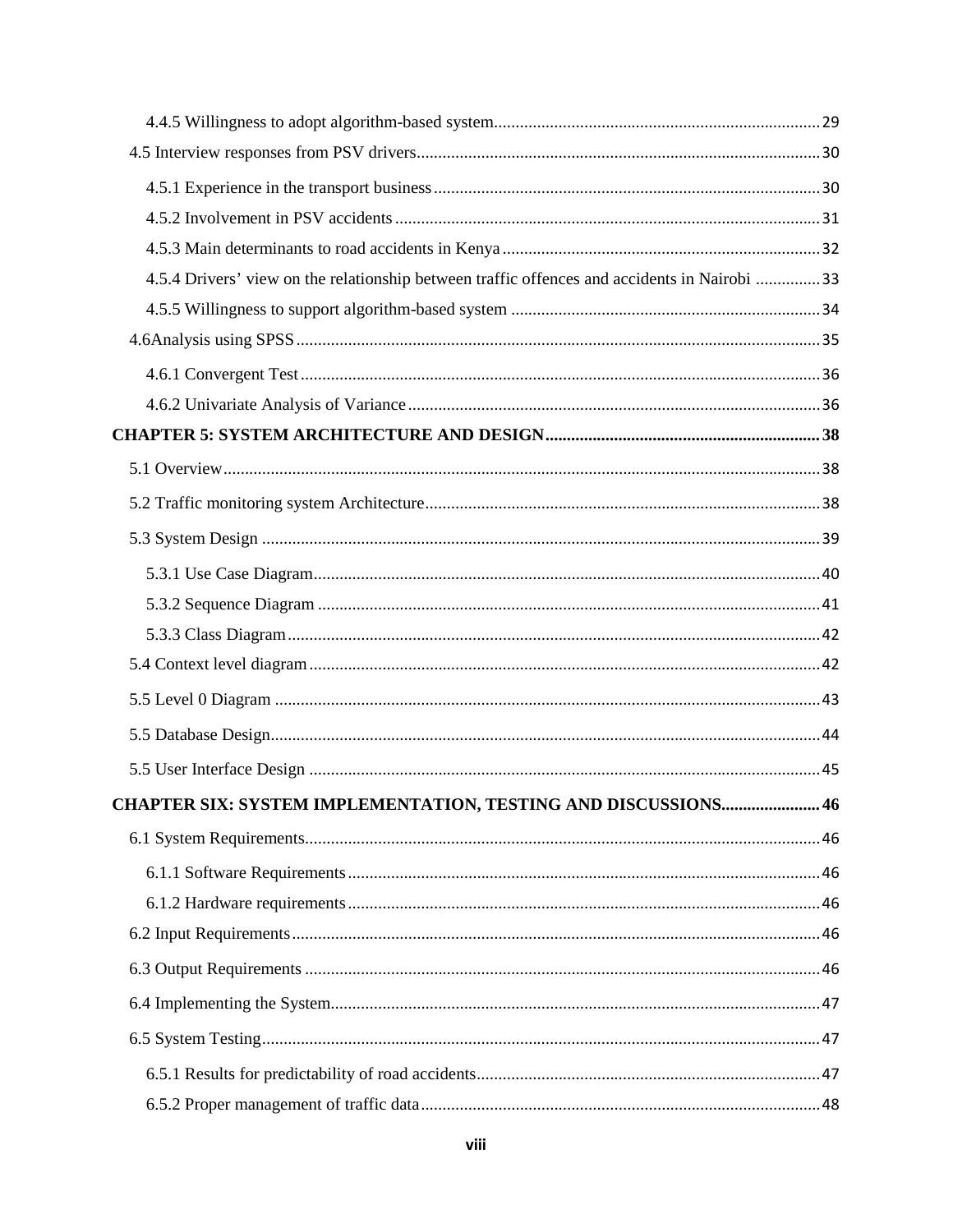4.4.5 Willingness to adopt algorithm-based system........................................................................29

4.5 Interview responses from PSV drivers........................................................................30

4.5.1 Experience in the transport business........................................................................30

4.5.2 Involvement in PSV accidents........................................................................31

4.5.3 Main determinants to road accidents in Kenya........................................................................32

4.5.4 Drivers' view on the relationship between traffic offences and accidents in Nairobi ...............33

4.5.5 Willingness to support algorithm-based system........................................................................34

4.6Analysis using SPSS........................................................................35

4.6.1 Convergent Test........................................................................36

4.6.2 Univariate Analysis of Variance........................................................................36

**CHAPTER 5: SYSTEM ARCHITECTURE AND DESIGN........................................................................38**

5.1 Overview........................................................................38

5.2 Traffic monitoring system Architecture........................................................................38

5.3 System Design........................................................................39

5.3.1 Use Case Diagram........................................................................40

5.3.2 Sequence Diagram........................................................................41

5.3.3 Class Diagram........................................................................42

5.4 Context level diagram........................................................................42

5.5 Level 0 Diagram........................................................................43

5.5 Database Design........................................................................44

5.5 User Interface Design........................................................................45

**CHAPTER SIX: SYSTEM IMPLEMENTATION, TESTING AND DISCUSSIONS.......................46**

6.1 System Requirements........................................................................46

6.1.1 Software Requirements........................................................................46

6.1.2 Hardware requirements........................................................................46

6.2 Input Requirements........................................................................46

6.3 Output Requirements........................................................................46

6.4 Implementing the System........................................................................47

6.5 System Testing........................................................................47

6.5.1 Results for predictability of road accidents........................................................................47

6.5.2 Proper management of traffic data........................................................................48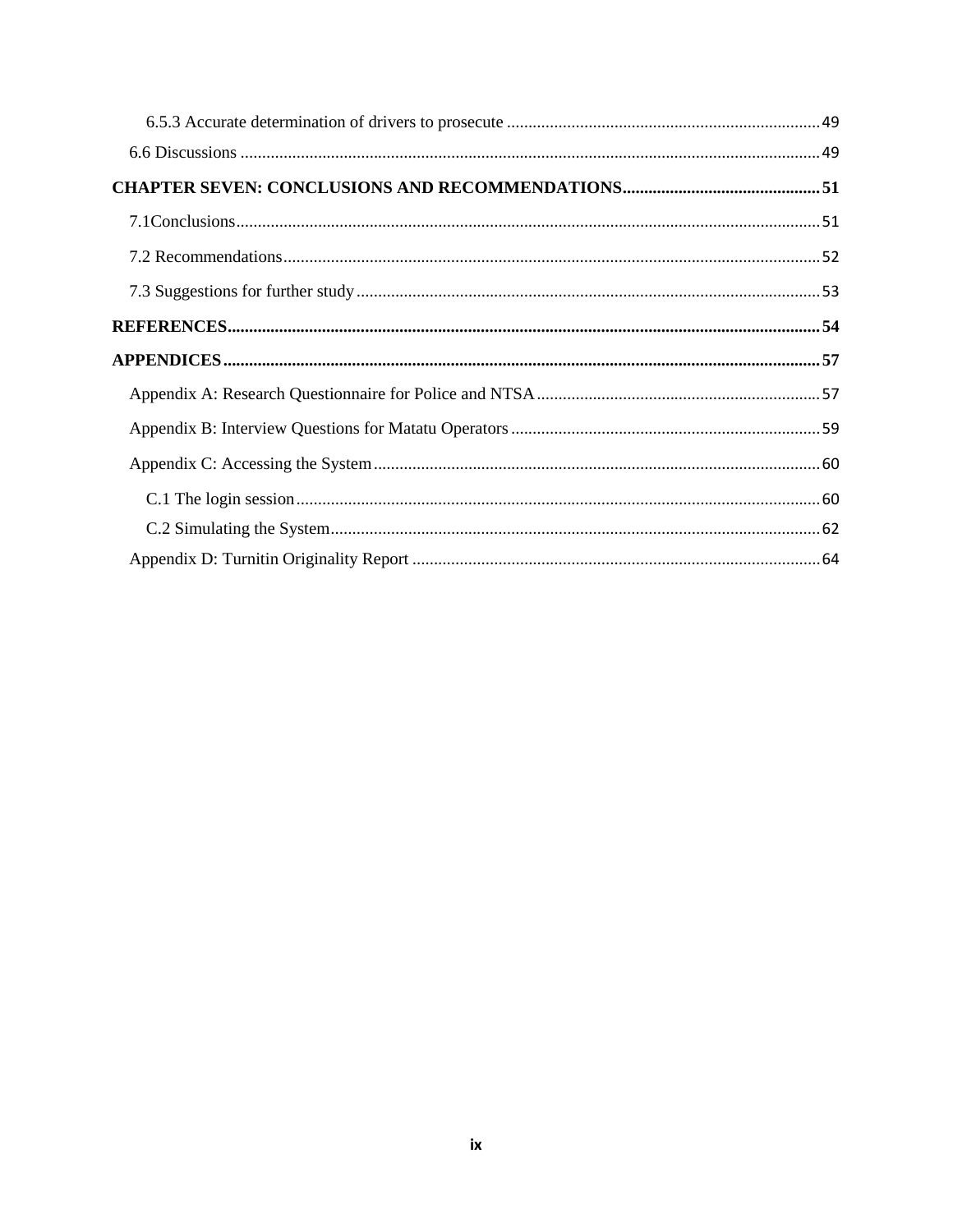6.5.3 Accurate determination of drivers to prosecute ........................................................................ 49

6.6 Discussions ........................................................................................................................ 49

**CHAPTER SEVEN: CONCLUSIONS AND RECOMMENDATIONS............................................. 51**

7.1Conclusions......................................................................................................................... 51

7.2 Recommendations............................................................................................................... 52

7.3 Suggestions for further study............................................................................................... 53

**REFERENCES.......................................................................................................................... 54**

**APPENDICES.......................................................................................................................... 57**

Appendix A: Research Questionnaire for Police and NTSA.................................................................. 57

Appendix B: Interview Questions for Matatu Operators........................................................................ 59

Appendix C: Accessing the System....................................................................................................... 60

C.1 The login session........................................................................................................................ 60

C.2 Simulating the System................................................................................................................. 62

Appendix D: Turnitin Originality Report .............................................................................................. 64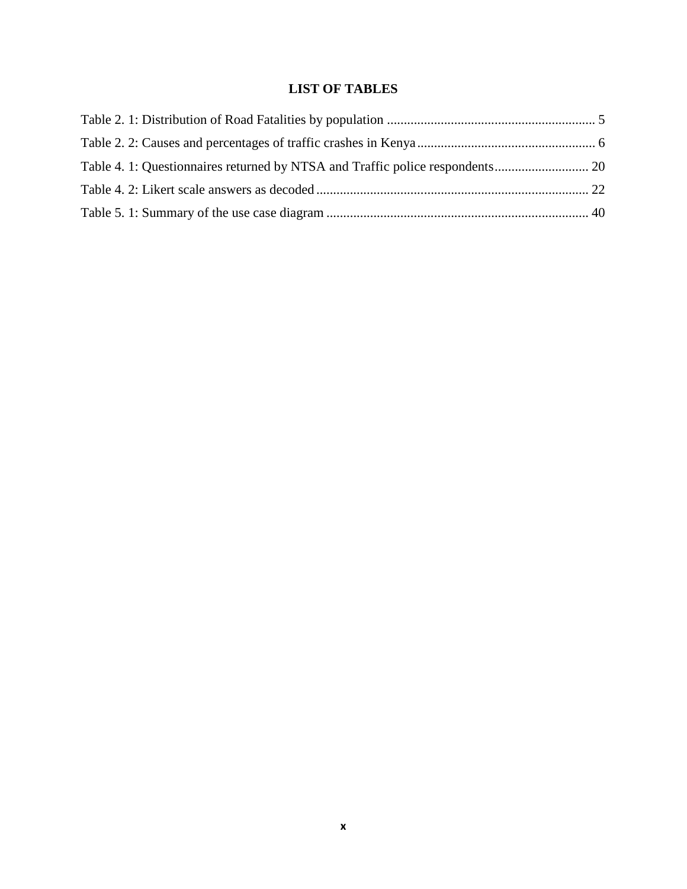# LIST OF TABLES

Table 2. 1: Distribution of Road Fatalities by population ............................................................. 5

Table 2. 2: Causes and percentages of traffic crashes in Kenya..................................................... 6

Table 4. 1: Questionnaires returned by NTSA and Traffic police respondents............................ 20

Table 4. 2: Likert scale answers as decoded ................................................................................ 22

Table 5. 1: Summary of the use case diagram ............................................................................. 40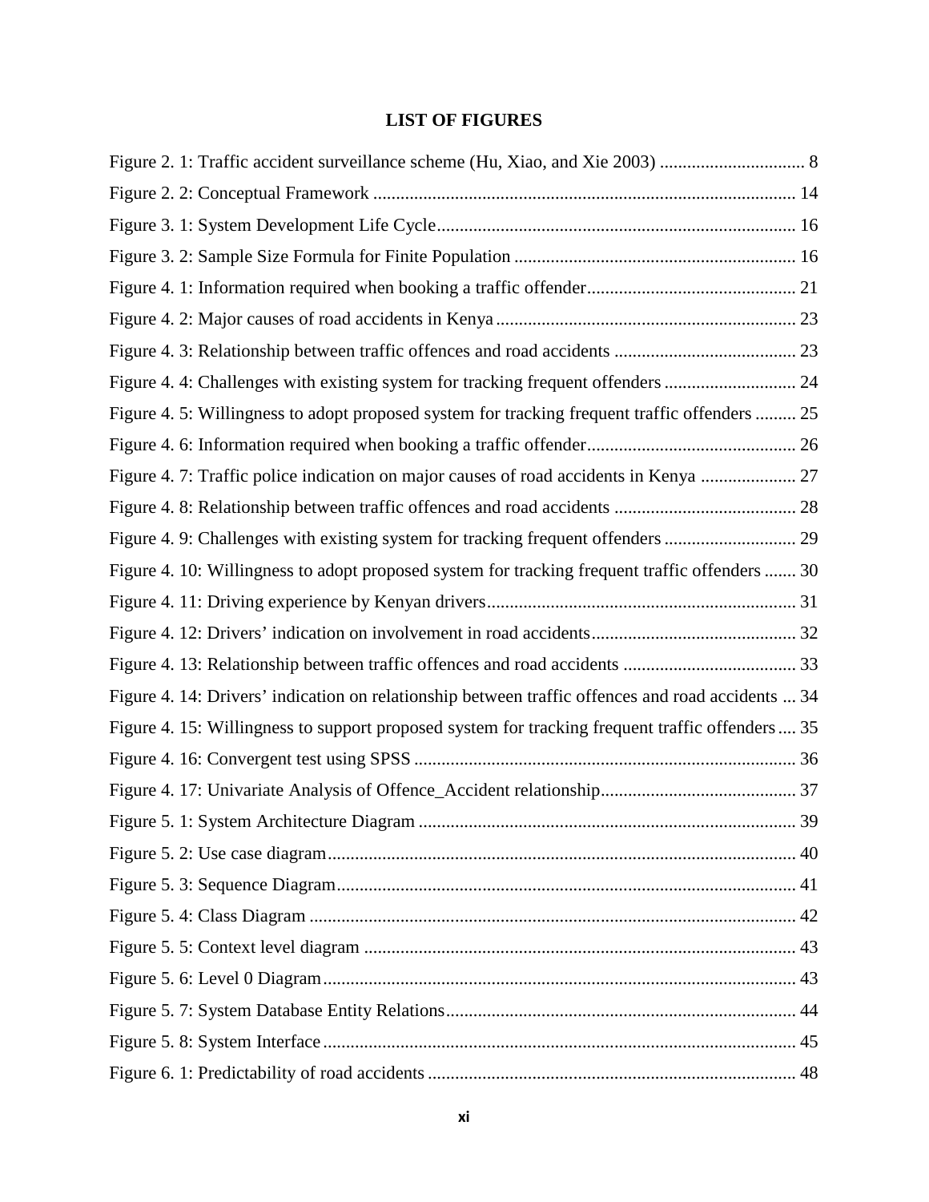## LIST OF FIGURES

Figure 2. 1: Traffic accident surveillance scheme (Hu, Xiao, and Xie 2003) ................................ 8

Figure 2. 2: Conceptual Framework ............................................................................................ 14

Figure 3. 1: System Development Life Cycle.............................................................................. 16

Figure 3. 2: Sample Size Formula for Finite Population ............................................................. 16

Figure 4. 1: Information required when booking a traffic offender............................................. 21

Figure 4. 2: Major causes of road accidents in Kenya................................................................. 23

Figure 4. 3: Relationship between traffic offences and road accidents ........................................ 23

Figure 4. 4: Challenges with existing system for tracking frequent offenders ............................ 24

Figure 4. 5: Willingness to adopt proposed system for tracking frequent traffic offenders ......... 25

Figure 4. 6: Information required when booking a traffic offender............................................. 26

Figure 4. 7: Traffic police indication on major causes of road accidents in Kenya ..................... 27

Figure 4. 8: Relationship between traffic offences and road accidents ........................................ 28

Figure 4. 9: Challenges with existing system for tracking frequent offenders ............................ 29

Figure 4. 10: Willingness to adopt proposed system for tracking frequent traffic offenders ....... 30

Figure 4. 11: Driving experience by Kenyan drivers................................................................... 31

Figure 4. 12: Drivers' indication on involvement in road accidents............................................ 32

Figure 4. 13: Relationship between traffic offences and road accidents ...................................... 33

Figure 4. 14: Drivers' indication on relationship between traffic offences and road accidents ... 34

Figure 4. 15: Willingness to support proposed system for tracking frequent traffic offenders .... 35

Figure 4. 16: Convergent test using SPSS .................................................................................... 36

Figure 4. 17: Univariate Analysis of Offence_Accident relationship........................................... 37

Figure 5. 1: System Architecture Diagram .................................................................................. 39

Figure 5. 2: Use case diagram...................................................................................................... 40

Figure 5. 3: Sequence Diagram.................................................................................................... 41

Figure 5. 4: Class Diagram .......................................................................................................... 42

Figure 5. 5: Context level diagram .............................................................................................. 43

Figure 5. 6: Level 0 Diagram....................................................................................................... 43

Figure 5. 7: System Database Entity Relations............................................................................ 44

Figure 5. 8: System Interface....................................................................................................... 45

Figure 6. 1: Predictability of road accidents ................................................................................ 48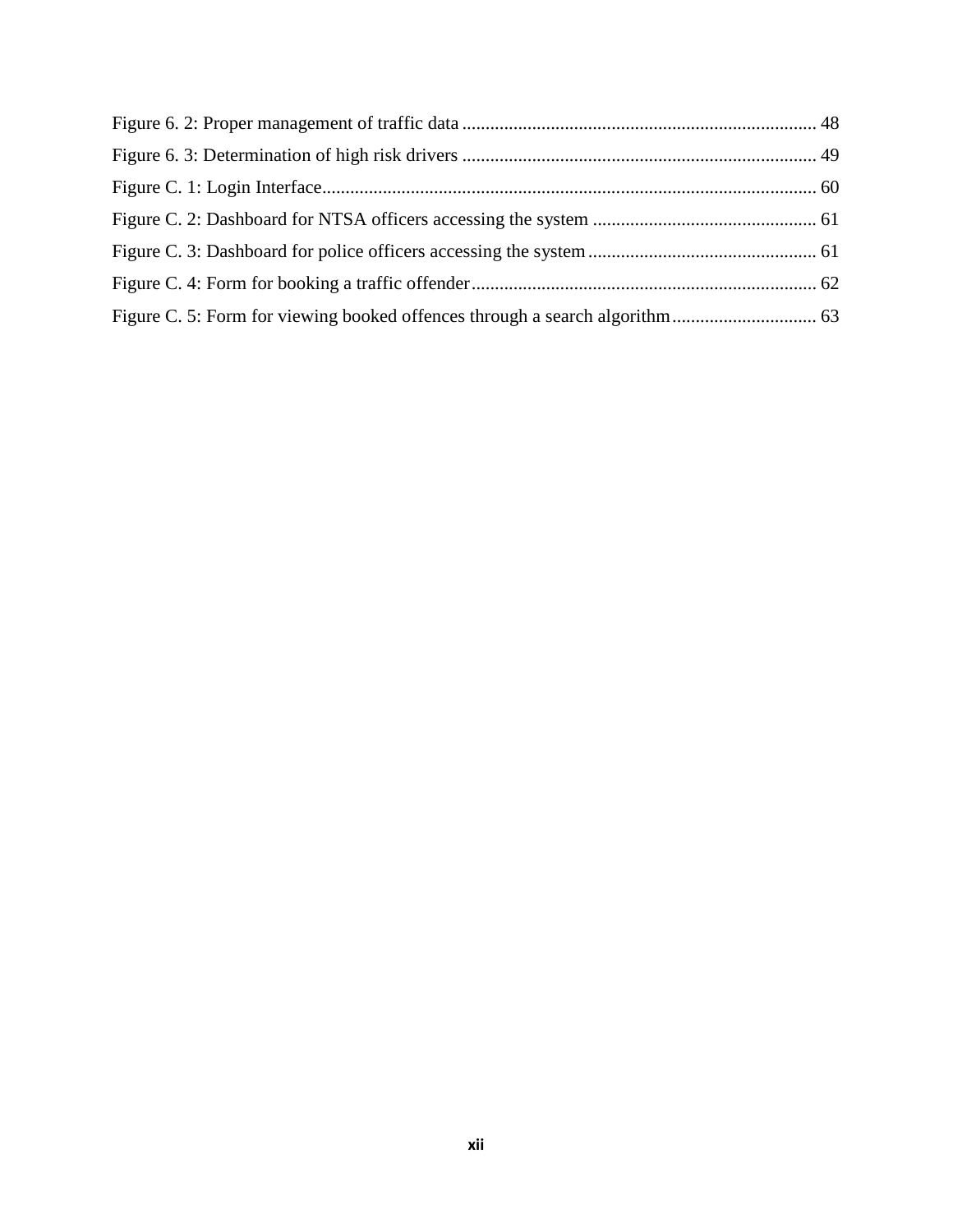Figure 6. 2: Proper management of traffic data ........................................................................... 48

Figure 6. 3: Determination of high risk drivers ........................................................................... 49

Figure C. 1: Login Interface.......................................................................................................... 60

Figure C. 2: Dashboard for NTSA officers accessing the system ................................................ 61

Figure C. 3: Dashboard for police officers accessing the system ................................................ 61

Figure C. 4: Form for booking a traffic offender.......................................................................... 62

Figure C. 5: Form for viewing booked offences through a search algorithm............................... 63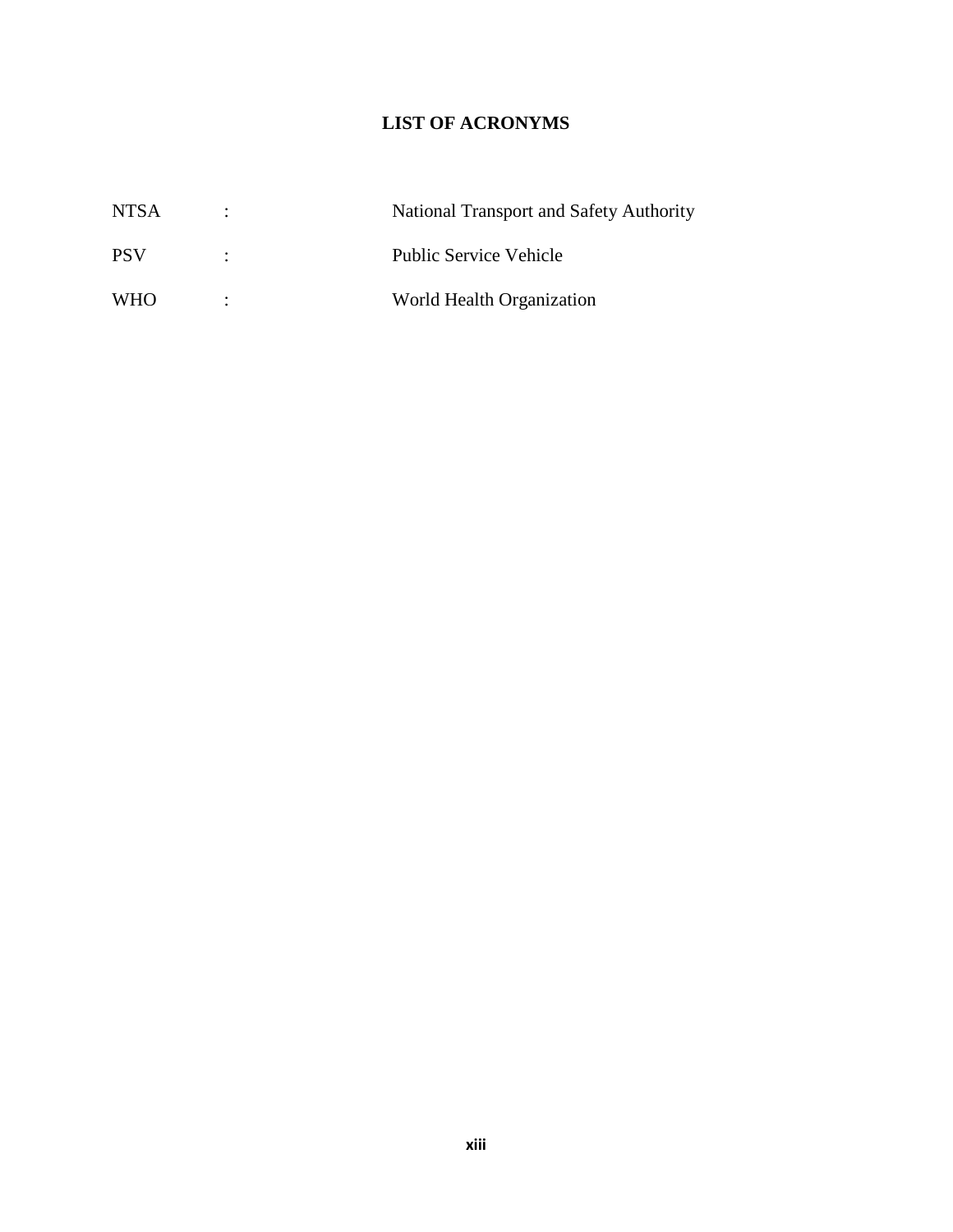# LIST OF ACRONYMS

NTSA : National Transport and Safety Authority

PSV : Public Service Vehicle

WHO : World Health Organization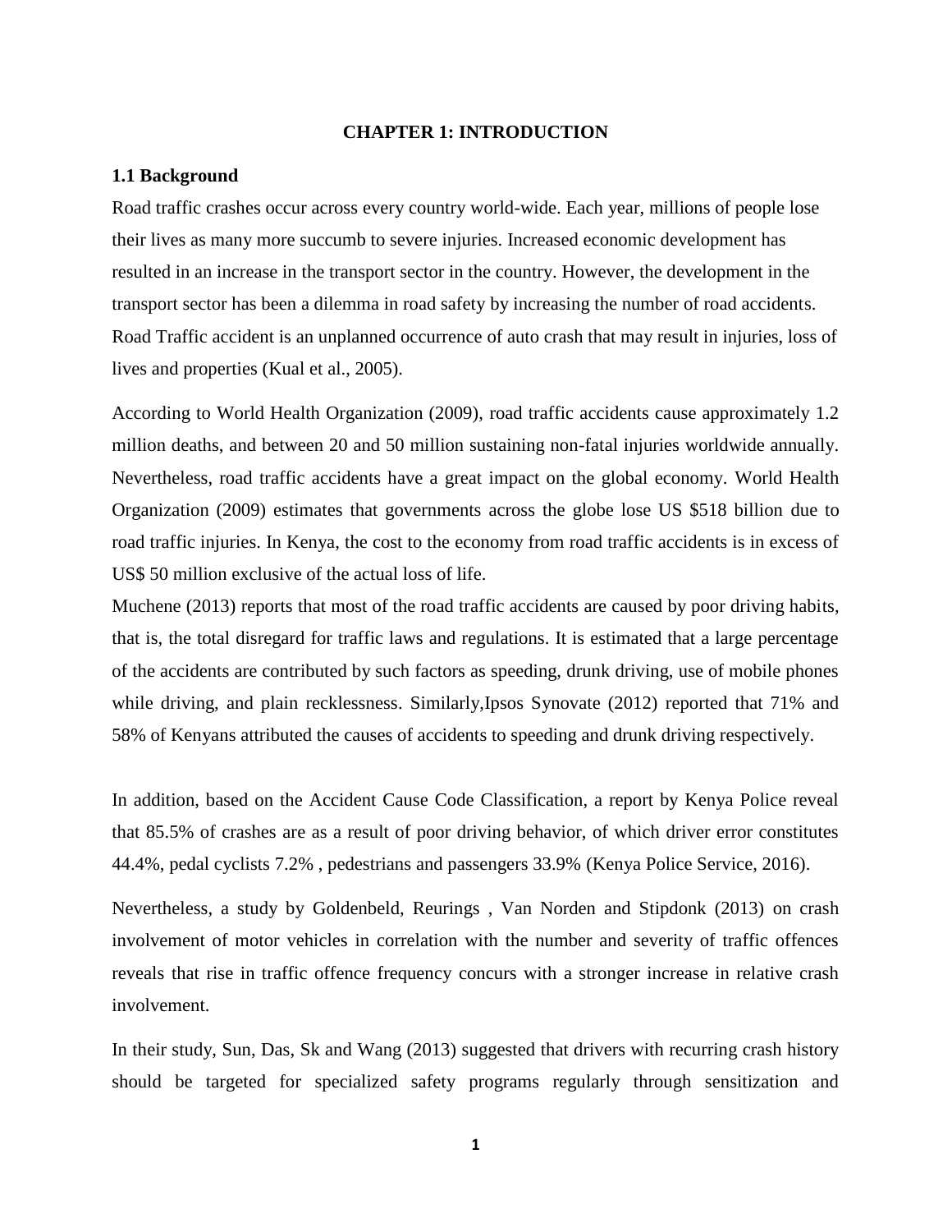# CHAPTER 1: INTRODUCTION

## 1.1 Background

Road traffic crashes occur across every country world-wide. Each year, millions of people lose their lives as many more succumb to severe injuries. Increased economic development has resulted in an increase in the transport sector in the country. However, the development in the transport sector has been a dilemma in road safety by increasing the number of road accidents. Road Traffic accident is an unplanned occurrence of auto crash that may result in injuries, loss of lives and properties (Kual et al., 2005).

According to World Health Organization (2009), road traffic accidents cause approximately 1.2 million deaths, and between 20 and 50 million sustaining non-fatal injuries worldwide annually. Nevertheless, road traffic accidents have a great impact on the global economy. World Health Organization (2009) estimates that governments across the globe lose US $518 billion due to road traffic injuries. In Kenya, the cost to the economy from road traffic accidents is in excess of US$ 50 million exclusive of the actual loss of life.

Muchene (2013) reports that most of the road traffic accidents are caused by poor driving habits, that is, the total disregard for traffic laws and regulations. It is estimated that a large percentage of the accidents are contributed by such factors as speeding, drunk driving, use of mobile phones while driving, and plain recklessness. Similarly,Ipsos Synovate (2012) reported that 71% and 58% of Kenyans attributed the causes of accidents to speeding and drunk driving respectively.

In addition, based on the Accident Cause Code Classification, a report by Kenya Police reveal that 85.5% of crashes are as a result of poor driving behavior, of which driver error constitutes 44.4%, pedal cyclists 7.2% , pedestrians and passengers 33.9% (Kenya Police Service, 2016).

Nevertheless, a study by Goldenbeld, Reurings , Van Norden and Stipdonk (2013) on crash involvement of motor vehicles in correlation with the number and severity of traffic offences reveals that rise in traffic offence frequency concurs with a stronger increase in relative crash involvement.

In their study, Sun, Das, Sk and Wang (2013) suggested that drivers with recurring crash history should be targeted for specialized safety programs regularly through sensitization and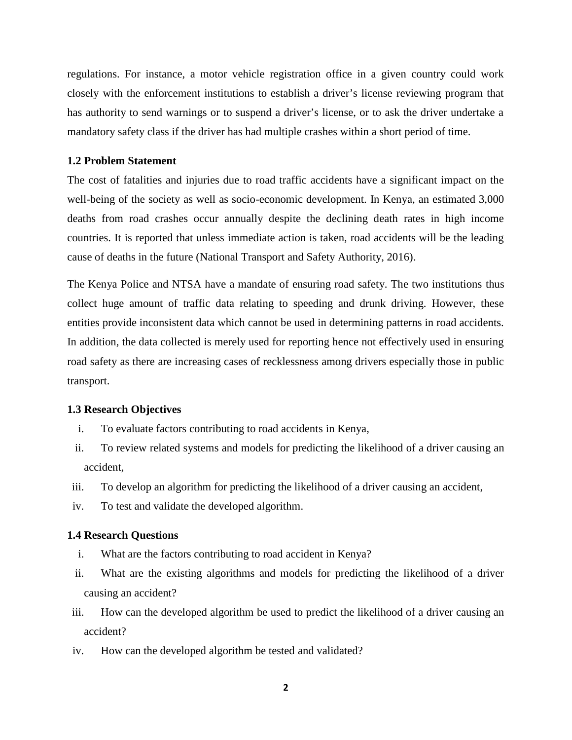regulations. For instance, a motor vehicle registration office in a given country could work closely with the enforcement institutions to establish a driver's license reviewing program that has authority to send warnings or to suspend a driver's license, or to ask the driver undertake a mandatory safety class if the driver has had multiple crashes within a short period of time.

### 1.2 Problem Statement

The cost of fatalities and injuries due to road traffic accidents have a significant impact on the well-being of the society as well as socio-economic development. In Kenya, an estimated 3,000 deaths from road crashes occur annually despite the declining death rates in high income countries. It is reported that unless immediate action is taken, road accidents will be the leading cause of deaths in the future (National Transport and Safety Authority, 2016).

The Kenya Police and NTSA have a mandate of ensuring road safety. The two institutions thus collect huge amount of traffic data relating to speeding and drunk driving. However, these entities provide inconsistent data which cannot be used in determining patterns in road accidents. In addition, the data collected is merely used for reporting hence not effectively used in ensuring road safety as there are increasing cases of recklessness among drivers especially those in public transport.

### 1.3 Research Objectives

i. To evaluate factors contributing to road accidents in Kenya,
ii. To review related systems and models for predicting the likelihood of a driver causing an accident,
iii. To develop an algorithm for predicting the likelihood of a driver causing an accident,
iv. To test and validate the developed algorithm.

### 1.4 Research Questions

i. What are the factors contributing to road accident in Kenya?
ii. What are the existing algorithms and models for predicting the likelihood of a driver causing an accident?
iii. How can the developed algorithm be used to predict the likelihood of a driver causing an accident?
iv. How can the developed algorithm be tested and validated?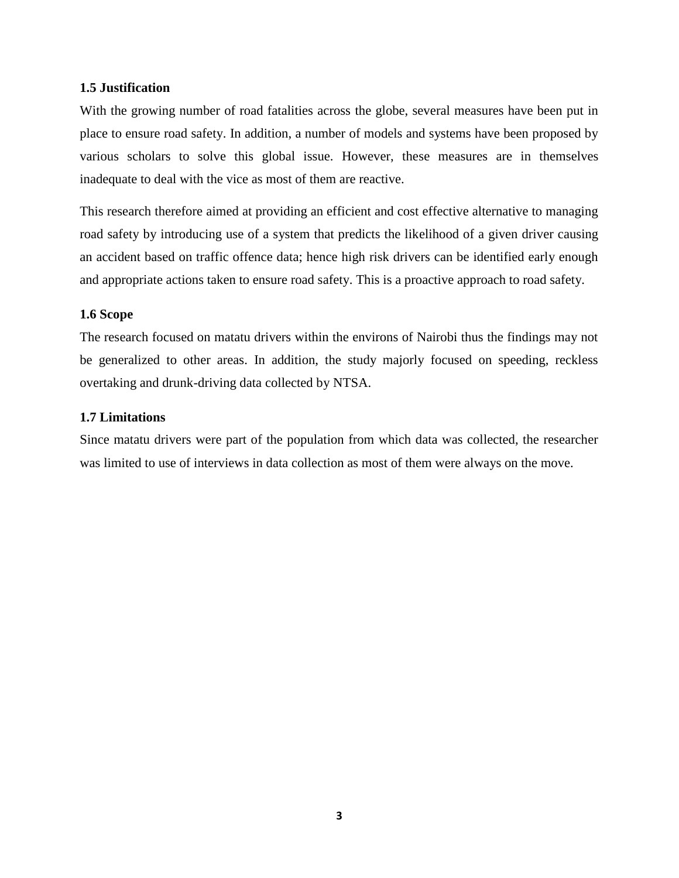### 1.5 Justification

With the growing number of road fatalities across the globe, several measures have been put in place to ensure road safety. In addition, a number of models and systems have been proposed by various scholars to solve this global issue. However, these measures are in themselves inadequate to deal with the vice as most of them are reactive.

This research therefore aimed at providing an efficient and cost effective alternative to managing road safety by introducing use of a system that predicts the likelihood of a given driver causing an accident based on traffic offence data; hence high risk drivers can be identified early enough and appropriate actions taken to ensure road safety. This is a proactive approach to road safety.

### 1.6 Scope

The research focused on matatu drivers within the environs of Nairobi thus the findings may not be generalized to other areas. In addition, the study majorly focused on speeding, reckless overtaking and drunk-driving data collected by NTSA.

### 1.7 Limitations

Since matatu drivers were part of the population from which data was collected, the researcher was limited to use of interviews in data collection as most of them were always on the move.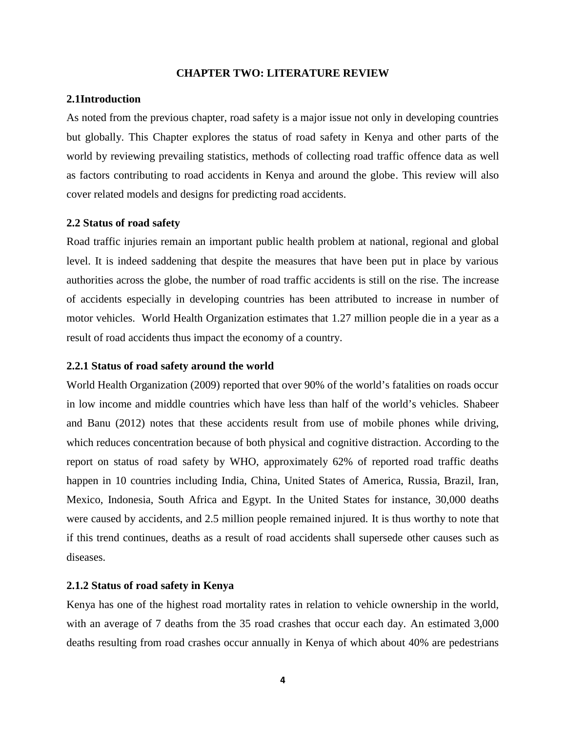# CHAPTER TWO: LITERATURE REVIEW

## 2.1Introduction

As noted from the previous chapter, road safety is a major issue not only in developing countries but globally. This Chapter explores the status of road safety in Kenya and other parts of the world by reviewing prevailing statistics, methods of collecting road traffic offence data as well as factors contributing to road accidents in Kenya and around the globe. This review will also cover related models and designs for predicting road accidents.

## 2.2 Status of road safety

Road traffic injuries remain an important public health problem at national, regional and global level. It is indeed saddening that despite the measures that have been put in place by various authorities across the globe, the number of road traffic accidents is still on the rise. The increase of accidents especially in developing countries has been attributed to increase in number of motor vehicles. World Health Organization estimates that 1.27 million people die in a year as a result of road accidents thus impact the economy of a country.

### 2.2.1 Status of road safety around the world

World Health Organization (2009) reported that over 90% of the world's fatalities on roads occur in low income and middle countries which have less than half of the world's vehicles. Shabeer and Banu (2012) notes that these accidents result from use of mobile phones while driving, which reduces concentration because of both physical and cognitive distraction. According to the report on status of road safety by WHO, approximately 62% of reported road traffic deaths happen in 10 countries including India, China, United States of America, Russia, Brazil, Iran, Mexico, Indonesia, South Africa and Egypt. In the United States for instance, 30,000 deaths were caused by accidents, and 2.5 million people remained injured. It is thus worthy to note that if this trend continues, deaths as a result of road accidents shall supersede other causes such as diseases.

### 2.1.2 Status of road safety in Kenya

Kenya has one of the highest road mortality rates in relation to vehicle ownership in the world, with an average of 7 deaths from the 35 road crashes that occur each day. An estimated 3,000 deaths resulting from road crashes occur annually in Kenya of which about 40% are pedestrians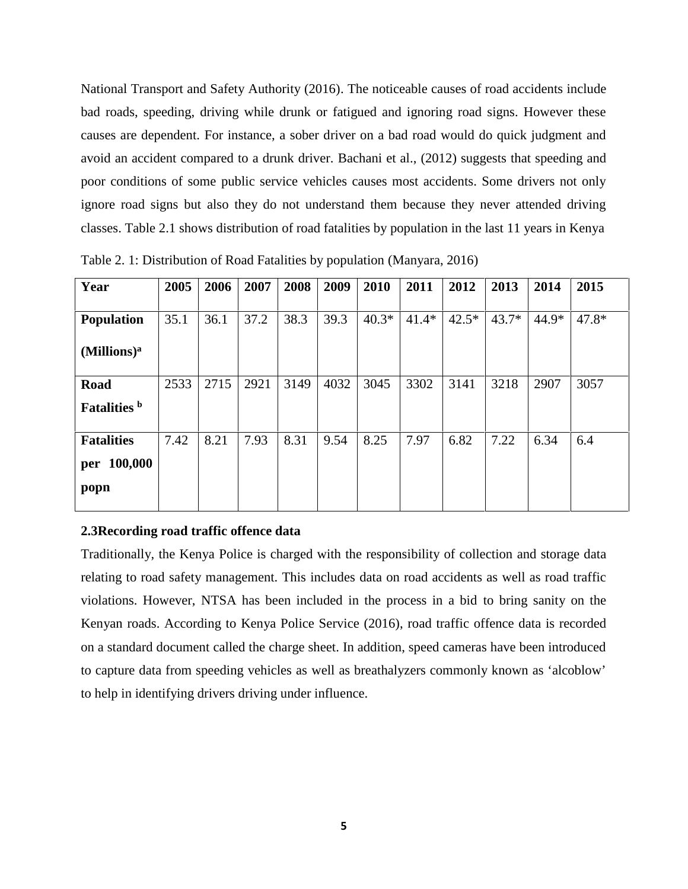National Transport and Safety Authority (2016). The noticeable causes of road accidents include bad roads, speeding, driving while drunk or fatigued and ignoring road signs. However these causes are dependent. For instance, a sober driver on a bad road would do quick judgment and avoid an accident compared to a drunk driver. Bachani et al., (2012) suggests that speeding and poor conditions of some public service vehicles causes most accidents. Some drivers not only ignore road signs but also they do not understand them because they never attended driving classes. Table 2.1 shows distribution of road fatalities by population in the last 11 years in Kenya

Table 2. 1: Distribution of Road Fatalities by population (Manyara, 2016)

| **Year** | **2005** | **2006** | **2007** | **2008** | **2009** | **2010** | **2011** | **2012** | **2013** | **2014** | **2015** |
|---|---|---|---|---|---|---|---|---|---|---|---|
| **Population (Millions)[a]** | 35.1 | 36.1 | 37.2 | 38.3 | 39.3 | 40.3* | 41.4* | 42.5* | 43.7* | 44.9* | 47.8* |
| **Road Fatalities [b]** | 2533 | 2715 | 2921 | 3149 | 4032 | 3045 | 3302 | 3141 | 3218 | 2907 | 3057 |
| **Fatalities per 100,000 popn** | 7.42 | 8.21 | 7.93 | 8.31 | 9.54 | 8.25 | 7.97 | 6.82 | 7.22 | 6.34 | 6.4 |

### 2.3Recording road traffic offence data

Traditionally, the Kenya Police is charged with the responsibility of collection and storage data relating to road safety management. This includes data on road accidents as well as road traffic violations. However, NTSA has been included in the process in a bid to bring sanity on the Kenyan roads. According to Kenya Police Service (2016), road traffic offence data is recorded on a standard document called the charge sheet. In addition, speed cameras have been introduced to capture data from speeding vehicles as well as breathalyzers commonly known as 'alcoblow' to help in identifying drivers driving under influence.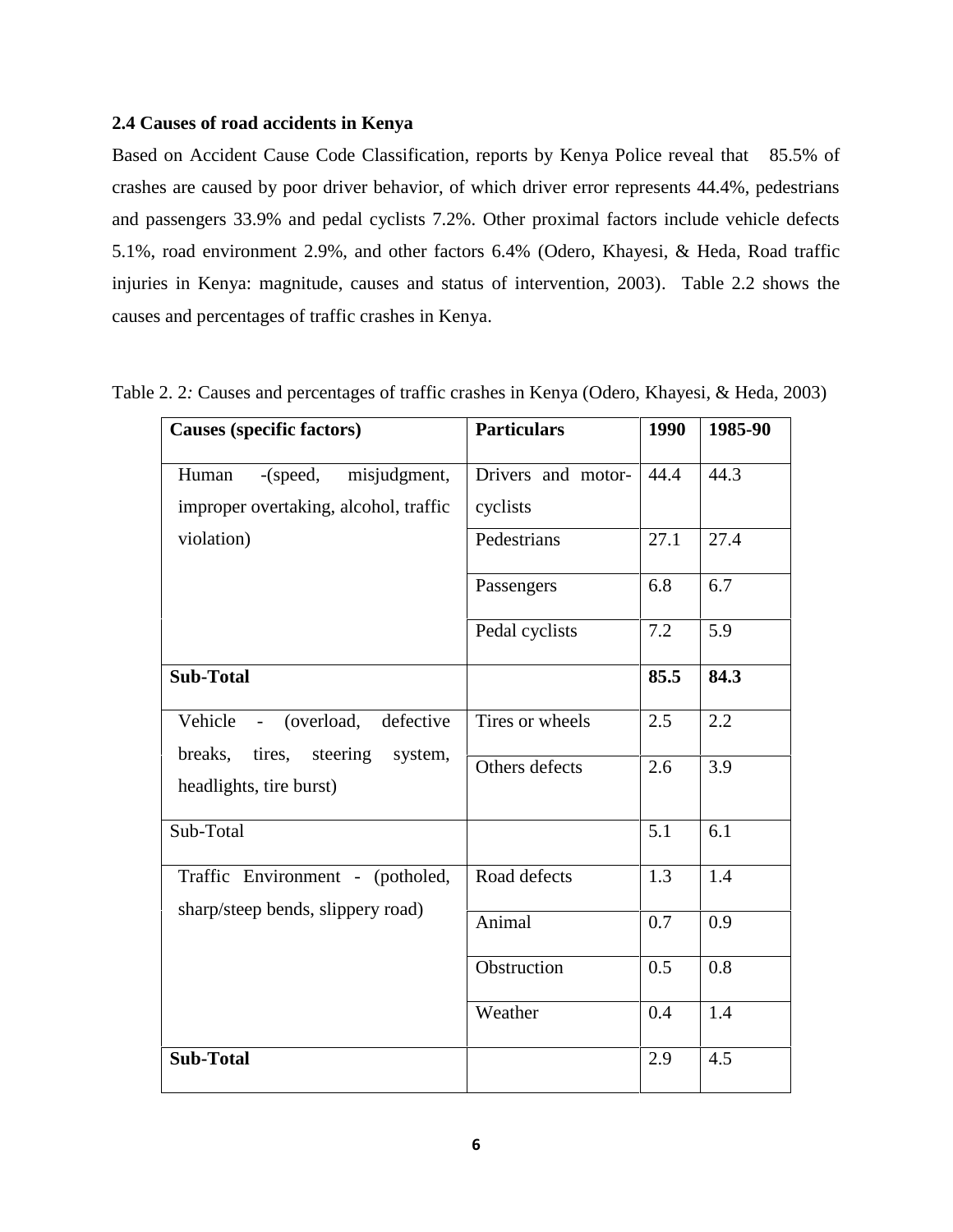### 2.4 Causes of road accidents in Kenya

Based on Accident Cause Code Classification, reports by Kenya Police reveal that 85.5% of crashes are caused by poor driver behavior, of which driver error represents 44.4%, pedestrians and passengers 33.9% and pedal cyclists 7.2%. Other proximal factors include vehicle defects 5.1%, road environment 2.9%, and other factors 6.4% (Odero, Khayesi, & Heda, Road traffic injuries in Kenya: magnitude, causes and status of intervention, 2003). Table 2.2 shows the causes and percentages of traffic crashes in Kenya.

Table 2. 2*:* Causes and percentages of traffic crashes in Kenya (Odero, Khayesi, & Heda, 2003)

| **Causes (specific factors)** | **Particulars** | **1990** | **1985-90** |
|---|---|---|---|
| Human -(speed, misjudgment, improper overtaking, alcohol, traffic violation) | Drivers and motor-cyclists | 44.4 | 44.3 |
| | Pedestrians | 27.1 | 27.4 |
| | Passengers | 6.8 | 6.7 |
| | Pedal cyclists | 7.2 | 5.9 |
| **Sub-Total** | | **85.5** | **84.3** |
| Vehicle - (overload, defective breaks, tires, steering system, headlights, tire burst) | Tires or wheels | 2.5 | 2.2 |
| | Others defects | 2.6 | 3.9 |
| Sub-Total | | 5.1 | 6.1 |
| Traffic Environment - (potholed, sharp/steep bends, slippery road) | Road defects | 1.3 | 1.4 |
| | Animal | 0.7 | 0.9 |
| | Obstruction | 0.5 | 0.8 |
| | Weather | 0.4 | 1.4 |
| **Sub-Total** | | 2.9 | 4.5 |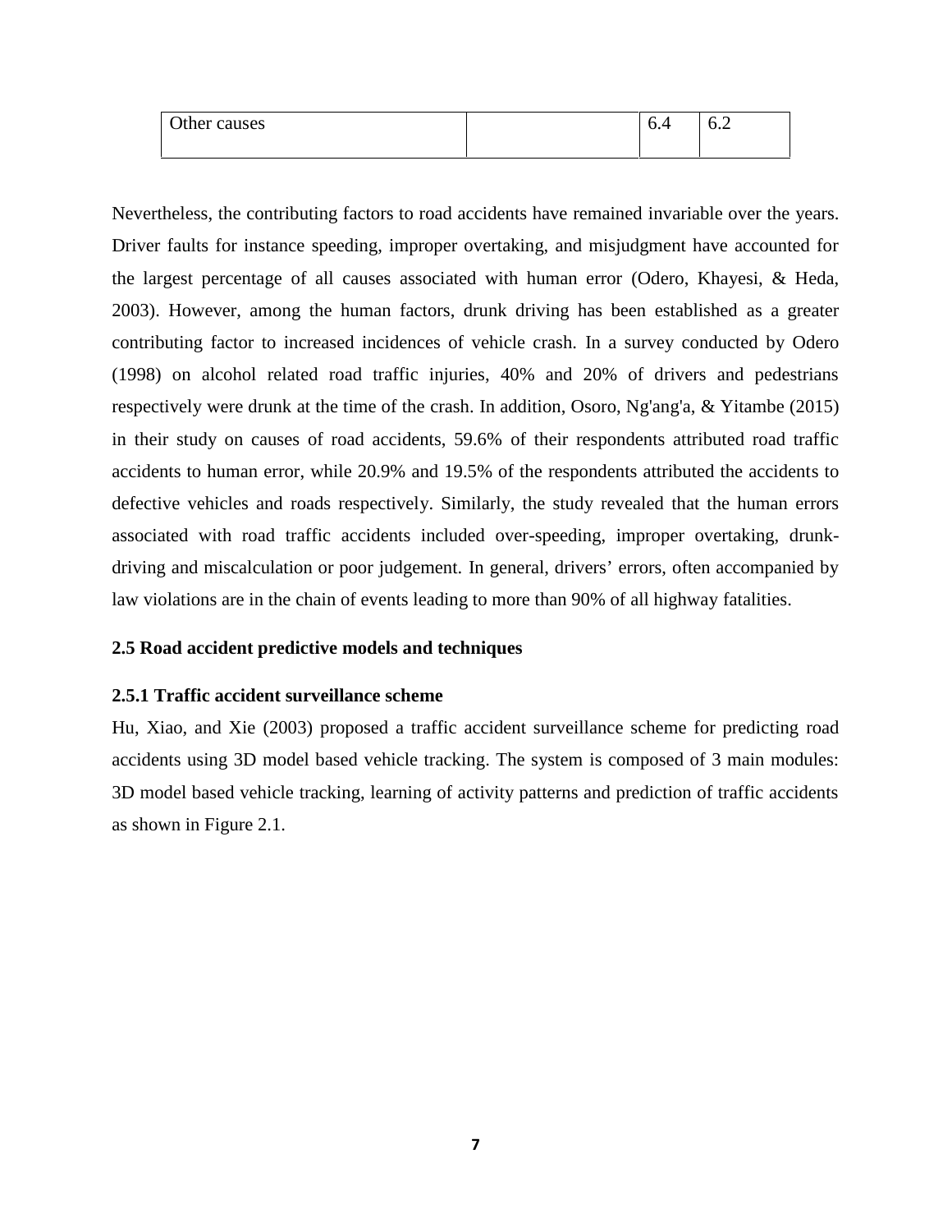| | | | |
|---|---|---|---|
| Other causes | | 6.4 | 6.2 |

Nevertheless, the contributing factors to road accidents have remained invariable over the years. Driver faults for instance speeding, improper overtaking, and misjudgment have accounted for the largest percentage of all causes associated with human error (Odero, Khayesi, & Heda, 2003). However, among the human factors, drunk driving has been established as a greater contributing factor to increased incidences of vehicle crash. In a survey conducted by Odero (1998) on alcohol related road traffic injuries, 40% and 20% of drivers and pedestrians respectively were drunk at the time of the crash. In addition, Osoro, Ng'ang'a, & Yitambe (2015) in their study on causes of road accidents, 59.6% of their respondents attributed road traffic accidents to human error, while 20.9% and 19.5% of the respondents attributed the accidents to defective vehicles and roads respectively. Similarly, the study revealed that the human errors associated with road traffic accidents included over-speeding, improper overtaking, drunk-driving and miscalculation or poor judgement. In general, drivers' errors, often accompanied by law violations are in the chain of events leading to more than 90% of all highway fatalities.

### 2.5 Road accident predictive models and techniques

#### 2.5.1 Traffic accident surveillance scheme

Hu, Xiao, and Xie (2003) proposed a traffic accident surveillance scheme for predicting road accidents using 3D model based vehicle tracking. The system is composed of 3 main modules: 3D model based vehicle tracking, learning of activity patterns and prediction of traffic accidents as shown in Figure 2.1.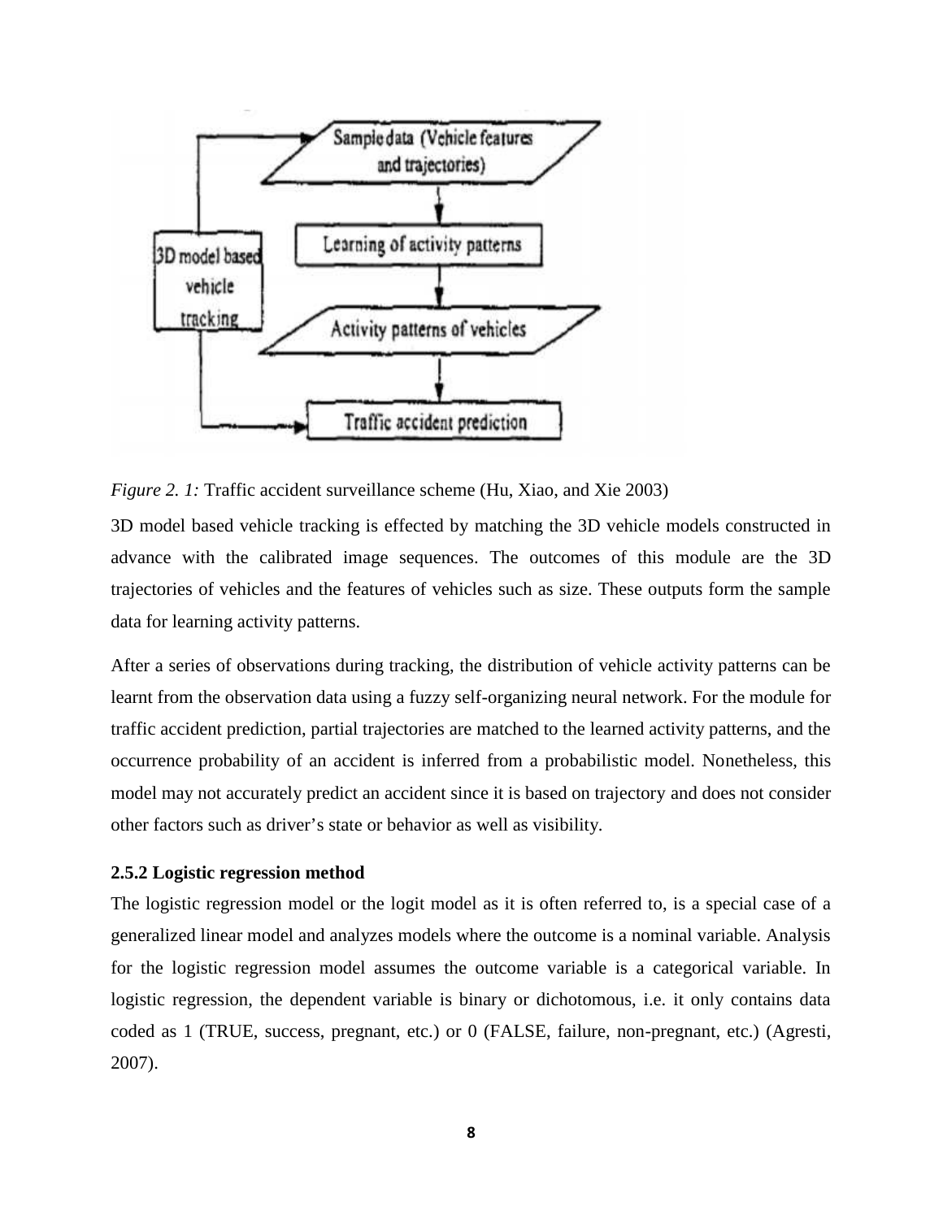Sample data (Vehicle features and trajectories)

Learning of activity patterns

3D model based vehicle tracking

Activity patterns of vehicles

Traffic accident prediction

*Figure 2. 1:* Traffic accident surveillance scheme (Hu, Xiao, and Xie 2003)

3D model based vehicle tracking is effected by matching the 3D vehicle models constructed in advance with the calibrated image sequences. The outcomes of this module are the 3D trajectories of vehicles and the features of vehicles such as size. These outputs form the sample data for learning activity patterns.

After a series of observations during tracking, the distribution of vehicle activity patterns can be learnt from the observation data using a fuzzy self-organizing neural network. For the module for traffic accident prediction, partial trajectories are matched to the learned activity patterns, and the occurrence probability of an accident is inferred from a probabilistic model. Nonetheless, this model may not accurately predict an accident since it is based on trajectory and does not consider other factors such as driver's state or behavior as well as visibility.

### 2.5.2 Logistic regression method

The logistic regression model or the logit model as it is often referred to, is a special case of a generalized linear model and analyzes models where the outcome is a nominal variable. Analysis for the logistic regression model assumes the outcome variable is a categorical variable. In logistic regression, the dependent variable is binary or dichotomous, i.e. it only contains data coded as 1 (TRUE, success, pregnant, etc.) or 0 (FALSE, failure, non-pregnant, etc.) (Agresti, 2007).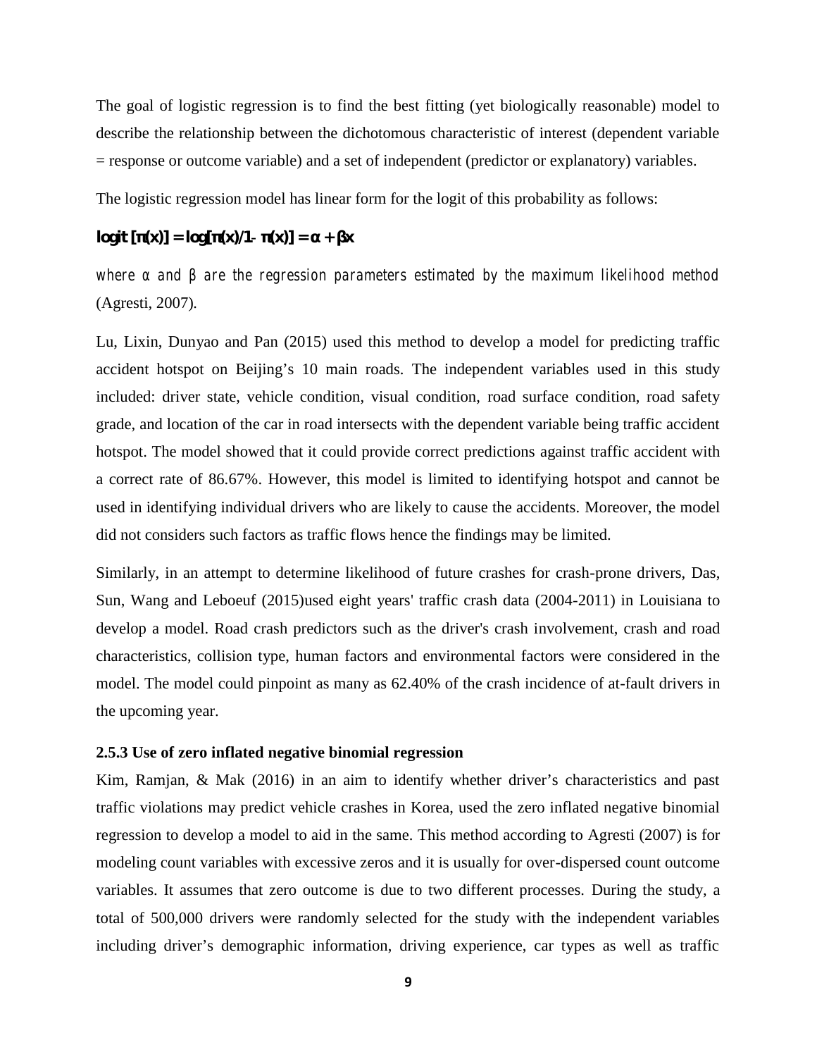The goal of logistic regression is to find the best fitting (yet biologically reasonable) model to describe the relationship between the dichotomous characteristic of interest (dependent variable = response or outcome variable) and a set of independent (predictor or explanatory) variables.

The logistic regression model has linear form for the logit of this probability as follows:

$$\text{logit}\,[\pi(x)] = \log[\pi(x)/1 - \pi(x)] = \alpha + \beta x$$

*where α and β are the regression parameters estimated by the maximum likelihood method* (Agresti, 2007).

Lu, Lixin, Dunyao and Pan (2015) used this method to develop a model for predicting traffic accident hotspot on Beijing's 10 main roads. The independent variables used in this study included: driver state, vehicle condition, visual condition, road surface condition, road safety grade, and location of the car in road intersects with the dependent variable being traffic accident hotspot. The model showed that it could provide correct predictions against traffic accident with a correct rate of 86.67%. However, this model is limited to identifying hotspot and cannot be used in identifying individual drivers who are likely to cause the accidents. Moreover, the model did not considers such factors as traffic flows hence the findings may be limited.

Similarly, in an attempt to determine likelihood of future crashes for crash-prone drivers, Das, Sun, Wang and Leboeuf (2015)used eight years' traffic crash data (2004-2011) in Louisiana to develop a model. Road crash predictors such as the driver's crash involvement, crash and road characteristics, collision type, human factors and environmental factors were considered in the model. The model could pinpoint as many as 62.40% of the crash incidence of at-fault drivers in the upcoming year.

### 2.5.3 Use of zero inflated negative binomial regression

Kim, Ramjan, & Mak (2016) in an aim to identify whether driver's characteristics and past traffic violations may predict vehicle crashes in Korea, used the zero inflated negative binomial regression to develop a model to aid in the same. This method according to Agresti (2007) is for modeling count variables with excessive zeros and it is usually for over-dispersed count outcome variables. It assumes that zero outcome is due to two different processes. During the study, a total of 500,000 drivers were randomly selected for the study with the independent variables including driver's demographic information, driving experience, car types as well as traffic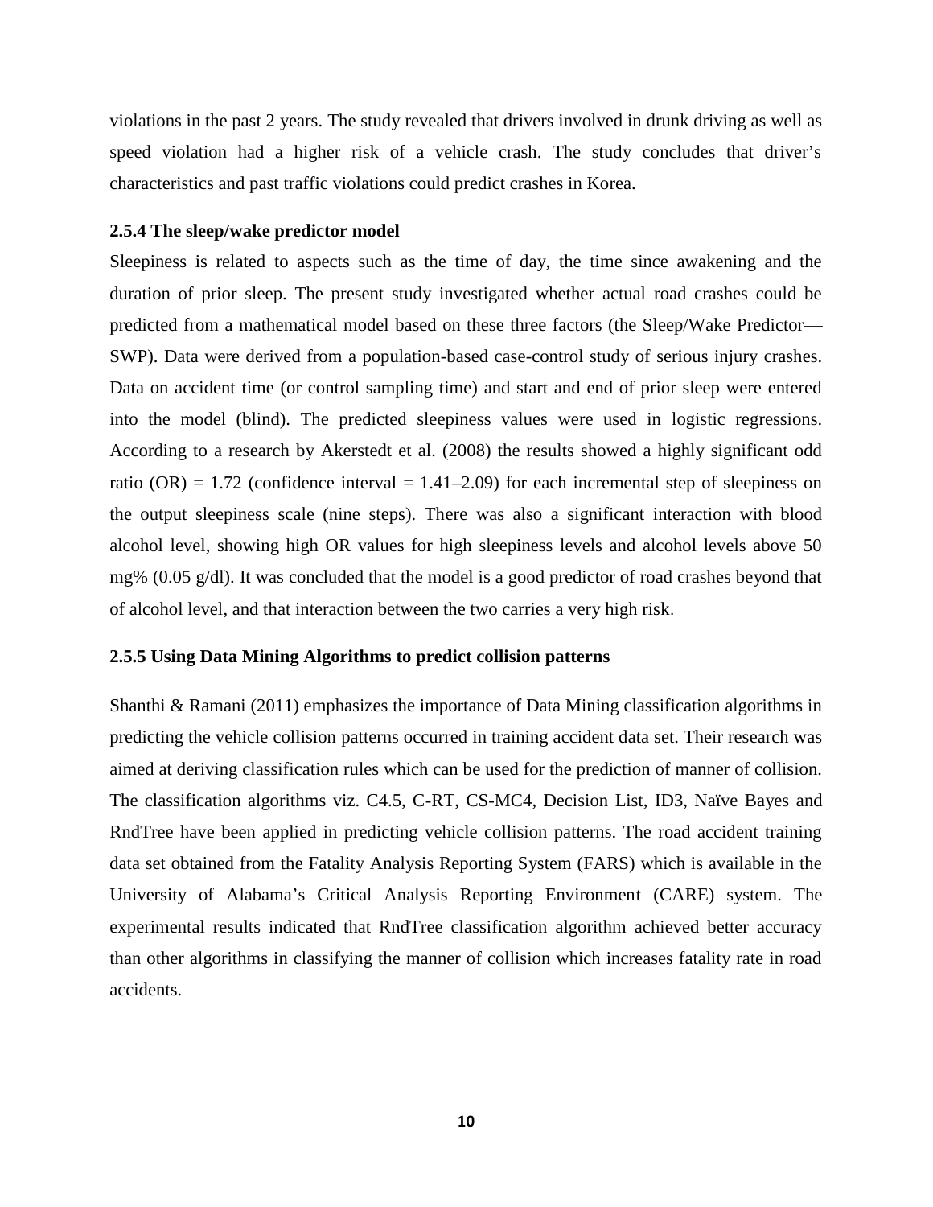violations in the past 2 years. The study revealed that drivers involved in drunk driving as well as speed violation had a higher risk of a vehicle crash. The study concludes that driver's characteristics and past traffic violations could predict crashes in Korea.

### 2.5.4 The sleep/wake predictor model

Sleepiness is related to aspects such as the time of day, the time since awakening and the duration of prior sleep. The present study investigated whether actual road crashes could be predicted from a mathematical model based on these three factors (the Sleep/Wake Predictor—SWP). Data were derived from a population-based case-control study of serious injury crashes. Data on accident time (or control sampling time) and start and end of prior sleep were entered into the model (blind). The predicted sleepiness values were used in logistic regressions. According to a research by Akerstedt et al. (2008) the results showed a highly significant odd ratio (OR) = 1.72 (confidence interval = 1.41–2.09) for each incremental step of sleepiness on the output sleepiness scale (nine steps). There was also a significant interaction with blood alcohol level, showing high OR values for high sleepiness levels and alcohol levels above 50 mg% (0.05 g/dl). It was concluded that the model is a good predictor of road crashes beyond that of alcohol level, and that interaction between the two carries a very high risk.

### 2.5.5 Using Data Mining Algorithms to predict collision patterns

Shanthi & Ramani (2011) emphasizes the importance of Data Mining classification algorithms in predicting the vehicle collision patterns occurred in training accident data set. Their research was aimed at deriving classification rules which can be used for the prediction of manner of collision. The classification algorithms viz. C4.5, C-RT, CS-MC4, Decision List, ID3, Naïve Bayes and RndTree have been applied in predicting vehicle collision patterns. The road accident training data set obtained from the Fatality Analysis Reporting System (FARS) which is available in the University of Alabama's Critical Analysis Reporting Environment (CARE) system. The experimental results indicated that RndTree classification algorithm achieved better accuracy than other algorithms in classifying the manner of collision which increases fatality rate in road accidents.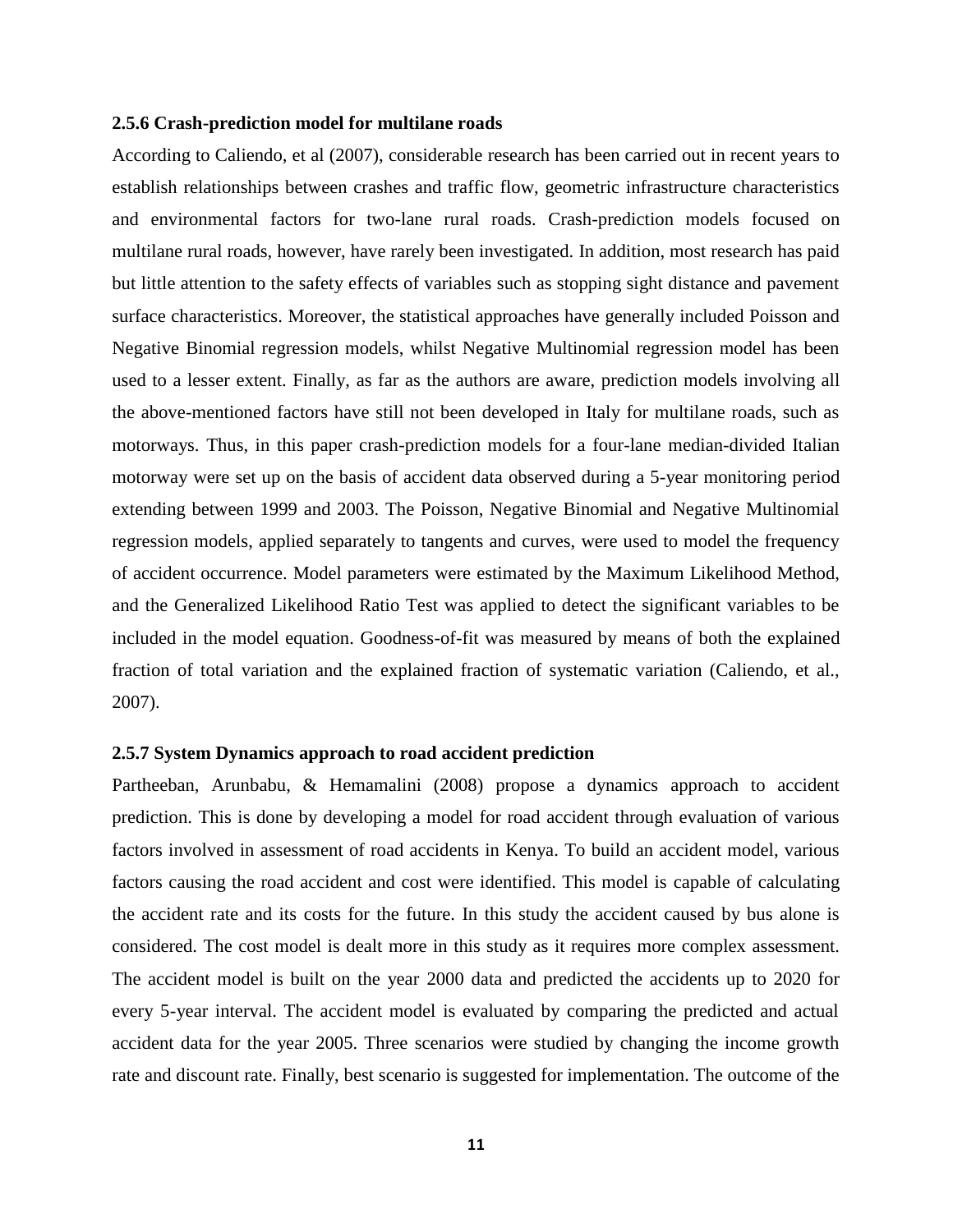### 2.5.6 Crash-prediction model for multilane roads

According to Caliendo, et al (2007), considerable research has been carried out in recent years to establish relationships between crashes and traffic flow, geometric infrastructure characteristics and environmental factors for two-lane rural roads. Crash-prediction models focused on multilane rural roads, however, have rarely been investigated. In addition, most research has paid but little attention to the safety effects of variables such as stopping sight distance and pavement surface characteristics. Moreover, the statistical approaches have generally included Poisson and Negative Binomial regression models, whilst Negative Multinomial regression model has been used to a lesser extent. Finally, as far as the authors are aware, prediction models involving all the above-mentioned factors have still not been developed in Italy for multilane roads, such as motorways. Thus, in this paper crash-prediction models for a four-lane median-divided Italian motorway were set up on the basis of accident data observed during a 5-year monitoring period extending between 1999 and 2003. The Poisson, Negative Binomial and Negative Multinomial regression models, applied separately to tangents and curves, were used to model the frequency of accident occurrence. Model parameters were estimated by the Maximum Likelihood Method, and the Generalized Likelihood Ratio Test was applied to detect the significant variables to be included in the model equation. Goodness-of-fit was measured by means of both the explained fraction of total variation and the explained fraction of systematic variation (Caliendo, et al., 2007).

### 2.5.7 System Dynamics approach to road accident prediction

Partheeban, Arunbabu, & Hemamalini (2008) propose a dynamics approach to accident prediction. This is done by developing a model for road accident through evaluation of various factors involved in assessment of road accidents in Kenya. To build an accident model, various factors causing the road accident and cost were identified. This model is capable of calculating the accident rate and its costs for the future. In this study the accident caused by bus alone is considered. The cost model is dealt more in this study as it requires more complex assessment. The accident model is built on the year 2000 data and predicted the accidents up to 2020 for every 5-year interval. The accident model is evaluated by comparing the predicted and actual accident data for the year 2005. Three scenarios were studied by changing the income growth rate and discount rate. Finally, best scenario is suggested for implementation. The outcome of the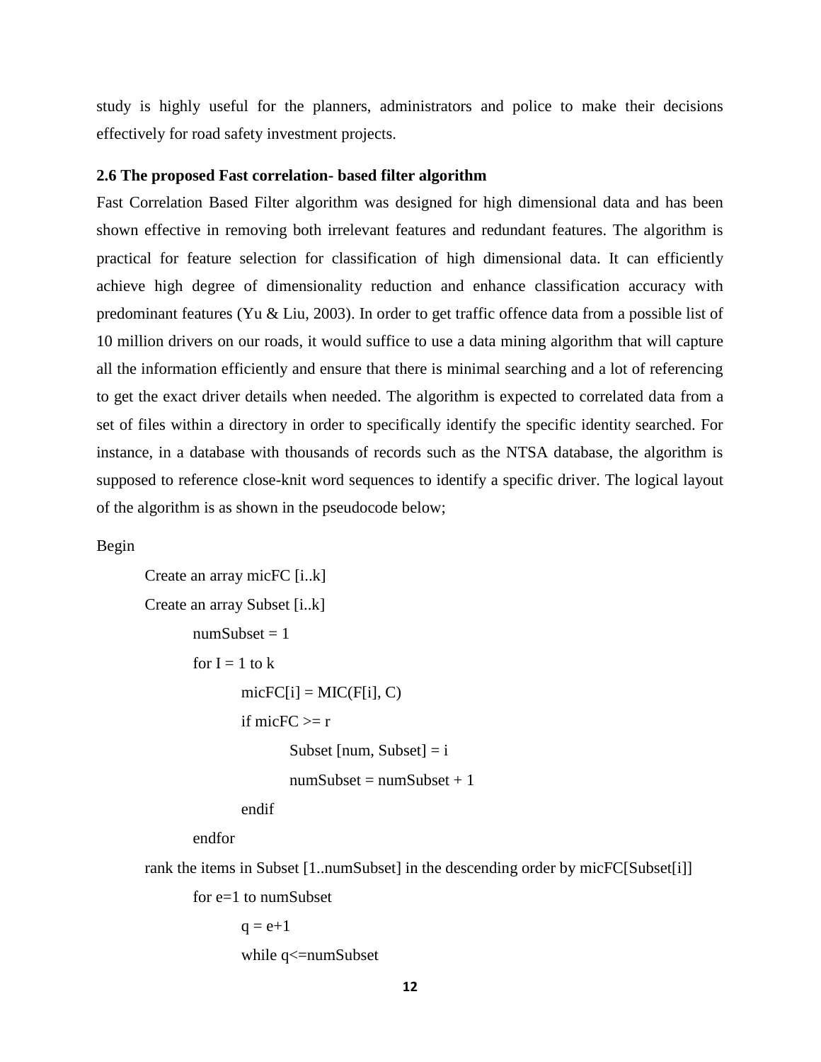study is highly useful for the planners, administrators and police to make their decisions effectively for road safety investment projects.

### 2.6 The proposed Fast correlation- based filter algorithm

Fast Correlation Based Filter algorithm was designed for high dimensional data and has been shown effective in removing both irrelevant features and redundant features. The algorithm is practical for feature selection for classification of high dimensional data. It can efficiently achieve high degree of dimensionality reduction and enhance classification accuracy with predominant features (Yu & Liu, 2003). In order to get traffic offence data from a possible list of 10 million drivers on our roads, it would suffice to use a data mining algorithm that will capture all the information efficiently and ensure that there is minimal searching and a lot of referencing to get the exact driver details when needed. The algorithm is expected to correlated data from a set of files within a directory in order to specifically identify the specific identity searched. For instance, in a database with thousands of records such as the NTSA database, the algorithm is supposed to reference close-knit word sequences to identify a specific driver. The logical layout of the algorithm is as shown in the pseudocode below;

```
Begin
    Create an array micFC [i..k]
    Create an array Subset [i..k]
        numSubset = 1
        for I = 1 to k
            micFC[i] = MIC(F[i], C)
            if micFC >= r
                Subset [num, Subset] = i
                numSubset = numSubset + 1
            endif
        endfor
    rank the items in Subset [1..numSubset] in the descending order by micFC[Subset[i]]
        for e=1 to numSubset
            q = e+1
            while q<=numSubset
```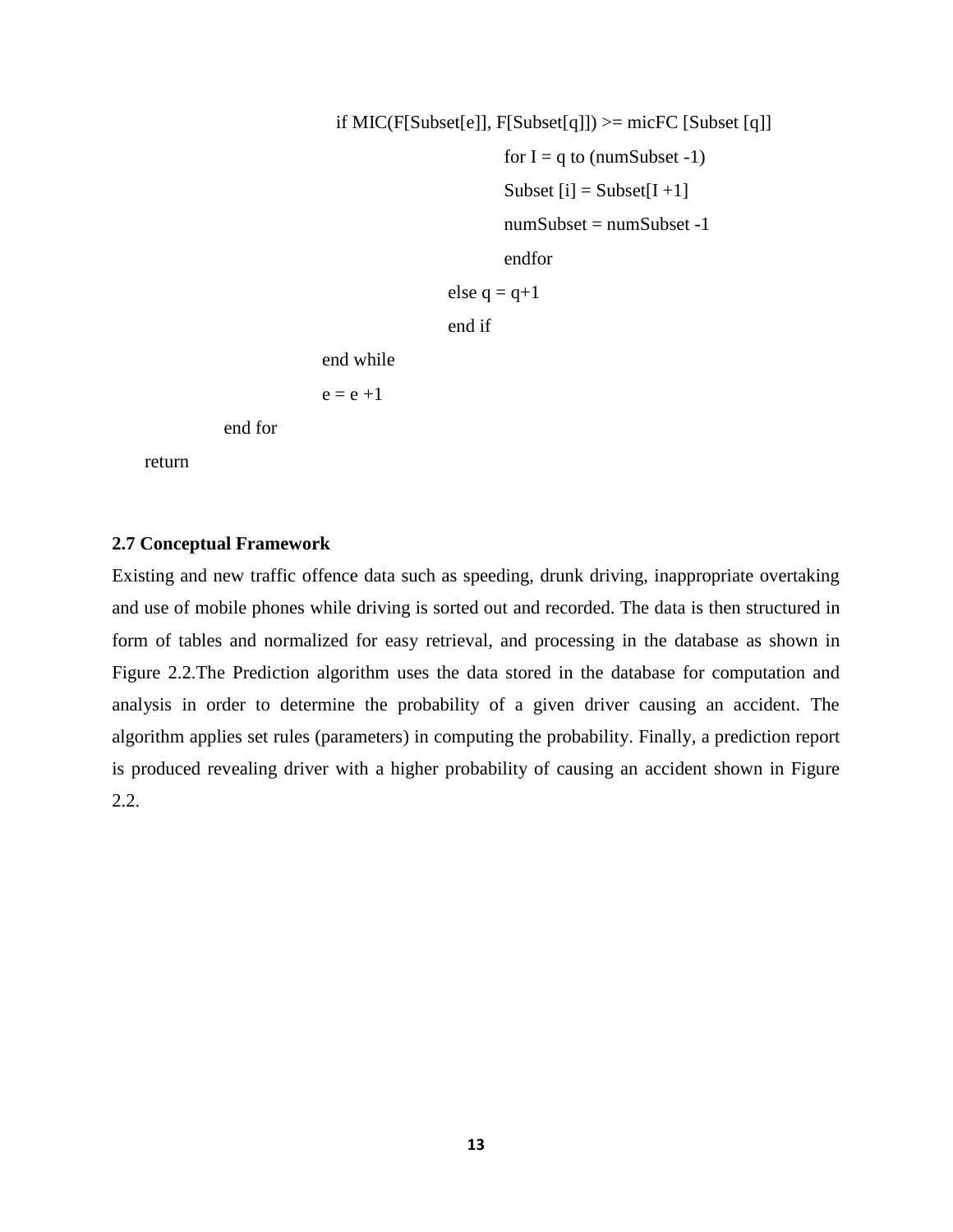```
                    if MIC(F[Subset[e]], F[Subset[q]]) >= micFC [Subset [q]]
                                for I = q to (numSubset -1)
                                Subset [i] = Subset[I +1]
                                numSubset = numSubset -1
                                endfor
                          else q = q+1
                          end if
                end while
                e = e +1
         end for
    return
```

## 2.7 Conceptual Framework

Existing and new traffic offence data such as speeding, drunk driving, inappropriate overtaking and use of mobile phones while driving is sorted out and recorded. The data is then structured in form of tables and normalized for easy retrieval, and processing in the database as shown in Figure 2.2.The Prediction algorithm uses the data stored in the database for computation and analysis in order to determine the probability of a given driver causing an accident. The algorithm applies set rules (parameters) in computing the probability. Finally, a prediction report is produced revealing driver with a higher probability of causing an accident shown in Figure 2.2.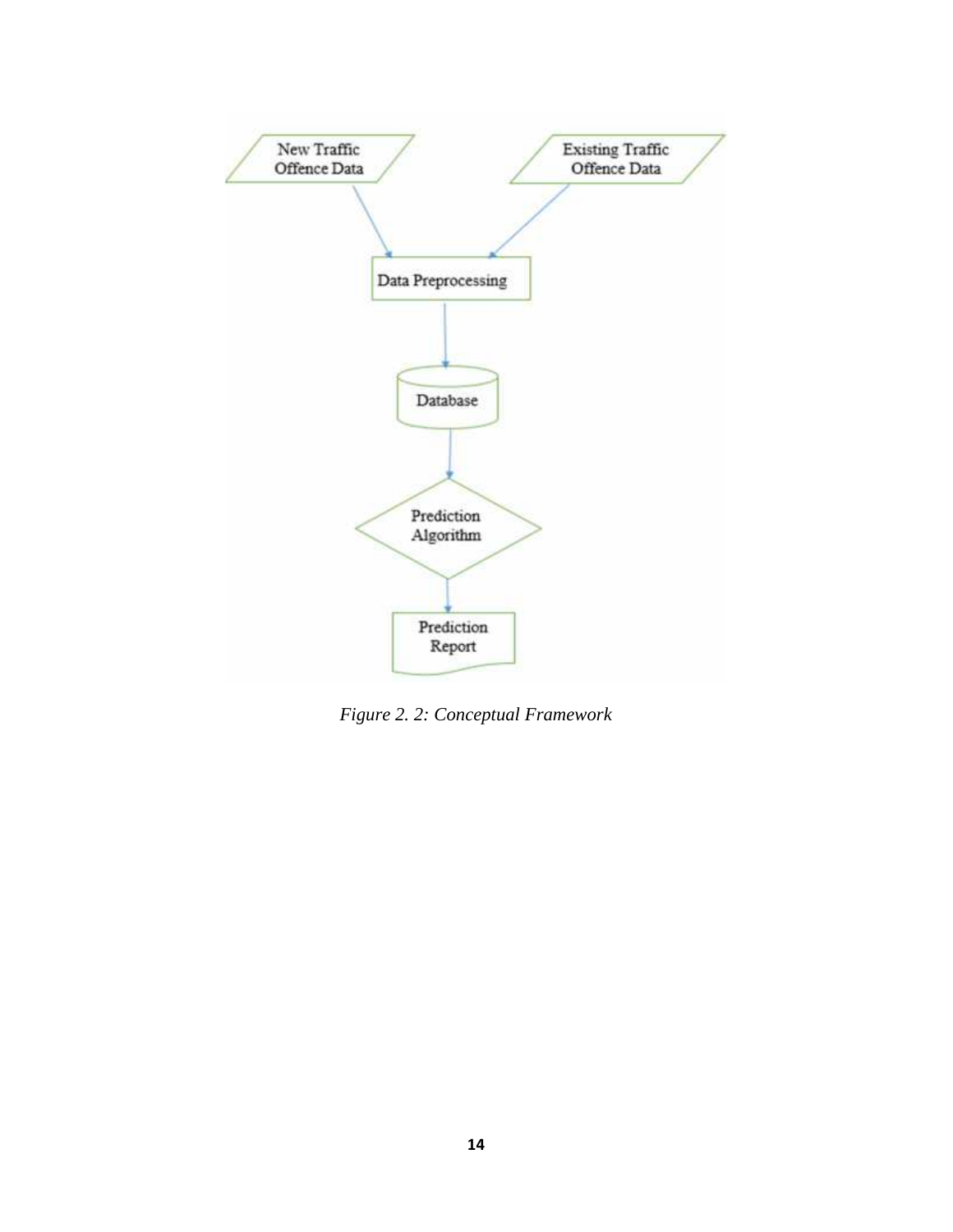New Traffic Offence Data

Existing Traffic Offence Data

Data Preprocessing

Database

Prediction Algorithm

Prediction Report

*Figure 2. 2: Conceptual Framework*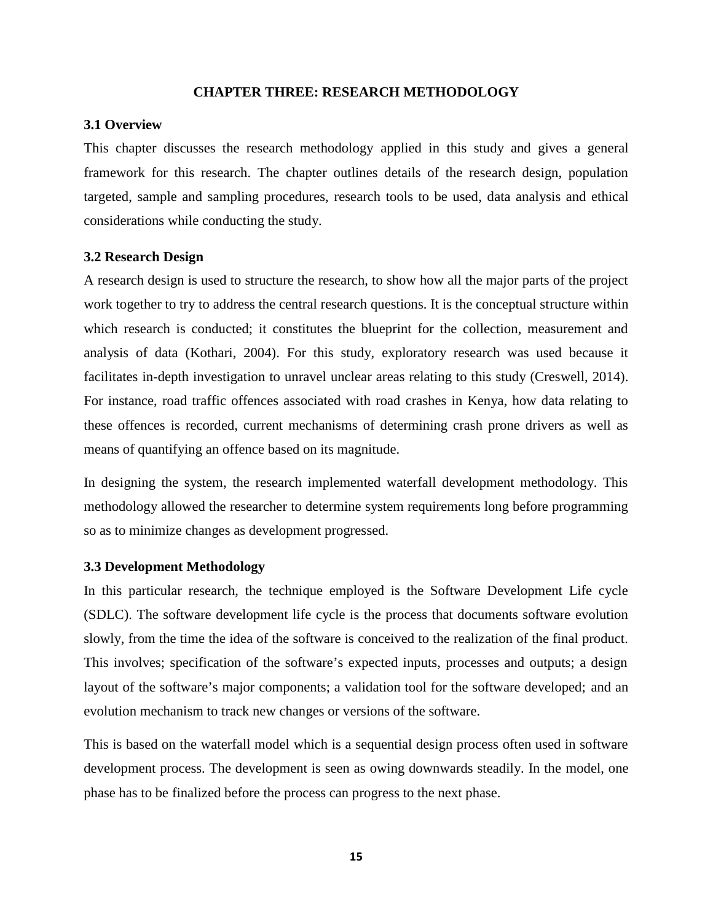# CHAPTER THREE: RESEARCH METHODOLOGY

## 3.1 Overview

This chapter discusses the research methodology applied in this study and gives a general framework for this research. The chapter outlines details of the research design, population targeted, sample and sampling procedures, research tools to be used, data analysis and ethical considerations while conducting the study.

## 3.2 Research Design

A research design is used to structure the research, to show how all the major parts of the project work together to try to address the central research questions. It is the conceptual structure within which research is conducted; it constitutes the blueprint for the collection, measurement and analysis of data (Kothari, 2004). For this study, exploratory research was used because it facilitates in-depth investigation to unravel unclear areas relating to this study (Creswell, 2014). For instance, road traffic offences associated with road crashes in Kenya, how data relating to these offences is recorded, current mechanisms of determining crash prone drivers as well as means of quantifying an offence based on its magnitude.

In designing the system, the research implemented waterfall development methodology. This methodology allowed the researcher to determine system requirements long before programming so as to minimize changes as development progressed.

## 3.3 Development Methodology

In this particular research, the technique employed is the Software Development Life cycle (SDLC). The software development life cycle is the process that documents software evolution slowly, from the time the idea of the software is conceived to the realization of the final product. This involves; specification of the software's expected inputs, processes and outputs; a design layout of the software's major components; a validation tool for the software developed; and an evolution mechanism to track new changes or versions of the software.

This is based on the waterfall model which is a sequential design process often used in software development process. The development is seen as owing downwards steadily. In the model, one phase has to be finalized before the process can progress to the next phase.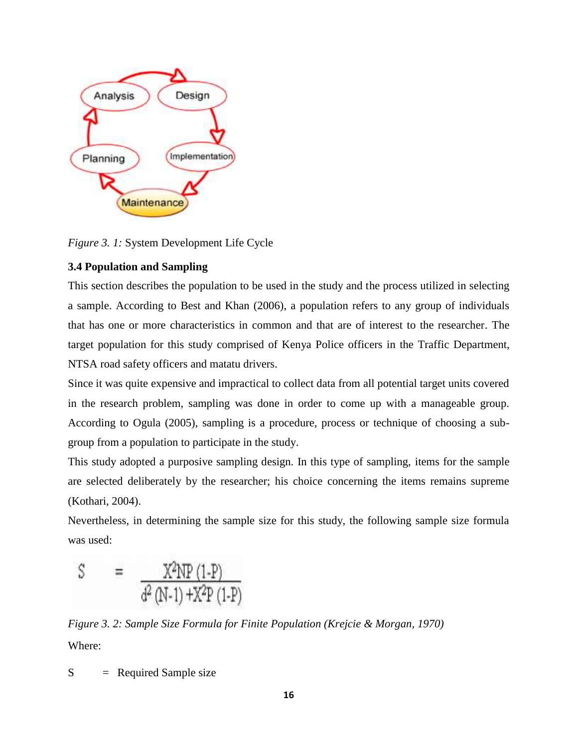Analysis
Design
Implementation
Maintenance
Planning

*Figure 3. 1:* System Development Life Cycle

**3.4 Population and Sampling**

This section describes the population to be used in the study and the process utilized in selecting a sample. According to Best and Khan (2006), a population refers to any group of individuals that has one or more characteristics in common and that are of interest to the researcher. The target population for this study comprised of Kenya Police officers in the Traffic Department, NTSA road safety officers and matatu drivers.

Since it was quite expensive and impractical to collect data from all potential target units covered in the research problem, sampling was done in order to come up with a manageable group. According to Ogula (2005), sampling is a procedure, process or technique of choosing a sub-group from a population to participate in the study.

This study adopted a purposive sampling design. In this type of sampling, items for the sample are selected deliberately by the researcher; his choice concerning the items remains supreme (Kothari, 2004).

Nevertheless, in determining the sample size for this study, the following sample size formula was used:

$$S = \frac{X^2NP(1-P)}{d^2(N-1) + X^2P(1-P)}$$

*Figure 3. 2: Sample Size Formula for Finite Population (Krejcie & Morgan, 1970)*

Where:

S = Required Sample size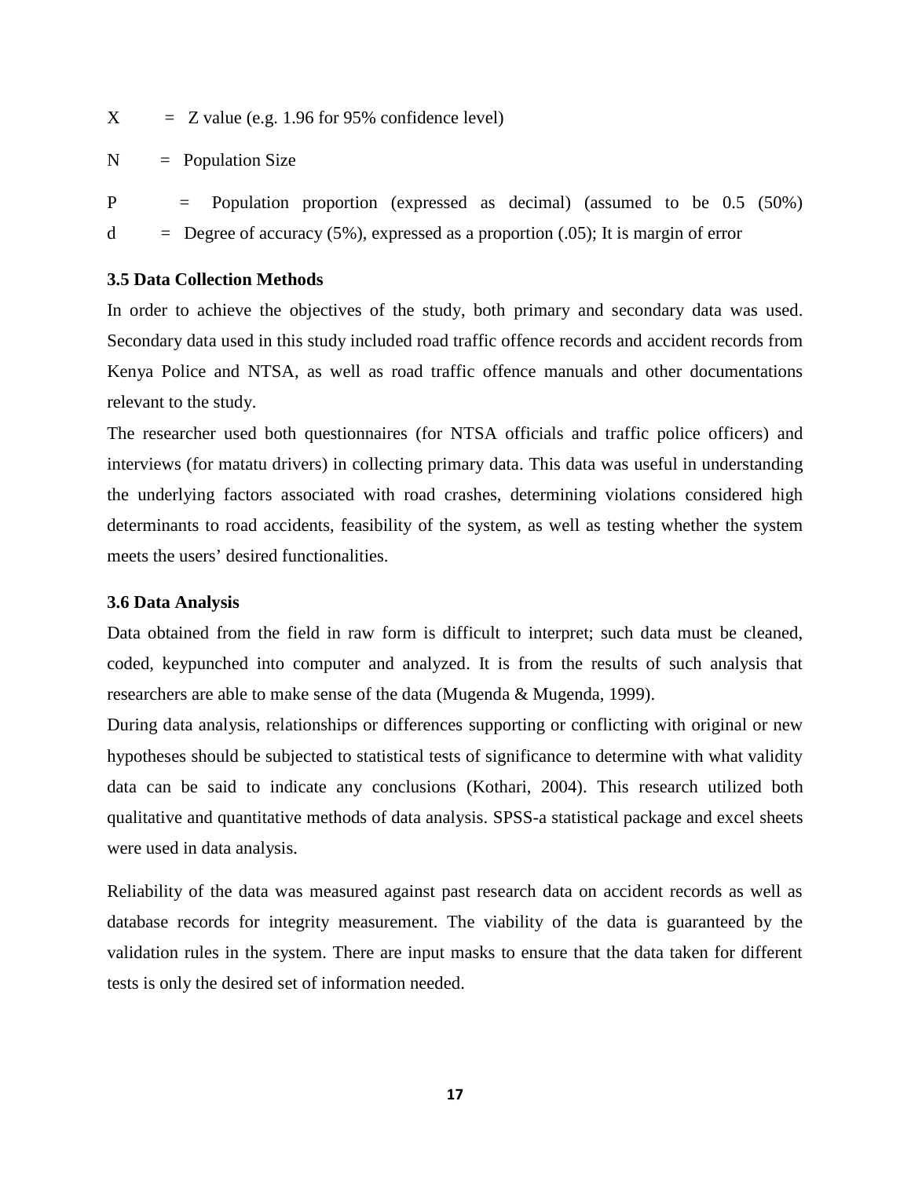X = Z value (e.g. 1.96 for 95% confidence level)

N = Population Size

P = Population proportion (expressed as decimal) (assumed to be 0.5 (50%)

d = Degree of accuracy (5%), expressed as a proportion (.05); It is margin of error

### 3.5 Data Collection Methods

In order to achieve the objectives of the study, both primary and secondary data was used. Secondary data used in this study included road traffic offence records and accident records from Kenya Police and NTSA, as well as road traffic offence manuals and other documentations relevant to the study.

The researcher used both questionnaires (for NTSA officials and traffic police officers) and interviews (for matatu drivers) in collecting primary data. This data was useful in understanding the underlying factors associated with road crashes, determining violations considered high determinants to road accidents, feasibility of the system, as well as testing whether the system meets the users' desired functionalities.

### 3.6 Data Analysis

Data obtained from the field in raw form is difficult to interpret; such data must be cleaned, coded, keypunched into computer and analyzed. It is from the results of such analysis that researchers are able to make sense of the data (Mugenda & Mugenda, 1999).

During data analysis, relationships or differences supporting or conflicting with original or new hypotheses should be subjected to statistical tests of significance to determine with what validity data can be said to indicate any conclusions (Kothari, 2004). This research utilized both qualitative and quantitative methods of data analysis. SPSS-a statistical package and excel sheets were used in data analysis.

Reliability of the data was measured against past research data on accident records as well as database records for integrity measurement. The viability of the data is guaranteed by the validation rules in the system. There are input masks to ensure that the data taken for different tests is only the desired set of information needed.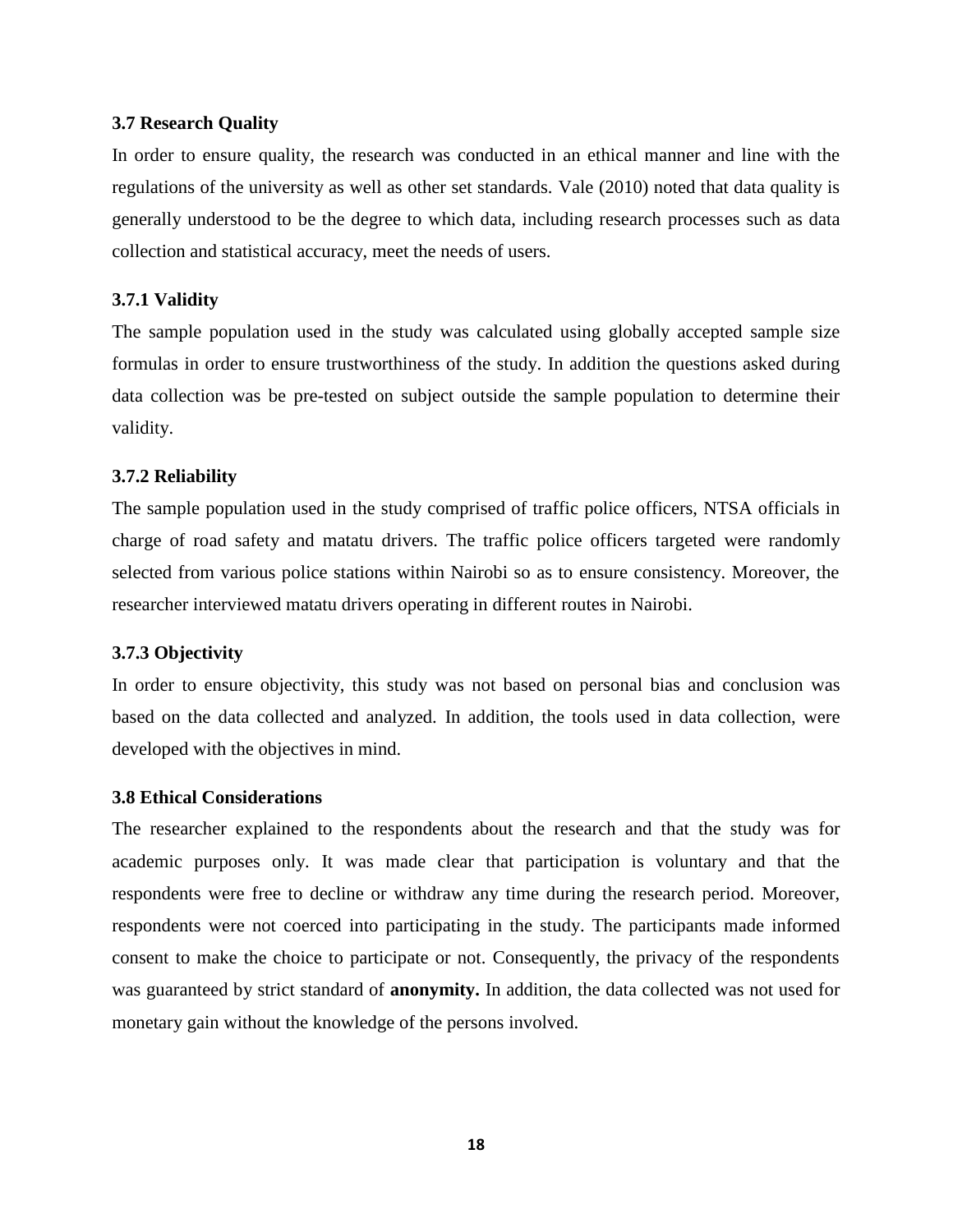### 3.7 Research Quality

In order to ensure quality, the research was conducted in an ethical manner and line with the regulations of the university as well as other set standards. Vale (2010) noted that data quality is generally understood to be the degree to which data, including research processes such as data collection and statistical accuracy, meet the needs of users.

#### 3.7.1 Validity

The sample population used in the study was calculated using globally accepted sample size formulas in order to ensure trustworthiness of the study. In addition the questions asked during data collection was be pre-tested on subject outside the sample population to determine their validity.

#### 3.7.2 Reliability

The sample population used in the study comprised of traffic police officers, NTSA officials in charge of road safety and matatu drivers. The traffic police officers targeted were randomly selected from various police stations within Nairobi so as to ensure consistency. Moreover, the researcher interviewed matatu drivers operating in different routes in Nairobi.

#### 3.7.3 Objectivity

In order to ensure objectivity, this study was not based on personal bias and conclusion was based on the data collected and analyzed. In addition, the tools used in data collection, were developed with the objectives in mind.

### 3.8 Ethical Considerations

The researcher explained to the respondents about the research and that the study was for academic purposes only. It was made clear that participation is voluntary and that the respondents were free to decline or withdraw any time during the research period. Moreover, respondents were not coerced into participating in the study. The participants made informed consent to make the choice to participate or not. Consequently, the privacy of the respondents was guaranteed by strict standard of **anonymity.** In addition, the data collected was not used for monetary gain without the knowledge of the persons involved.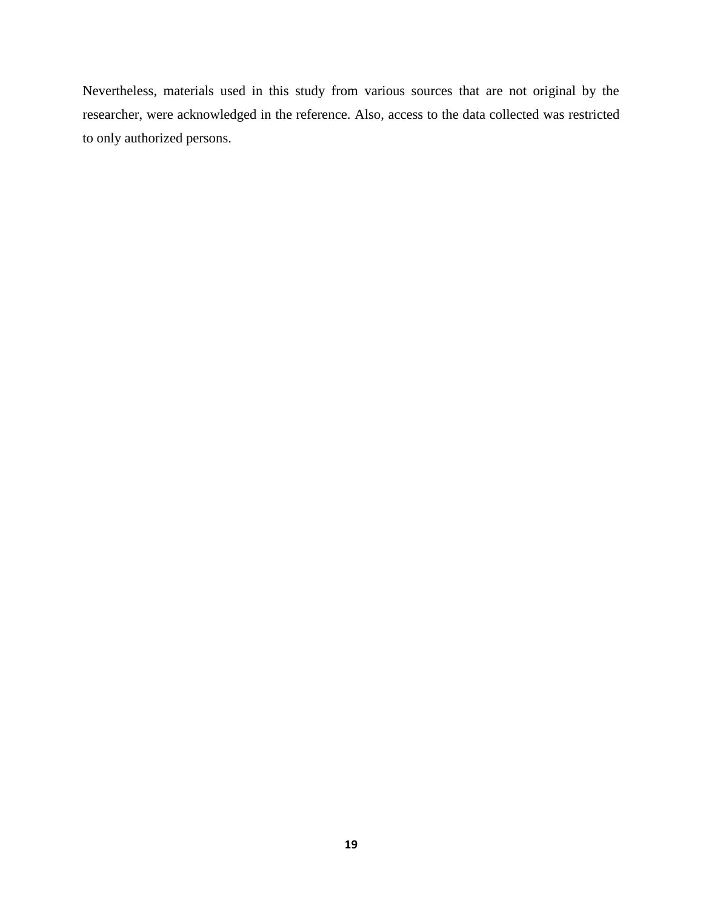Nevertheless, materials used in this study from various sources that are not original by the researcher, were acknowledged in the reference. Also, access to the data collected was restricted to only authorized persons.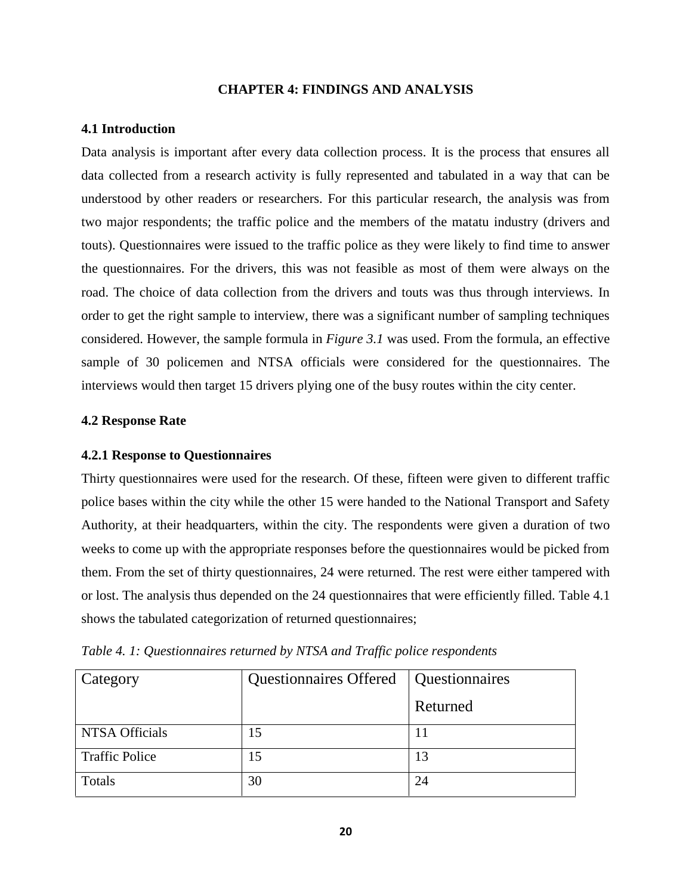# CHAPTER 4: FINDINGS AND ANALYSIS

## 4.1 Introduction

Data analysis is important after every data collection process. It is the process that ensures all data collected from a research activity is fully represented and tabulated in a way that can be understood by other readers or researchers. For this particular research, the analysis was from two major respondents; the traffic police and the members of the matatu industry (drivers and touts). Questionnaires were issued to the traffic police as they were likely to find time to answer the questionnaires. For the drivers, this was not feasible as most of them were always on the road. The choice of data collection from the drivers and touts was thus through interviews. In order to get the right sample to interview, there was a significant number of sampling techniques considered. However, the sample formula in *Figure 3.1* was used. From the formula, an effective sample of 30 policemen and NTSA officials were considered for the questionnaires. The interviews would then target 15 drivers plying one of the busy routes within the city center.

## 4.2 Response Rate

### 4.2.1 Response to Questionnaires

Thirty questionnaires were used for the research. Of these, fifteen were given to different traffic police bases within the city while the other 15 were handed to the National Transport and Safety Authority, at their headquarters, within the city. The respondents were given a duration of two weeks to come up with the appropriate responses before the questionnaires would be picked from them. From the set of thirty questionnaires, 24 were returned. The rest were either tampered with or lost. The analysis thus depended on the 24 questionnaires that were efficiently filled. Table 4.1 shows the tabulated categorization of returned questionnaires;

*Table 4. 1: Questionnaires returned by NTSA and Traffic police respondents*

| Category | Questionnaires Offered | Questionnaires Returned |
|---|---|---|
| NTSA Officials | 15 | 11 |
| Traffic Police | 15 | 13 |
| Totals | 30 | 24 |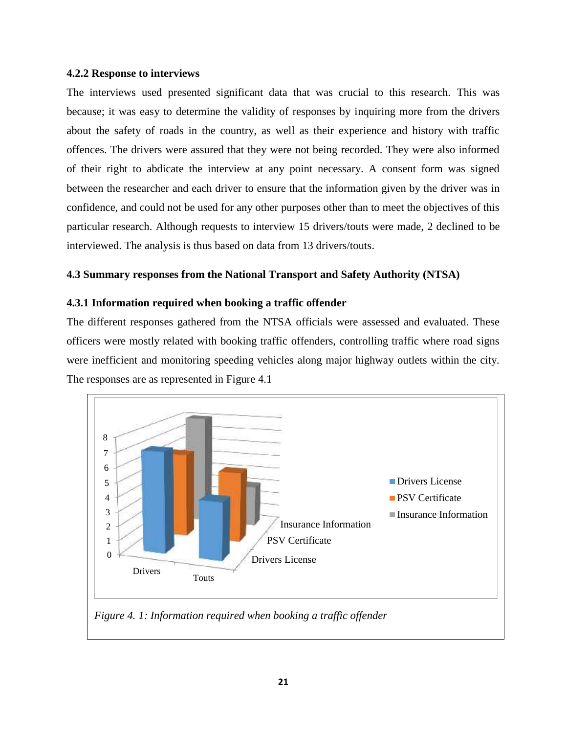#### 4.2.2 Response to interviews

The interviews used presented significant data that was crucial to this research. This was because; it was easy to determine the validity of responses by inquiring more from the drivers about the safety of roads in the country, as well as their experience and history with traffic offences. The drivers were assured that they were not being recorded. They were also informed of their right to abdicate the interview at any point necessary. A consent form was signed between the researcher and each driver to ensure that the information given by the driver was in confidence, and could not be used for any other purposes other than to meet the objectives of this particular research. Although requests to interview 15 drivers/touts were made, 2 declined to be interviewed. The analysis is thus based on data from 13 drivers/touts.

### 4.3 Summary responses from the National Transport and Safety Authority (NTSA)

#### 4.3.1 Information required when booking a traffic offender

The different responses gathered from the NTSA officials were assessed and evaluated. These officers were mostly related with booking traffic offenders, controlling traffic where road signs were inefficient and monitoring speeding vehicles along major highway outlets within the city. The responses are as represented in Figure 4.1

8
7
6
5
4
3
2
1
0

Drivers
Touts

Insurance Information
PSV Certificate
Drivers License

Drivers License
PSV Certificate
Insurance Information

*Figure 4. 1: Information required when booking a traffic offender*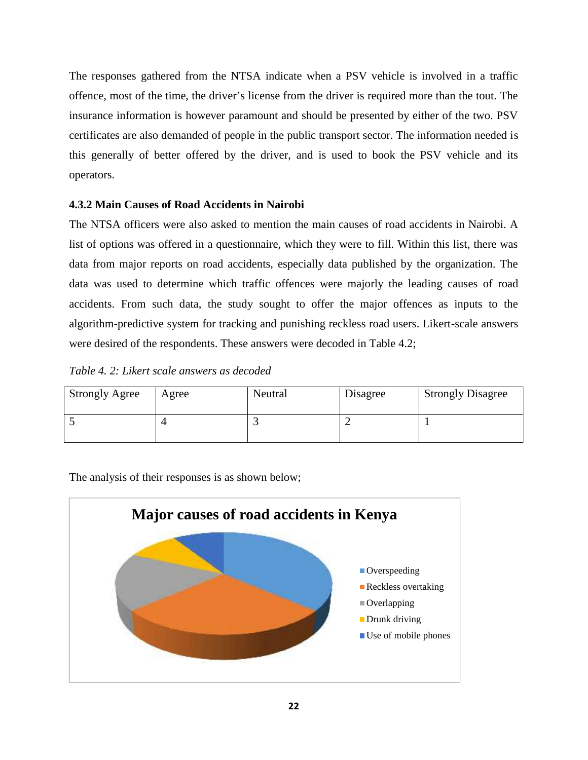The responses gathered from the NTSA indicate when a PSV vehicle is involved in a traffic offence, most of the time, the driver's license from the driver is required more than the tout. The insurance information is however paramount and should be presented by either of the two. PSV certificates are also demanded of people in the public transport sector. The information needed is this generally of better offered by the driver, and is used to book the PSV vehicle and its operators.

### 4.3.2 Main Causes of Road Accidents in Nairobi

The NTSA officers were also asked to mention the main causes of road accidents in Nairobi. A list of options was offered in a questionnaire, which they were to fill. Within this list, there was data from major reports on road accidents, especially data published by the organization. The data was used to determine which traffic offences were majorly the leading causes of road accidents. From such data, the study sought to offer the major offences as inputs to the algorithm-predictive system for tracking and punishing reckless road users. Likert-scale answers were desired of the respondents. These answers were decoded in Table 4.2;

*Table 4. 2: Likert scale answers as decoded*

| Strongly Agree | Agree | Neutral | Disagree | Strongly Disagree |
|---|---|---|---|---|
| 5 | 4 | 3 | 2 | 1 |

The analysis of their responses is as shown below;

Major causes of road accidents in Kenya

Overspeeding
Reckless overtaking
Overlapping
Drunk driving
Use of mobile phones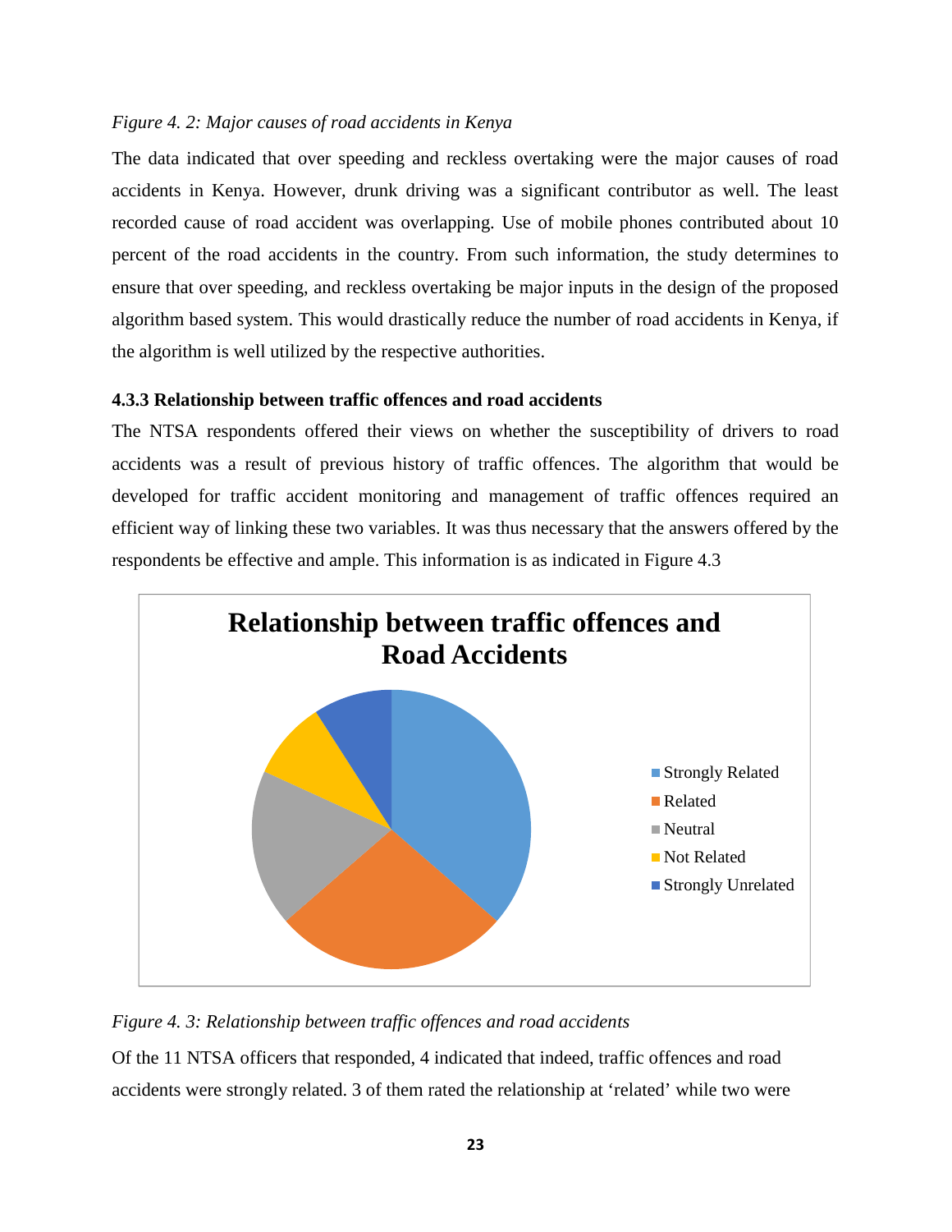*Figure 4. 2: Major causes of road accidents in Kenya*

The data indicated that over speeding and reckless overtaking were the major causes of road accidents in Kenya. However, drunk driving was a significant contributor as well. The least recorded cause of road accident was overlapping. Use of mobile phones contributed about 10 percent of the road accidents in the country. From such information, the study determines to ensure that over speeding, and reckless overtaking be major inputs in the design of the proposed algorithm based system. This would drastically reduce the number of road accidents in Kenya, if the algorithm is well utilized by the respective authorities.

### 4.3.3 Relationship between traffic offences and road accidents

The NTSA respondents offered their views on whether the susceptibility of drivers to road accidents was a result of previous history of traffic offences. The algorithm that would be developed for traffic accident monitoring and management of traffic offences required an efficient way of linking these two variables. It was thus necessary that the answers offered by the respondents be effective and ample. This information is as indicated in Figure 4.3

*Figure 4. 3: Relationship between traffic offences and road accidents*

Of the 11 NTSA officers that responded, 4 indicated that indeed, traffic offences and road accidents were strongly related. 3 of them rated the relationship at 'related' while two were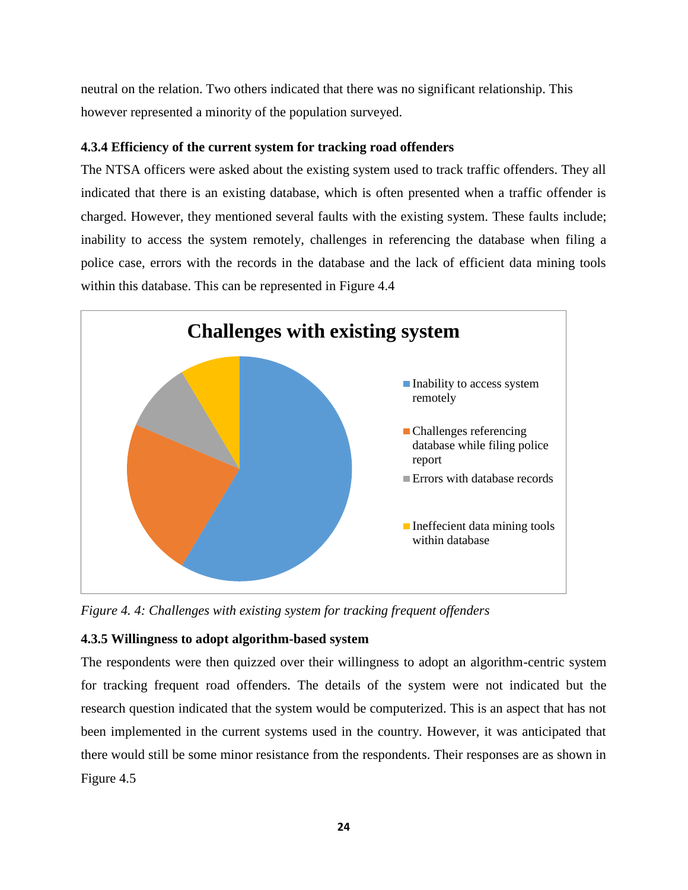neutral on the relation. Two others indicated that there was no significant relationship. This however represented a minority of the population surveyed.

### 4.3.4 Efficiency of the current system for tracking road offenders

The NTSA officers were asked about the existing system used to track traffic offenders. They all indicated that there is an existing database, which is often presented when a traffic offender is charged. However, they mentioned several faults with the existing system. These faults include; inability to access the system remotely, challenges in referencing the database when filing a police case, errors with the records in the database and the lack of efficient data mining tools within this database. This can be represented in Figure 4.4

Challenges with existing system

- Inability to access system remotely
- Challenges referencing database while filing police report
- Errors with database records
- Ineffecient data mining tools within database

*Figure 4. 4: Challenges with existing system for tracking frequent offenders*

### 4.3.5 Willingness to adopt algorithm-based system

The respondents were then quizzed over their willingness to adopt an algorithm-centric system for tracking frequent road offenders. The details of the system were not indicated but the research question indicated that the system would be computerized. This is an aspect that has not been implemented in the current systems used in the country. However, it was anticipated that there would still be some minor resistance from the respondents. Their responses are as shown in Figure 4.5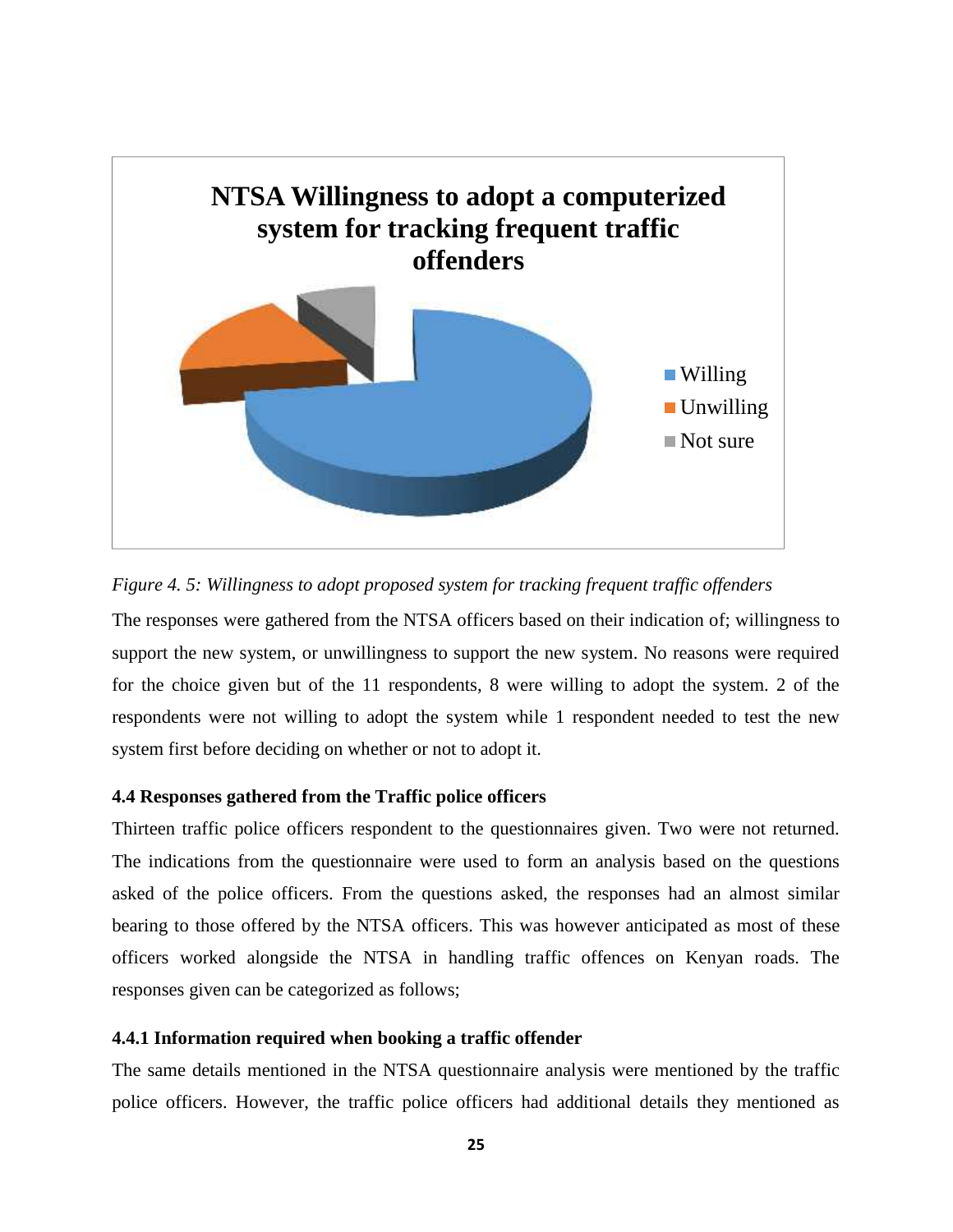NTSA Willingness to adopt a computerized system for tracking frequent traffic offenders

Willing
Unwilling
Not sure

*Figure 4. 5: Willingness to adopt proposed system for tracking frequent traffic offenders*

The responses were gathered from the NTSA officers based on their indication of; willingness to support the new system, or unwillingness to support the new system. No reasons were required for the choice given but of the 11 respondents, 8 were willing to adopt the system. 2 of the respondents were not willing to adopt the system while 1 respondent needed to test the new system first before deciding on whether or not to adopt it.

### 4.4 Responses gathered from the Traffic police officers

Thirteen traffic police officers respondent to the questionnaires given. Two were not returned. The indications from the questionnaire were used to form an analysis based on the questions asked of the police officers. From the questions asked, the responses had an almost similar bearing to those offered by the NTSA officers. This was however anticipated as most of these officers worked alongside the NTSA in handling traffic offences on Kenyan roads. The responses given can be categorized as follows;

#### 4.4.1 Information required when booking a traffic offender

The same details mentioned in the NTSA questionnaire analysis were mentioned by the traffic police officers. However, the traffic police officers had additional details they mentioned as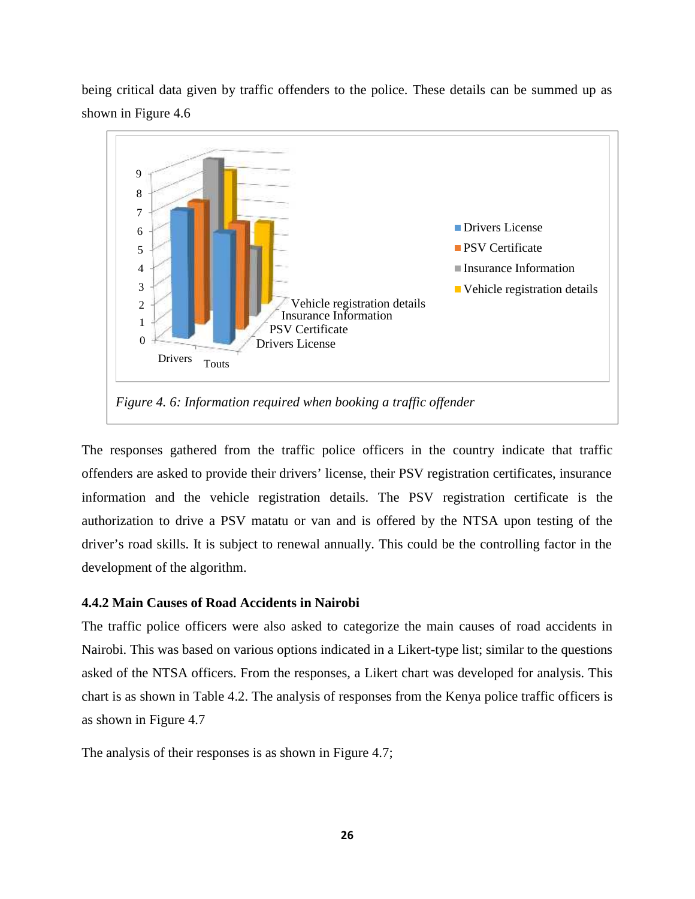being critical data given by traffic offenders to the police. These details can be summed up as shown in Figure 4.6

9
8
7
6
5
4
3
2
1
0

Drivers
Touts

Vehicle registration details
Insurance Information
PSV Certificate
Drivers License

Drivers License
PSV Certificate
Insurance Information
Vehicle registration details

*Figure 4. 6: Information required when booking a traffic offender*

The responses gathered from the traffic police officers in the country indicate that traffic offenders are asked to provide their drivers' license, their PSV registration certificates, insurance information and the vehicle registration details. The PSV registration certificate is the authorization to drive a PSV matatu or van and is offered by the NTSA upon testing of the driver's road skills. It is subject to renewal annually. This could be the controlling factor in the development of the algorithm.

### 4.4.2 Main Causes of Road Accidents in Nairobi

The traffic police officers were also asked to categorize the main causes of road accidents in Nairobi. This was based on various options indicated in a Likert-type list; similar to the questions asked of the NTSA officers. From the responses, a Likert chart was developed for analysis. This chart is as shown in Table 4.2. The analysis of responses from the Kenya police traffic officers is as shown in Figure 4.7

The analysis of their responses is as shown in Figure 4.7;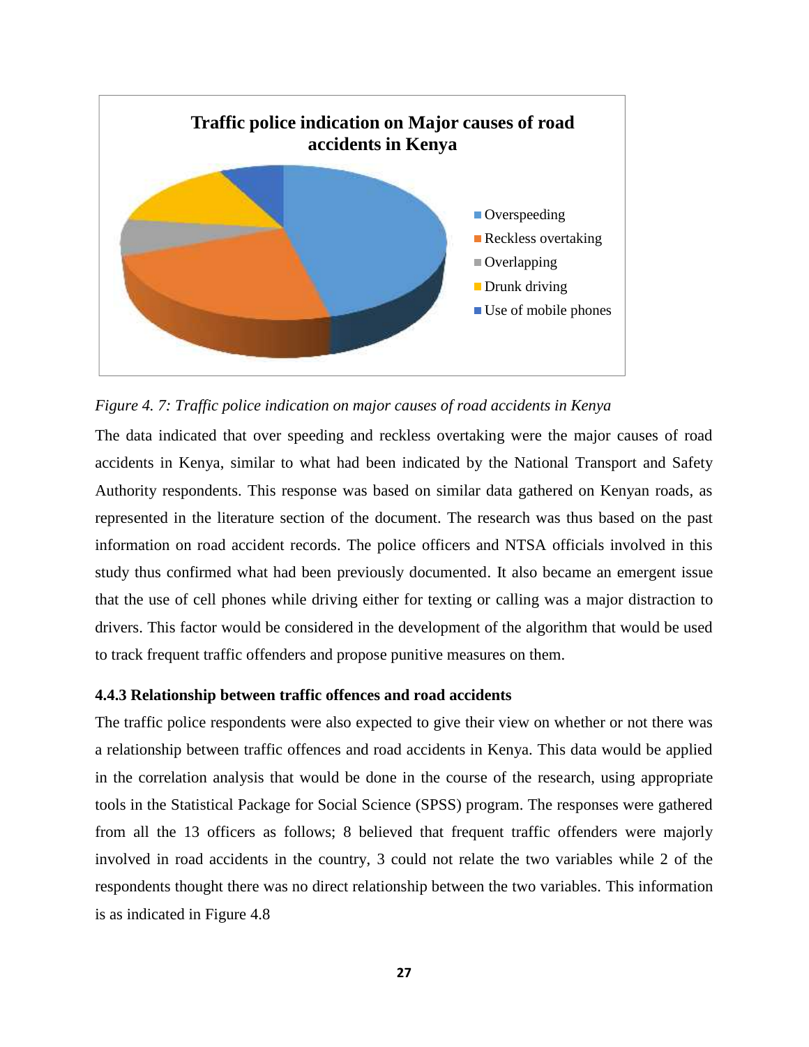Traffic police indication on Major causes of road accidents in Kenya

Overspeeding
Reckless overtaking
Overlapping
Drunk driving
Use of mobile phones

*Figure 4. 7: Traffic police indication on major causes of road accidents in Kenya*

The data indicated that over speeding and reckless overtaking were the major causes of road accidents in Kenya, similar to what had been indicated by the National Transport and Safety Authority respondents. This response was based on similar data gathered on Kenyan roads, as represented in the literature section of the document. The research was thus based on the past information on road accident records. The police officers and NTSA officials involved in this study thus confirmed what had been previously documented. It also became an emergent issue that the use of cell phones while driving either for texting or calling was a major distraction to drivers. This factor would be considered in the development of the algorithm that would be used to track frequent traffic offenders and propose punitive measures on them.

### 4.4.3 Relationship between traffic offences and road accidents

The traffic police respondents were also expected to give their view on whether or not there was a relationship between traffic offences and road accidents in Kenya. This data would be applied in the correlation analysis that would be done in the course of the research, using appropriate tools in the Statistical Package for Social Science (SPSS) program. The responses were gathered from all the 13 officers as follows; 8 believed that frequent traffic offenders were majorly involved in road accidents in the country, 3 could not relate the two variables while 2 of the respondents thought there was no direct relationship between the two variables. This information is as indicated in Figure 4.8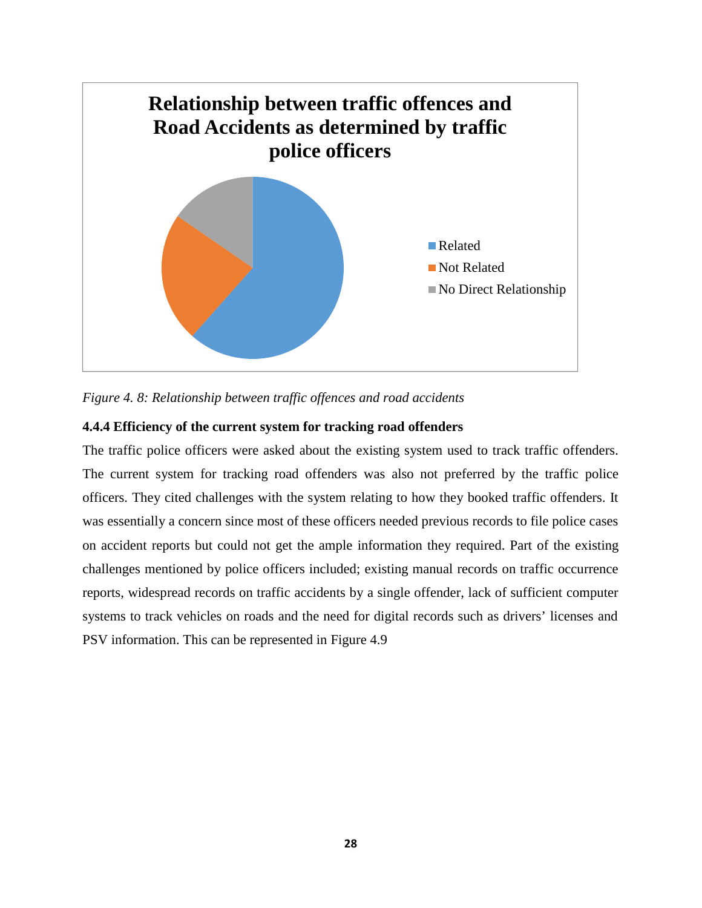Relationship between traffic offences and Road Accidents as determined by traffic police officers

Related

Not Related

No Direct Relationship

*Figure 4. 8: Relationship between traffic offences and road accidents*

### 4.4.4 Efficiency of the current system for tracking road offenders

The traffic police officers were asked about the existing system used to track traffic offenders. The current system for tracking road offenders was also not preferred by the traffic police officers. They cited challenges with the system relating to how they booked traffic offenders. It was essentially a concern since most of these officers needed previous records to file police cases on accident reports but could not get the ample information they required. Part of the existing challenges mentioned by police officers included; existing manual records on traffic occurrence reports, widespread records on traffic accidents by a single offender, lack of sufficient computer systems to track vehicles on roads and the need for digital records such as drivers' licenses and PSV information. This can be represented in Figure 4.9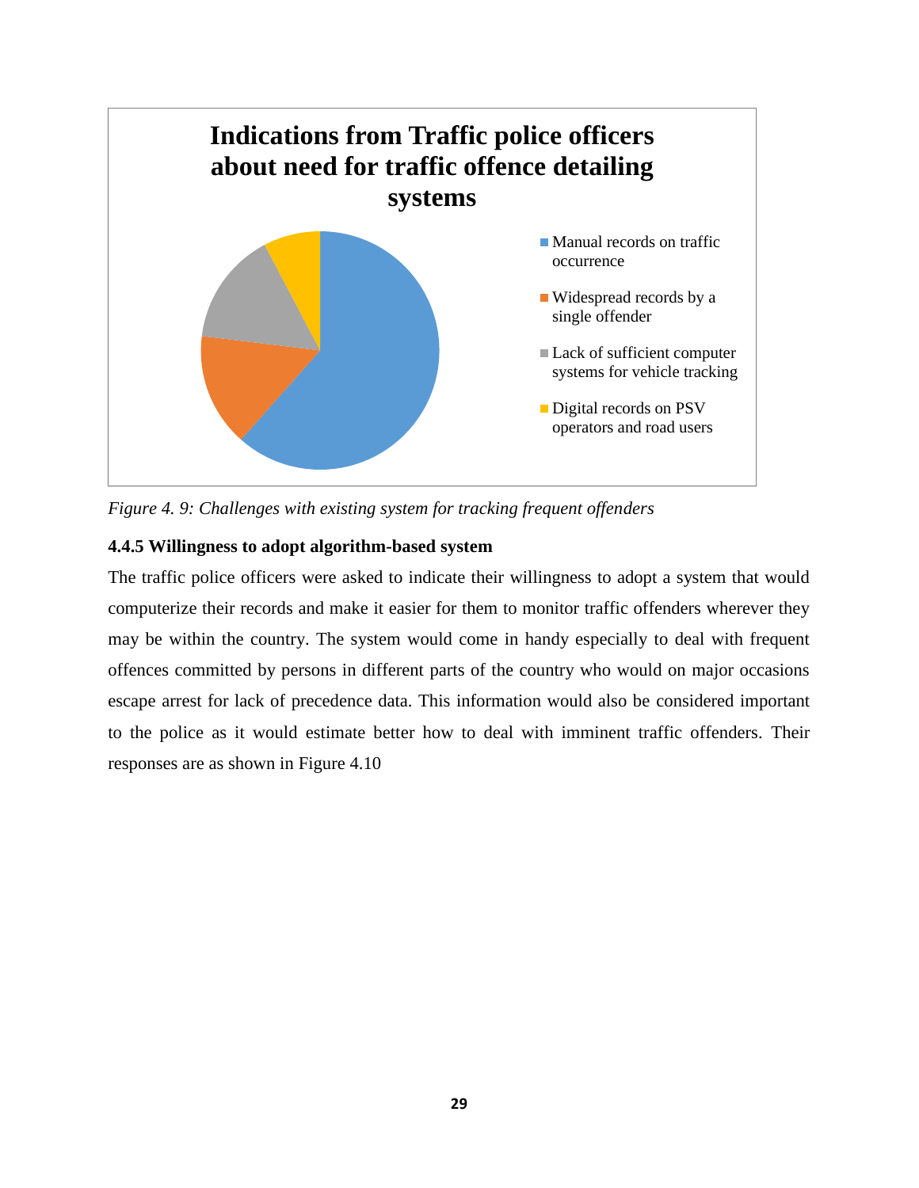Indications from Traffic police officers about need for traffic offence detailing systems

Manual records on traffic occurrence

Widespread records by a single offender

Lack of sufficient computer systems for vehicle tracking

Digital records on PSV operators and road users

*Figure 4. 9: Challenges with existing system for tracking frequent offenders*

### 4.4.5 Willingness to adopt algorithm-based system

The traffic police officers were asked to indicate their willingness to adopt a system that would computerize their records and make it easier for them to monitor traffic offenders wherever they may be within the country. The system would come in handy especially to deal with frequent offences committed by persons in different parts of the country who would on major occasions escape arrest for lack of precedence data. This information would also be considered important to the police as it would estimate better how to deal with imminent traffic offenders. Their responses are as shown in Figure 4.10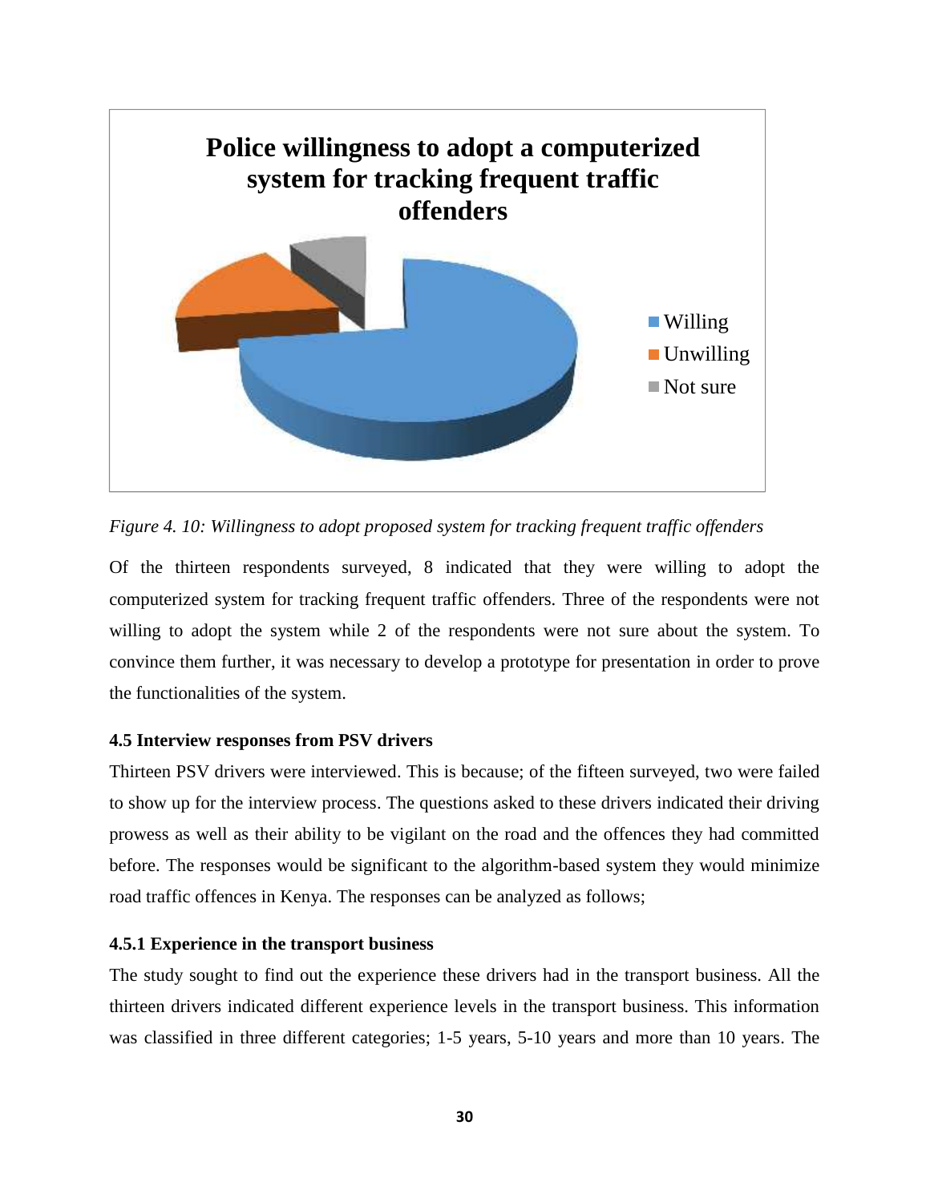Police willingness to adopt a computerized system for tracking frequent traffic offenders

Willing
Unwilling
Not sure

*Figure 4. 10: Willingness to adopt proposed system for tracking frequent traffic offenders*

Of the thirteen respondents surveyed, 8 indicated that they were willing to adopt the computerized system for tracking frequent traffic offenders. Three of the respondents were not willing to adopt the system while 2 of the respondents were not sure about the system. To convince them further, it was necessary to develop a prototype for presentation in order to prove the functionalities of the system.

### 4.5 Interview responses from PSV drivers

Thirteen PSV drivers were interviewed. This is because; of the fifteen surveyed, two were failed to show up for the interview process. The questions asked to these drivers indicated their driving prowess as well as their ability to be vigilant on the road and the offences they had committed before. The responses would be significant to the algorithm-based system they would minimize road traffic offences in Kenya. The responses can be analyzed as follows;

#### 4.5.1 Experience in the transport business

The study sought to find out the experience these drivers had in the transport business. All the thirteen drivers indicated different experience levels in the transport business. This information was classified in three different categories; 1-5 years, 5-10 years and more than 10 years. The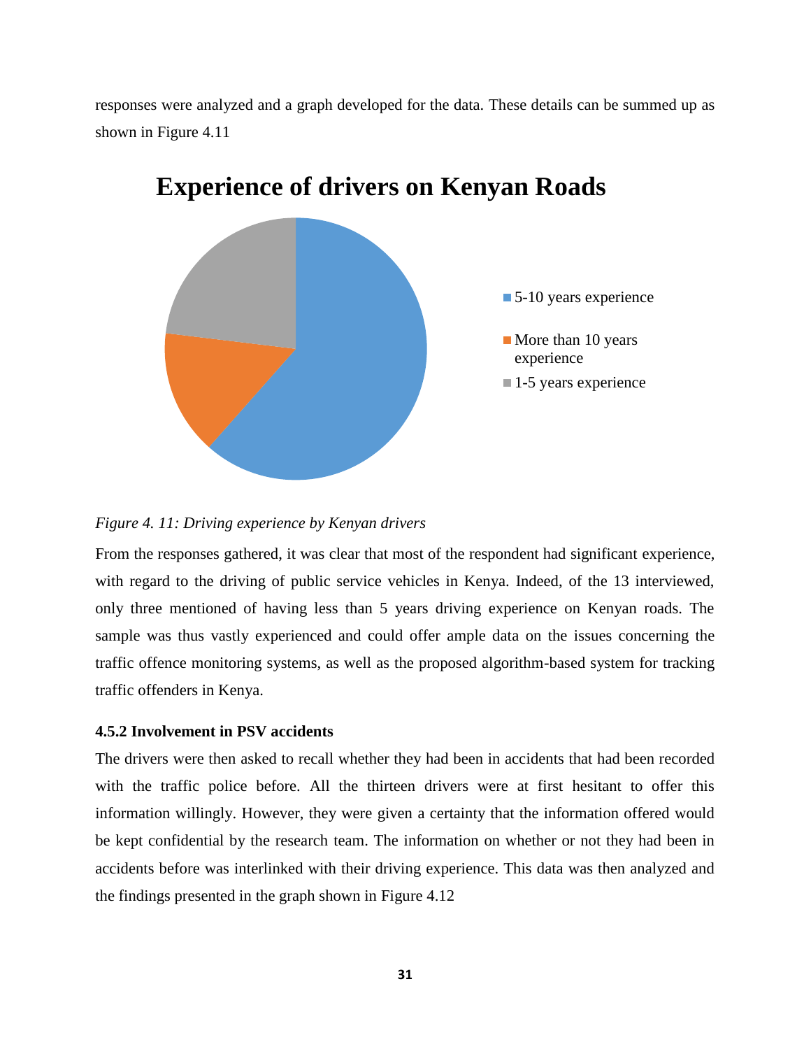responses were analyzed and a graph developed for the data. These details can be summed up as shown in Figure 4.11

**Experience of drivers on Kenyan Roads**

5-10 years experience

More than 10 years experience

1-5 years experience

*Figure 4. 11: Driving experience by Kenyan drivers*

From the responses gathered, it was clear that most of the respondent had significant experience, with regard to the driving of public service vehicles in Kenya. Indeed, of the 13 interviewed, only three mentioned of having less than 5 years driving experience on Kenyan roads. The sample was thus vastly experienced and could offer ample data on the issues concerning the traffic offence monitoring systems, as well as the proposed algorithm-based system for tracking traffic offenders in Kenya.

### 4.5.2 Involvement in PSV accidents

The drivers were then asked to recall whether they had been in accidents that had been recorded with the traffic police before. All the thirteen drivers were at first hesitant to offer this information willingly. However, they were given a certainty that the information offered would be kept confidential by the research team. The information on whether or not they had been in accidents before was interlinked with their driving experience. This data was then analyzed and the findings presented in the graph shown in Figure 4.12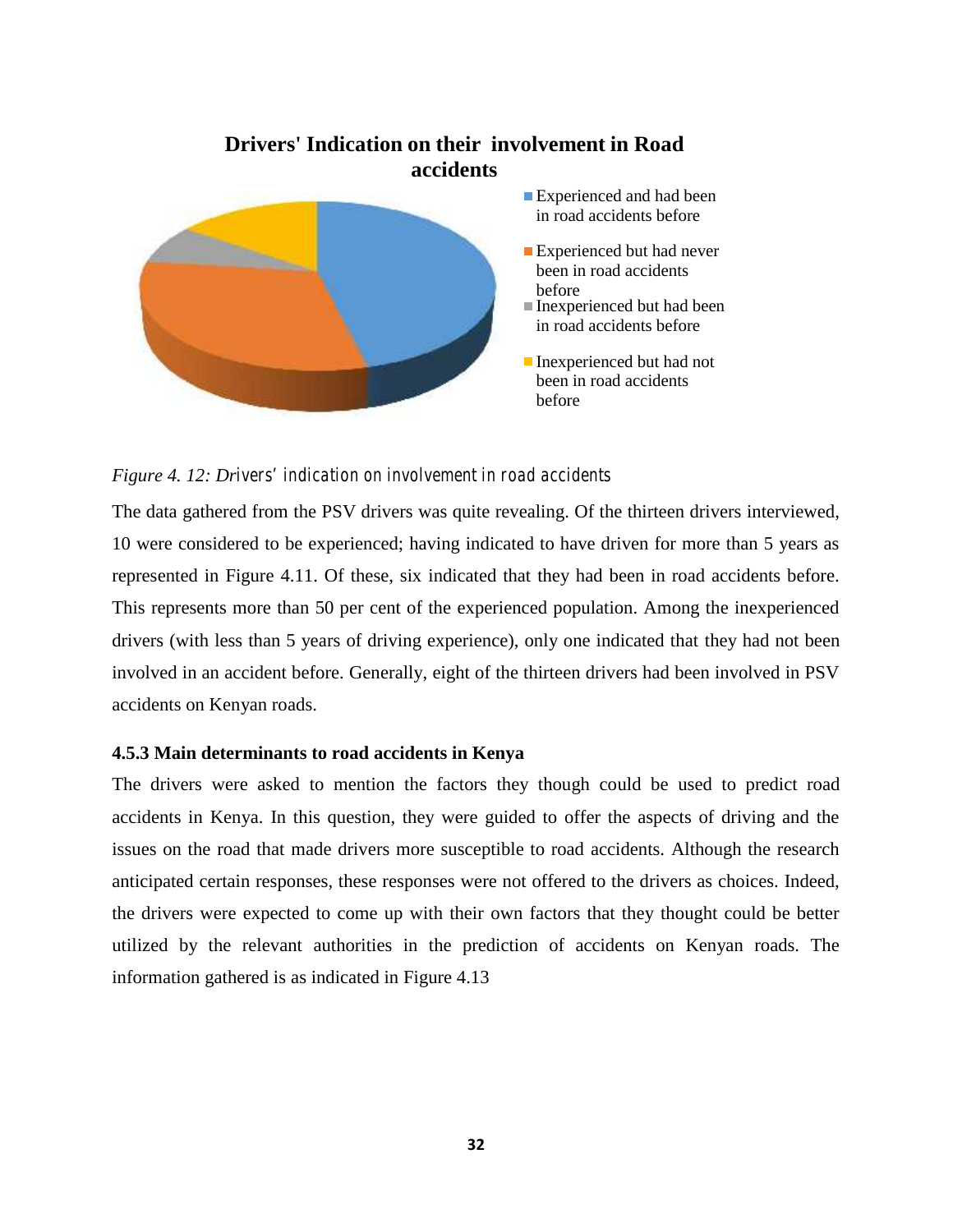**Drivers' Indication on their involvement in Road accidents**

Experienced and had been in road accidents before

Experienced but had never been in road accidents before

Inexperienced but had been in road accidents before

Inexperienced but had not been in road accidents before

*Figure 4. 12: Drivers' indication on involvement in road accidents*

The data gathered from the PSV drivers was quite revealing. Of the thirteen drivers interviewed, 10 were considered to be experienced; having indicated to have driven for more than 5 years as represented in Figure 4.11. Of these, six indicated that they had been in road accidents before. This represents more than 50 per cent of the experienced population. Among the inexperienced drivers (with less than 5 years of driving experience), only one indicated that they had not been involved in an accident before. Generally, eight of the thirteen drivers had been involved in PSV accidents on Kenyan roads.

### 4.5.3 Main determinants to road accidents in Kenya

The drivers were asked to mention the factors they though could be used to predict road accidents in Kenya. In this question, they were guided to offer the aspects of driving and the issues on the road that made drivers more susceptible to road accidents. Although the research anticipated certain responses, these responses were not offered to the drivers as choices. Indeed, the drivers were expected to come up with their own factors that they thought could be better utilized by the relevant authorities in the prediction of accidents on Kenyan roads. The information gathered is as indicated in Figure 4.13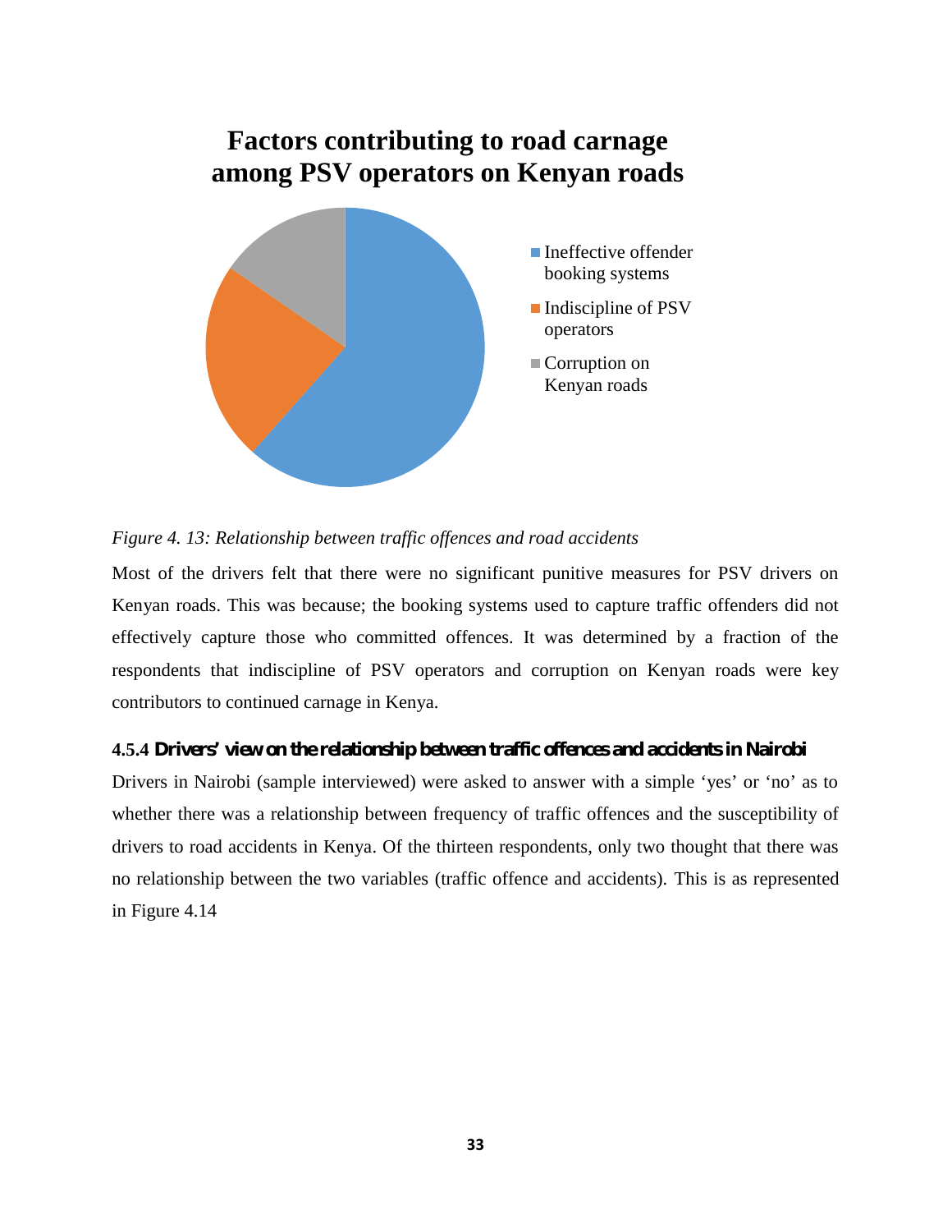**Factors contributing to road carnage among PSV operators on Kenyan roads**

Ineffective offender booking systems

Indiscipline of PSV operators

Corruption on Kenyan roads

*Figure 4. 13: Relationship between traffic offences and road accidents*

Most of the drivers felt that there were no significant punitive measures for PSV drivers on Kenyan roads. This was because; the booking systems used to capture traffic offenders did not effectively capture those who committed offences. It was determined by a fraction of the respondents that indiscipline of PSV operators and corruption on Kenyan roads were key contributors to continued carnage in Kenya.

### 4.5.4 Drivers' view on the relationship between traffic offences and accidents in Nairobi

Drivers in Nairobi (sample interviewed) were asked to answer with a simple 'yes' or 'no' as to whether there was a relationship between frequency of traffic offences and the susceptibility of drivers to road accidents in Kenya. Of the thirteen respondents, only two thought that there was no relationship between the two variables (traffic offence and accidents). This is as represented in Figure 4.14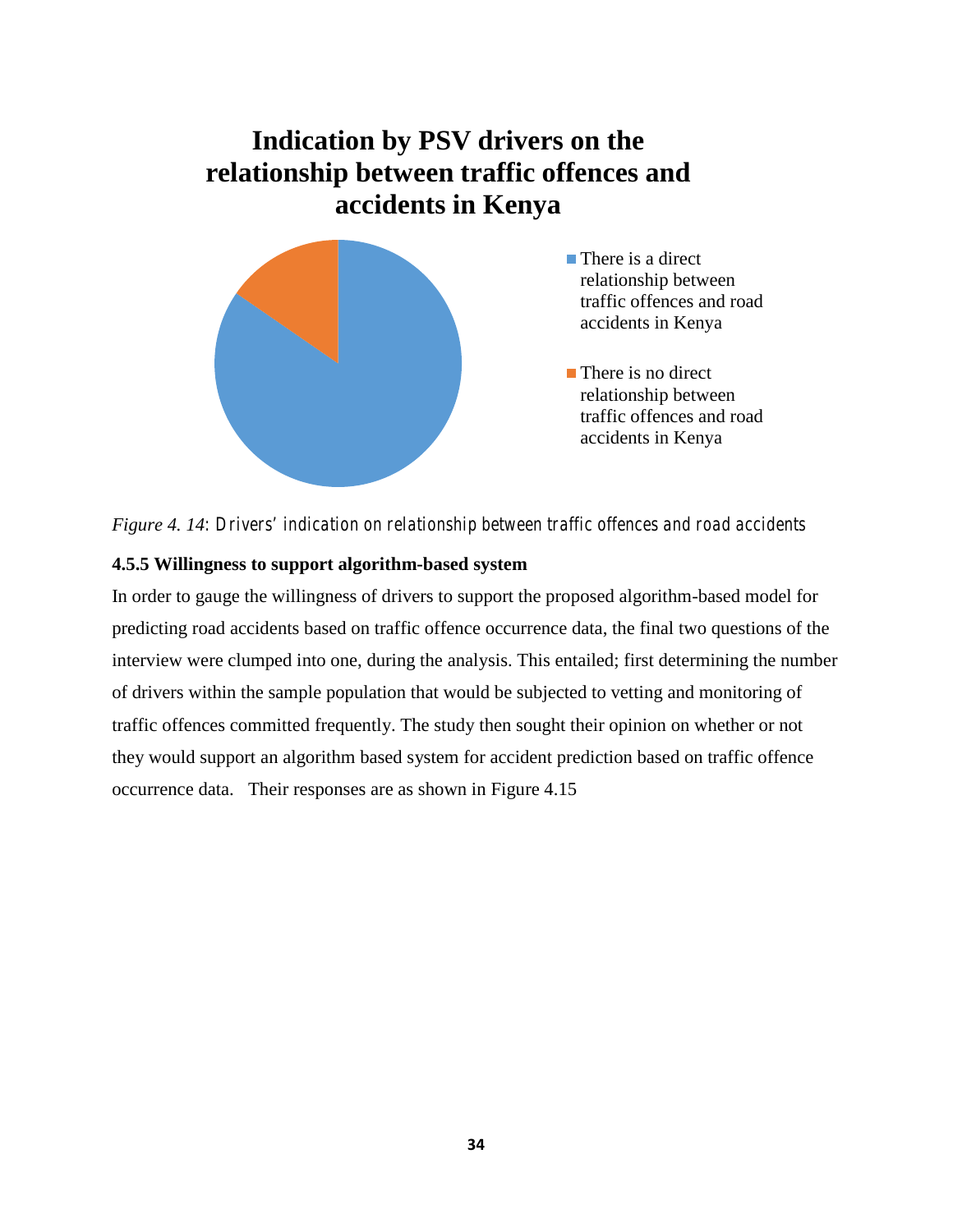**Indication by PSV drivers on the relationship between traffic offences and accidents in Kenya**

There is a direct relationship between traffic offences and road accidents in Kenya

There is no direct relationship between traffic offences and road accidents in Kenya

*Figure 4. 14*: Drivers' indication on relationship between traffic offences and road accidents

### 4.5.5 Willingness to support algorithm-based system

In order to gauge the willingness of drivers to support the proposed algorithm-based model for predicting road accidents based on traffic offence occurrence data, the final two questions of the interview were clumped into one, during the analysis. This entailed; first determining the number of drivers within the sample population that would be subjected to vetting and monitoring of traffic offences committed frequently. The study then sought their opinion on whether or not they would support an algorithm based system for accident prediction based on traffic offence occurrence data. Their responses are as shown in Figure 4.15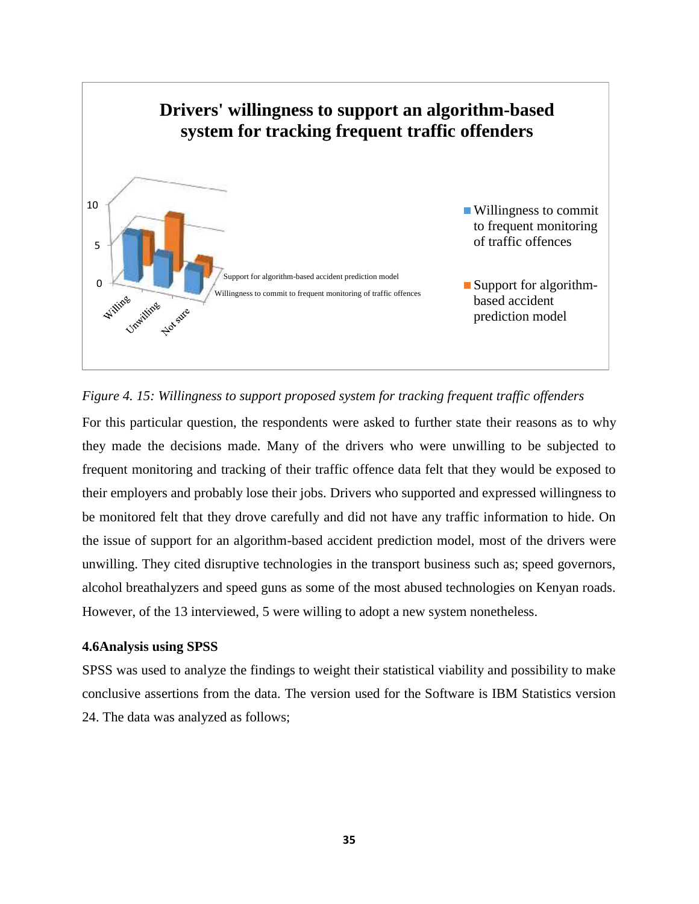Drivers' willingness to support an algorithm-based system for tracking frequent traffic offenders

10

5

0

Willing

Unwilling

Not sure

Support for algorithm-based accident prediction model

Willingness to commit to frequent monitoring of traffic offences

Willingness to commit to frequent monitoring of traffic offences

Support for algorithm-based accident prediction model

*Figure 4. 15: Willingness to support proposed system for tracking frequent traffic offenders*

For this particular question, the respondents were asked to further state their reasons as to why they made the decisions made. Many of the drivers who were unwilling to be subjected to frequent monitoring and tracking of their traffic offence data felt that they would be exposed to their employers and probably lose their jobs. Drivers who supported and expressed willingness to be monitored felt that they drove carefully and did not have any traffic information to hide. On the issue of support for an algorithm-based accident prediction model, most of the drivers were unwilling. They cited disruptive technologies in the transport business such as; speed governors, alcohol breathalyzers and speed guns as some of the most abused technologies on Kenyan roads. However, of the 13 interviewed, 5 were willing to adopt a new system nonetheless.

### 4.6Analysis using SPSS

SPSS was used to analyze the findings to weight their statistical viability and possibility to make conclusive assertions from the data. The version used for the Software is IBM Statistics version 24. The data was analyzed as follows;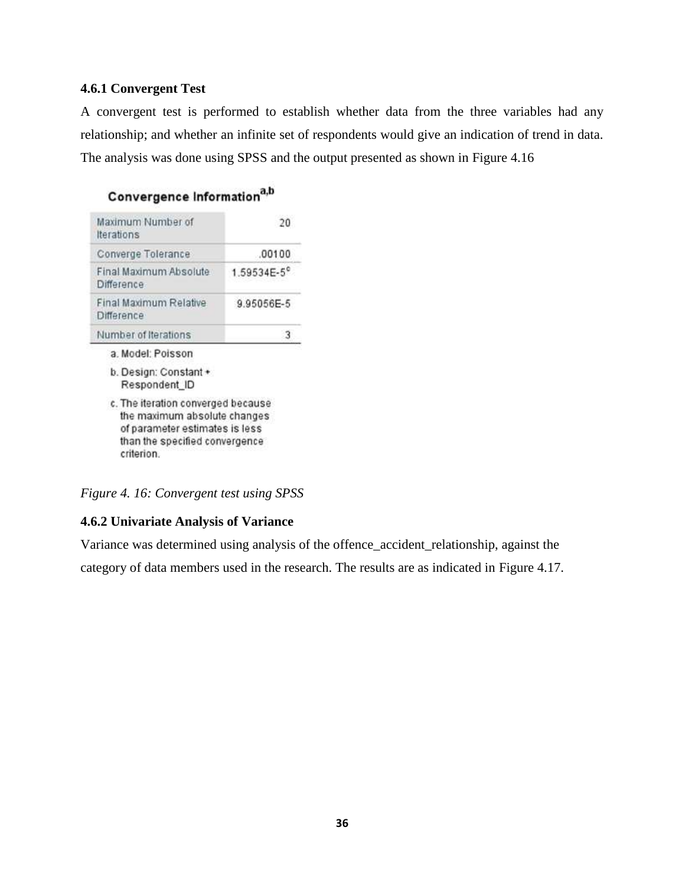### 4.6.1 Convergent Test

A convergent test is performed to establish whether data from the three variables had any relationship; and whether an infinite set of respondents would give an indication of trend in data. The analysis was done using SPSS and the output presented as shown in Figure 4.16

**Convergence Information[a,b]**

| | |
|---|---|
| Maximum Number of Iterations | 20 |
| Converge Tolerance | .00100 |
| Final Maximum Absolute Difference | 1.59534E-5[c] |
| Final Maximum Relative Difference | 9.95056E-5 |
| Number of Iterations | 3 |

a. Model: Poisson

b. Design: Constant + Respondent_ID

c. The iteration converged because the maximum absolute changes of parameter estimates is less than the specified convergence criterion.

*Figure 4. 16: Convergent test using SPSS*

### 4.6.2 Univariate Analysis of Variance

Variance was determined using analysis of the offence_accident_relationship, against the category of data members used in the research. The results are as indicated in Figure 4.17.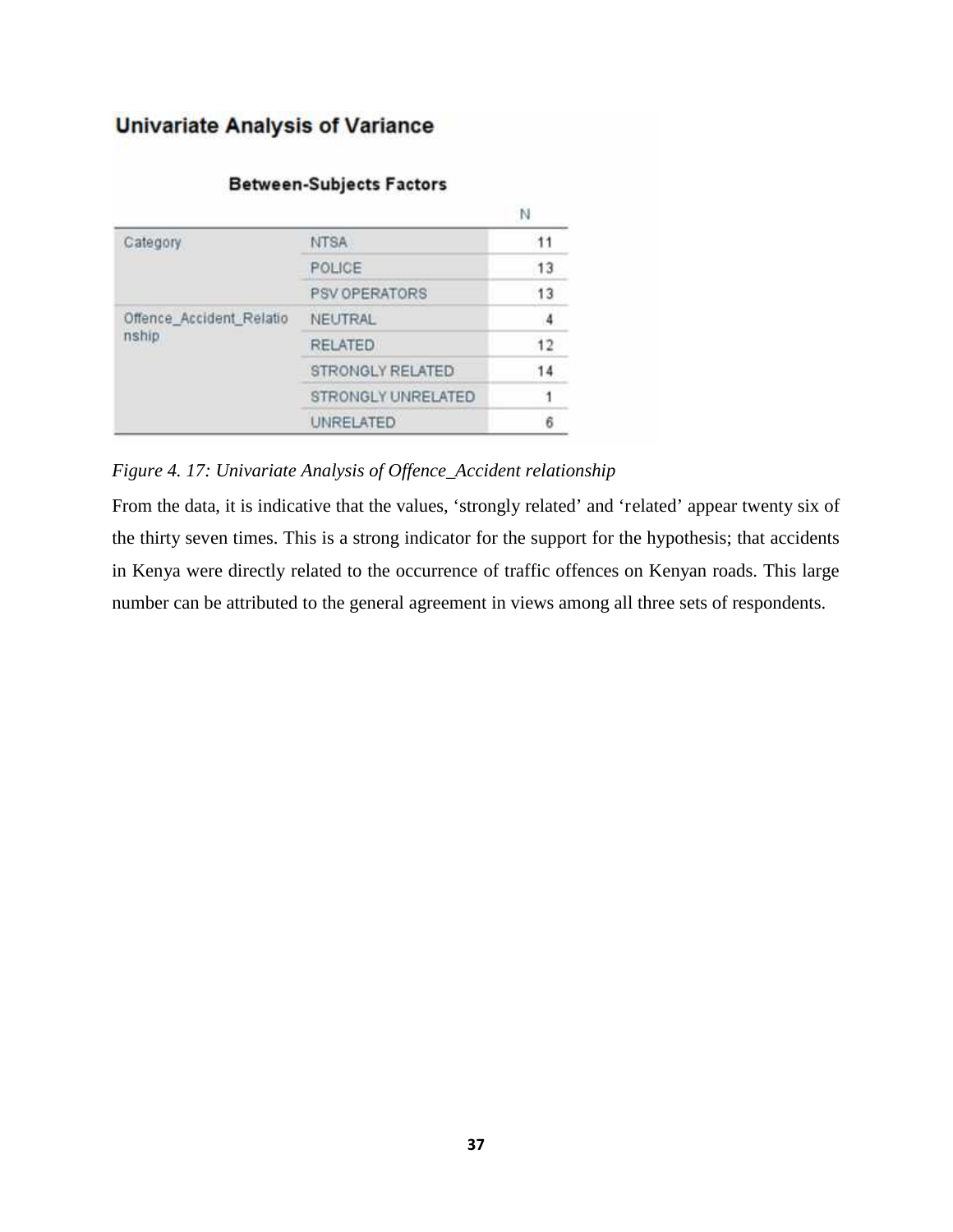## Univariate Analysis of Variance

**Between-Subjects Factors**

| | | N |
|---|---|---|
| Category | NTSA | 11 |
| | POLICE | 13 |
| | PSV OPERATORS | 13 |
| Offence_Accident_Relationship | NEUTRAL | 4 |
| | RELATED | 12 |
| | STRONGLY RELATED | 14 |
| | STRONGLY UNRELATED | 1 |
| | UNRELATED | 6 |

*Figure 4. 17: Univariate Analysis of Offence_Accident relationship*

From the data, it is indicative that the values, 'strongly related' and 'related' appear twenty six of the thirty seven times. This is a strong indicator for the support for the hypothesis; that accidents in Kenya were directly related to the occurrence of traffic offences on Kenyan roads. This large number can be attributed to the general agreement in views among all three sets of respondents.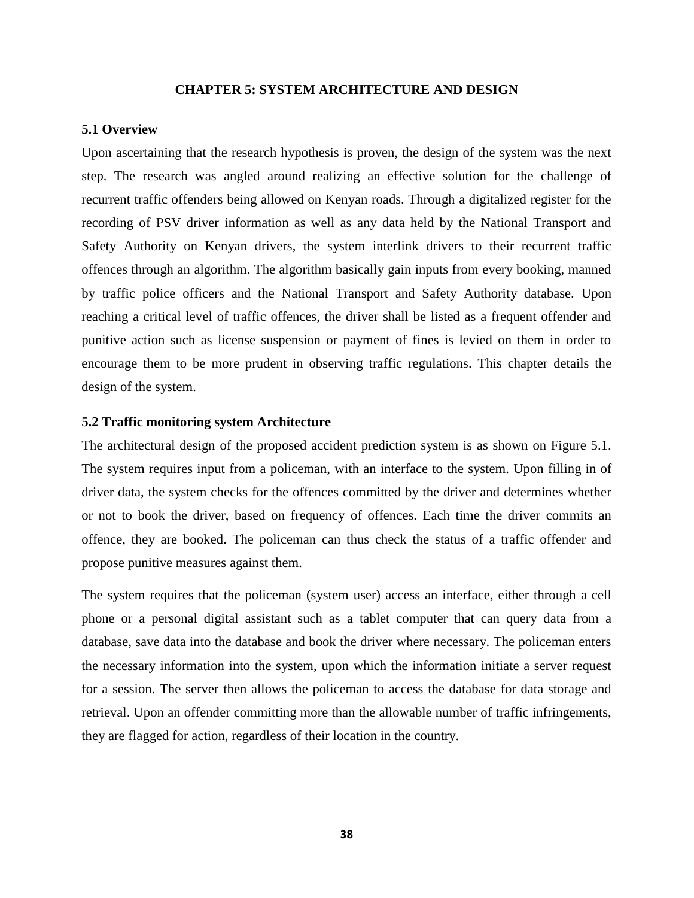# CHAPTER 5: SYSTEM ARCHITECTURE AND DESIGN

## 5.1 Overview

Upon ascertaining that the research hypothesis is proven, the design of the system was the next step. The research was angled around realizing an effective solution for the challenge of recurrent traffic offenders being allowed on Kenyan roads. Through a digitalized register for the recording of PSV driver information as well as any data held by the National Transport and Safety Authority on Kenyan drivers, the system interlink drivers to their recurrent traffic offences through an algorithm. The algorithm basically gain inputs from every booking, manned by traffic police officers and the National Transport and Safety Authority database. Upon reaching a critical level of traffic offences, the driver shall be listed as a frequent offender and punitive action such as license suspension or payment of fines is levied on them in order to encourage them to be more prudent in observing traffic regulations. This chapter details the design of the system.

## 5.2 Traffic monitoring system Architecture

The architectural design of the proposed accident prediction system is as shown on Figure 5.1. The system requires input from a policeman, with an interface to the system. Upon filling in of driver data, the system checks for the offences committed by the driver and determines whether or not to book the driver, based on frequency of offences. Each time the driver commits an offence, they are booked. The policeman can thus check the status of a traffic offender and propose punitive measures against them.

The system requires that the policeman (system user) access an interface, either through a cell phone or a personal digital assistant such as a tablet computer that can query data from a database, save data into the database and book the driver where necessary. The policeman enters the necessary information into the system, upon which the information initiate a server request for a session. The server then allows the policeman to access the database for data storage and retrieval. Upon an offender committing more than the allowable number of traffic infringements, they are flagged for action, regardless of their location in the country.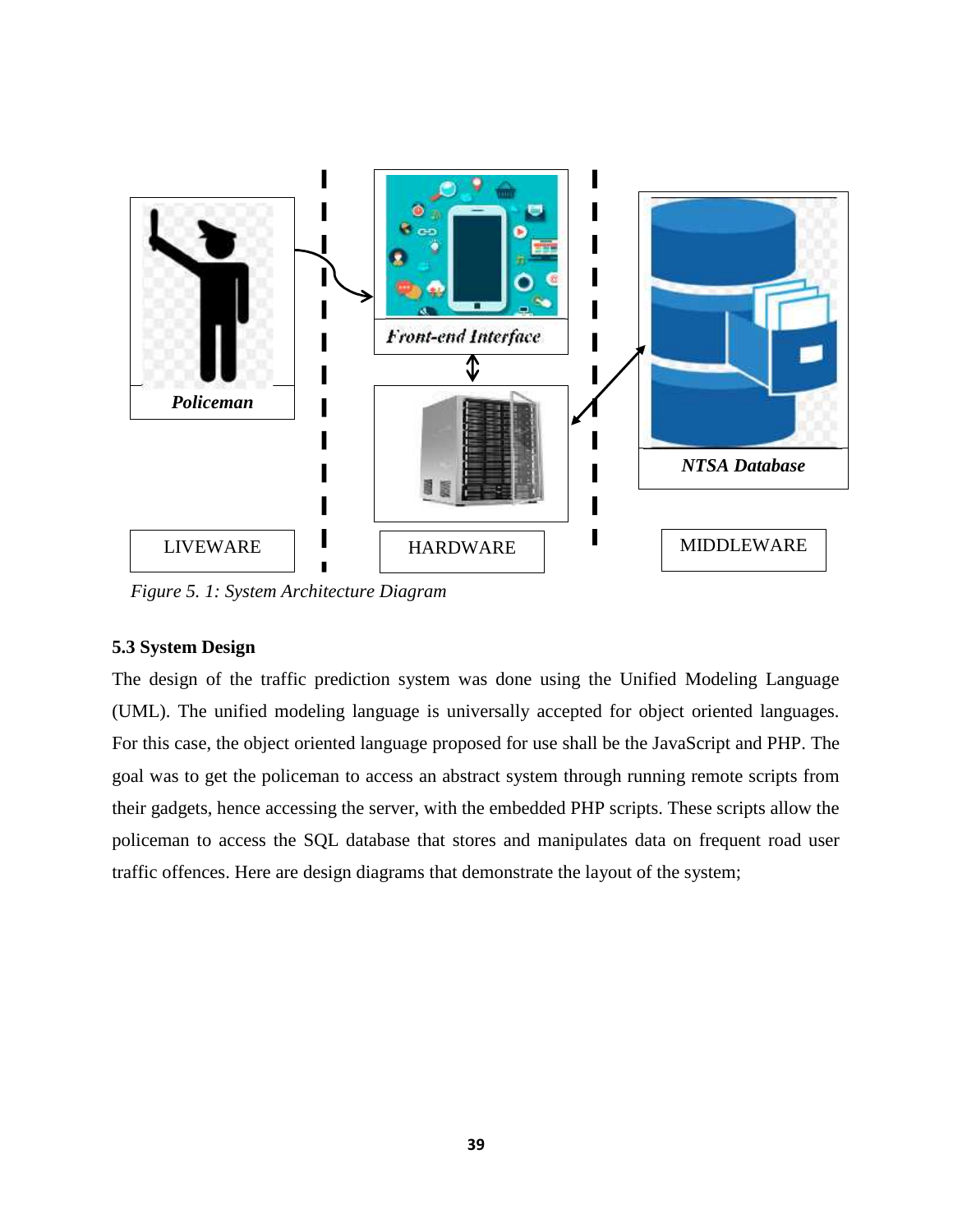Policeman

Front-end Interface

NTSA Database

LIVEWARE

HARDWARE

MIDDLEWARE

*Figure 5. 1: System Architecture Diagram*

**5.3 System Design**

The design of the traffic prediction system was done using the Unified Modeling Language (UML). The unified modeling language is universally accepted for object oriented languages. For this case, the object oriented language proposed for use shall be the JavaScript and PHP. The goal was to get the policeman to access an abstract system through running remote scripts from their gadgets, hence accessing the server, with the embedded PHP scripts. These scripts allow the policeman to access the SQL database that stores and manipulates data on frequent road user traffic offences. Here are design diagrams that demonstrate the layout of the system;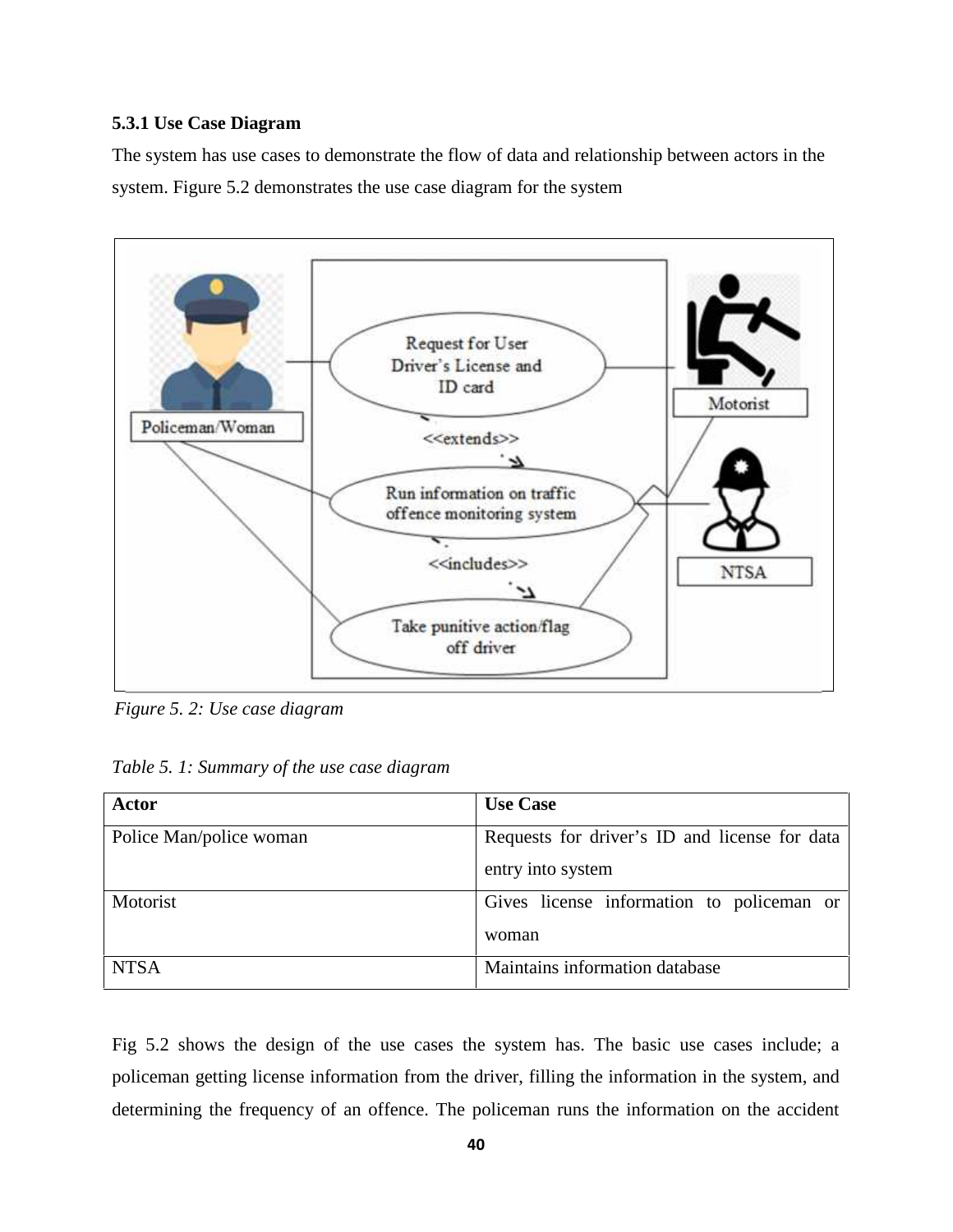### 5.3.1 Use Case Diagram

The system has use cases to demonstrate the flow of data and relationship between actors in the system. Figure 5.2 demonstrates the use case diagram for the system

Policeman/Woman

Request for User Driver's License and ID card

<<extends>>

Run information on traffic offence monitoring system

<<includes>>

Take punitive action/flag off driver

Motorist

NTSA

*Figure 5. 2: Use case diagram*

*Table 5. 1: Summary of the use case diagram*

| Actor | Use Case |
|---|---|
| Police Man/police woman | Requests for driver's ID and license for data entry into system |
| Motorist | Gives license information to policeman or woman |
| NTSA | Maintains information database |

Fig 5.2 shows the design of the use cases the system has. The basic use cases include; a policeman getting license information from the driver, filling the information in the system, and determining the frequency of an offence. The policeman runs the information on the accident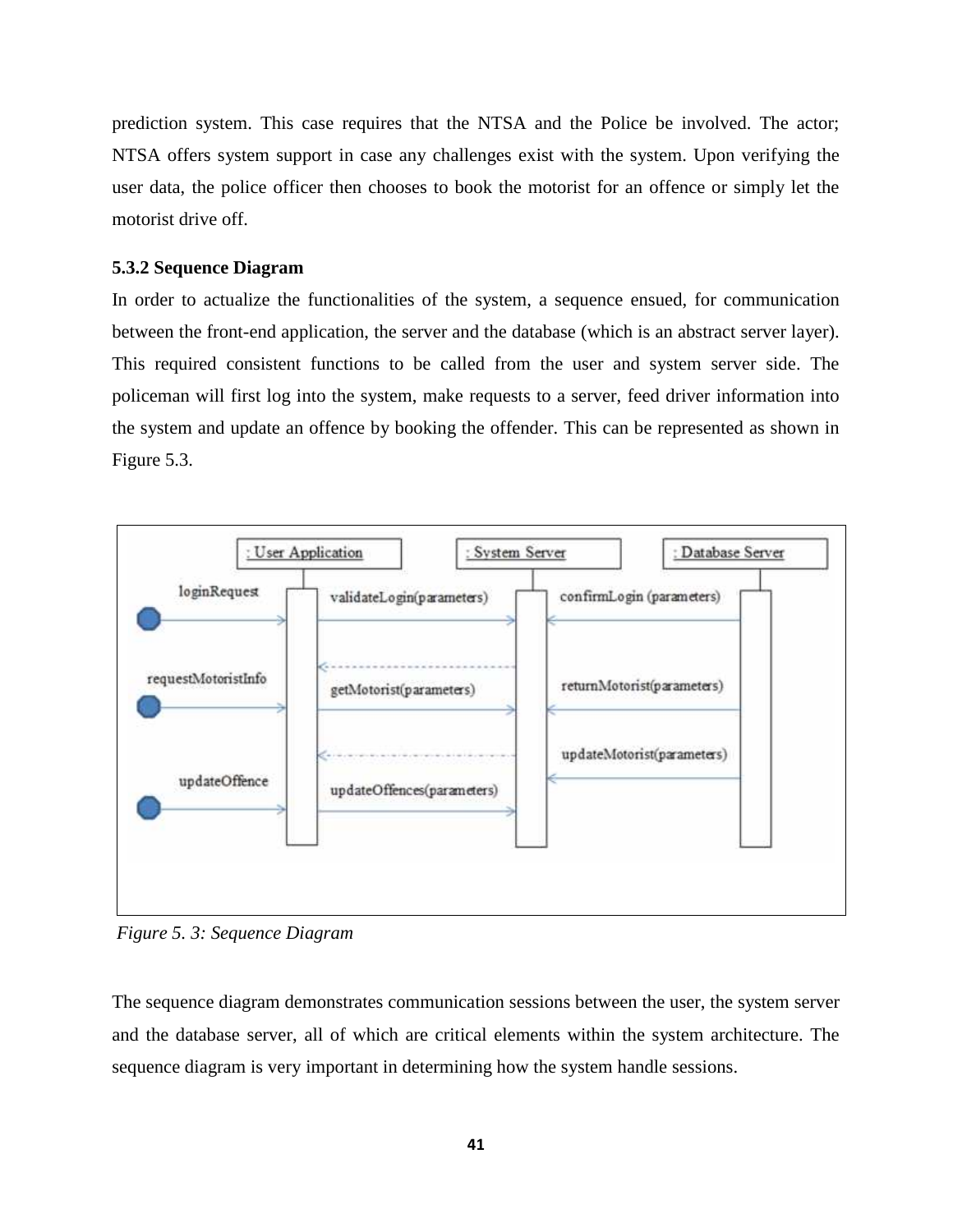prediction system. This case requires that the NTSA and the Police be involved. The actor; NTSA offers system support in case any challenges exist with the system. Upon verifying the user data, the police officer then chooses to book the motorist for an offence or simply let the motorist drive off.

### 5.3.2 Sequence Diagram

In order to actualize the functionalities of the system, a sequence ensued, for communication between the front-end application, the server and the database (which is an abstract server layer). This required consistent functions to be called from the user and system server side. The policeman will first log into the system, make requests to a server, feed driver information into the system and update an offence by booking the offender. This can be represented as shown in Figure 5.3.

: User Application
: System Server
: Database Server
loginRequest
validateLogin(parameters)
confirmLogin (parameters)
requestMotoristInfo
getMotorist(parameters)
returnMotorist(parameters)
updateMotorist(parameters)
updateOffence
updateOffences(parameters)

*Figure 5. 3: Sequence Diagram*

The sequence diagram demonstrates communication sessions between the user, the system server and the database server, all of which are critical elements within the system architecture. The sequence diagram is very important in determining how the system handle sessions.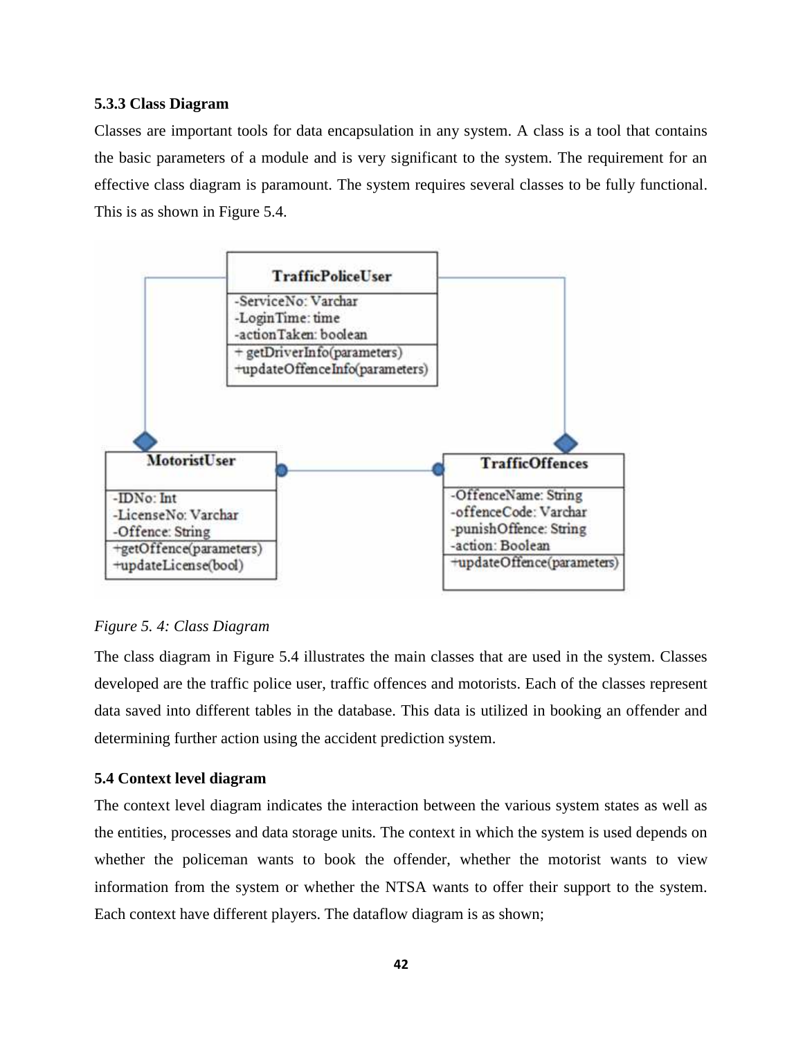### 5.3.3 Class Diagram

Classes are important tools for data encapsulation in any system. A class is a tool that contains the basic parameters of a module and is very significant to the system. The requirement for an effective class diagram is paramount. The system requires several classes to be fully functional. This is as shown in Figure 5.4.

*Figure 5. 4: Class Diagram*

The class diagram in Figure 5.4 illustrates the main classes that are used in the system. Classes developed are the traffic police user, traffic offences and motorists. Each of the classes represent data saved into different tables in the database. This data is utilized in booking an offender and determining further action using the accident prediction system.

## 5.4 Context level diagram

The context level diagram indicates the interaction between the various system states as well as the entities, processes and data storage units. The context in which the system is used depends on whether the policeman wants to book the offender, whether the motorist wants to view information from the system or whether the NTSA wants to offer their support to the system. Each context have different players. The dataflow diagram is as shown;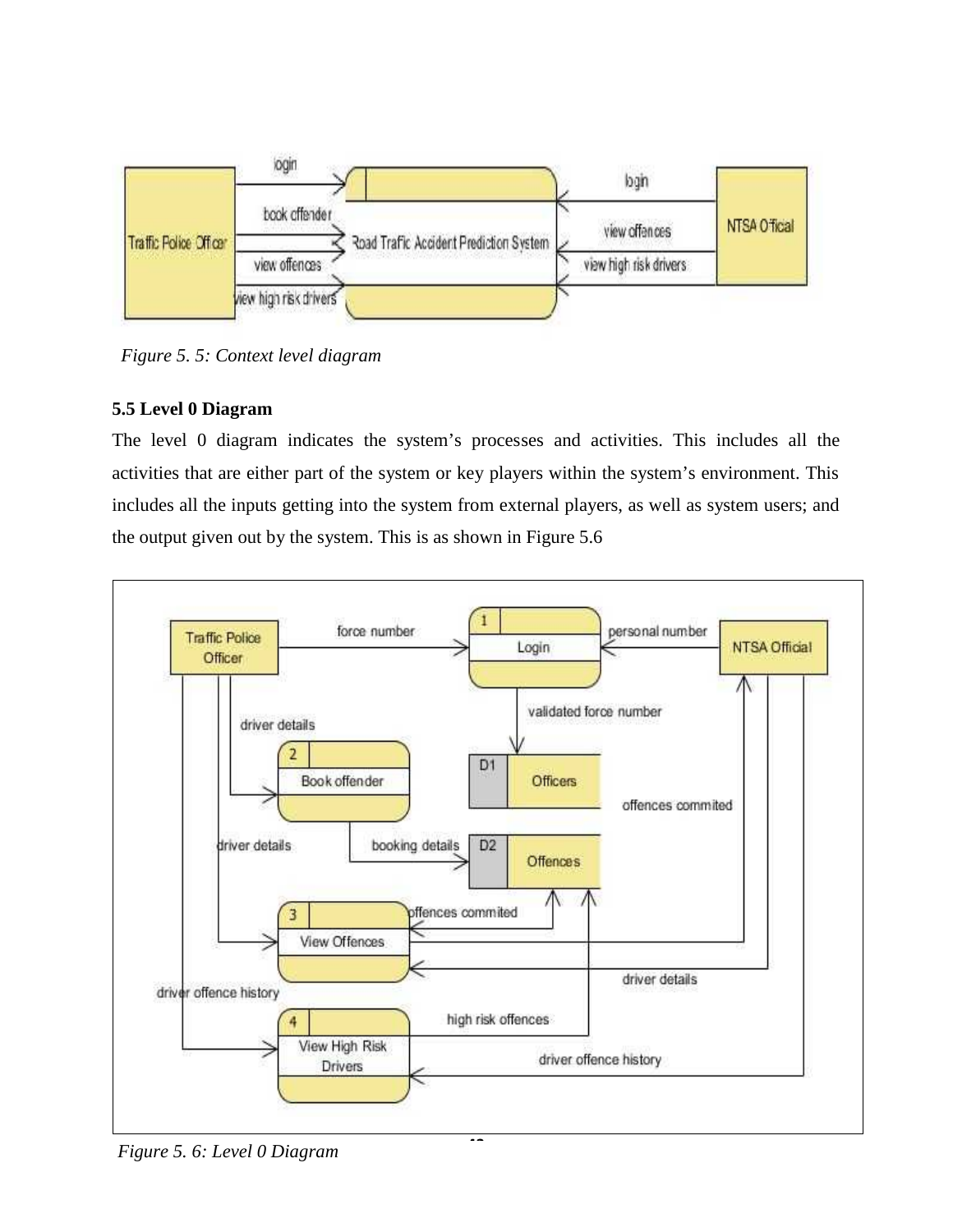login

book offender

view offences

view high risk drivers

Traffic Police Officer

Road Trafic Accident Prediction System

login

view offences

view high risk drivers

NTSA Offical

*Figure 5. 5: Context level diagram*

### 5.5 Level 0 Diagram

The level 0 diagram indicates the system's processes and activities. This includes all the activities that are either part of the system or key players within the system's environment. This includes all the inputs getting into the system from external players, as well as system users; and the output given out by the system. This is as shown in Figure 5.6

Traffic Police Officer

force number

1

Login

personal number

NTSA Official

validated force number

driver details

2

Book offender

D1

Officers

offences commited

driver details

booking details

D2

Offences

3

View Offences

offences commited

driver details

driver offence history

4

View High Risk Drivers

high risk offences

driver offence history

*Figure 5. 6: Level 0 Diagram*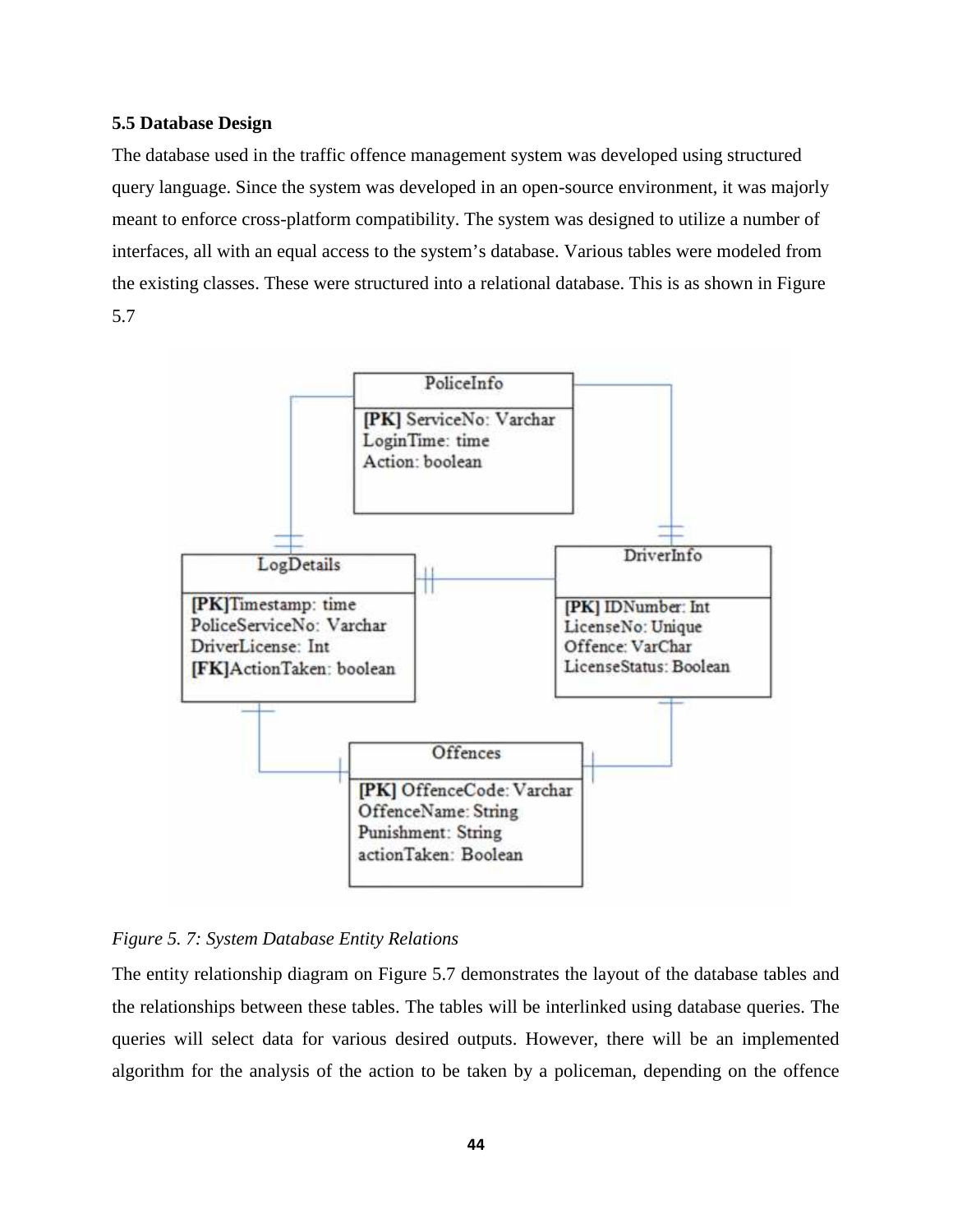**5.5 Database Design**

The database used in the traffic offence management system was developed using structured query language. Since the system was developed in an open-source environment, it was majorly meant to enforce cross-platform compatibility. The system was designed to utilize a number of interfaces, all with an equal access to the system's database. Various tables were modeled from the existing classes. These were structured into a relational database. This is as shown in Figure 5.7

PoliceInfo
[PK] ServiceNo: Varchar
LoginTime: time
Action: boolean

LogDetails
[PK]Timestamp: time
PoliceServiceNo: Varchar
DriverLicense: Int
[FK]ActionTaken: boolean

DriverInfo
[PK] IDNumber: Int
LicenseNo: Unique
Offence: VarChar
LicenseStatus: Boolean

Offences
[PK] OffenceCode: Varchar
OffenceName: String
Punishment: String
actionTaken: Boolean

*Figure 5. 7: System Database Entity Relations*

The entity relationship diagram on Figure 5.7 demonstrates the layout of the database tables and the relationships between these tables. The tables will be interlinked using database queries. The queries will select data for various desired outputs. However, there will be an implemented algorithm for the analysis of the action to be taken by a policeman, depending on the offence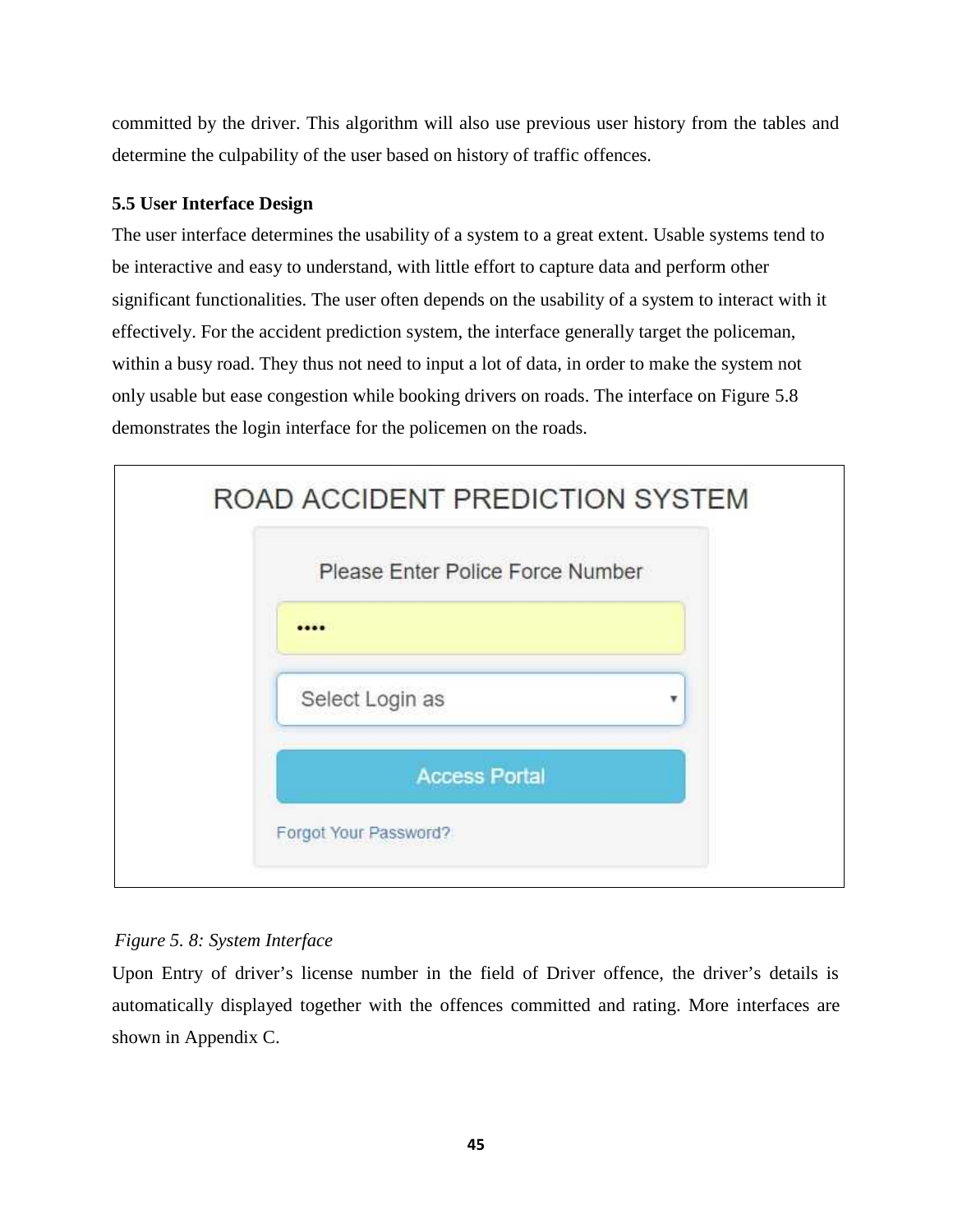committed by the driver. This algorithm will also use previous user history from the tables and determine the culpability of the user based on history of traffic offences.

### 5.5 User Interface Design

The user interface determines the usability of a system to a great extent. Usable systems tend to be interactive and easy to understand, with little effort to capture data and perform other significant functionalities. The user often depends on the usability of a system to interact with it effectively. For the accident prediction system, the interface generally target the policeman, within a busy road. They thus not need to input a lot of data, in order to make the system not only usable but ease congestion while booking drivers on roads. The interface on Figure 5.8 demonstrates the login interface for the policemen on the roads.

ROAD ACCIDENT PREDICTION SYSTEM

Please Enter Police Force Number

Select Login as

Access Portal

Forgot Your Password?

*Figure 5. 8: System Interface*

Upon Entry of driver's license number in the field of Driver offence, the driver's details is automatically displayed together with the offences committed and rating. More interfaces are shown in Appendix C.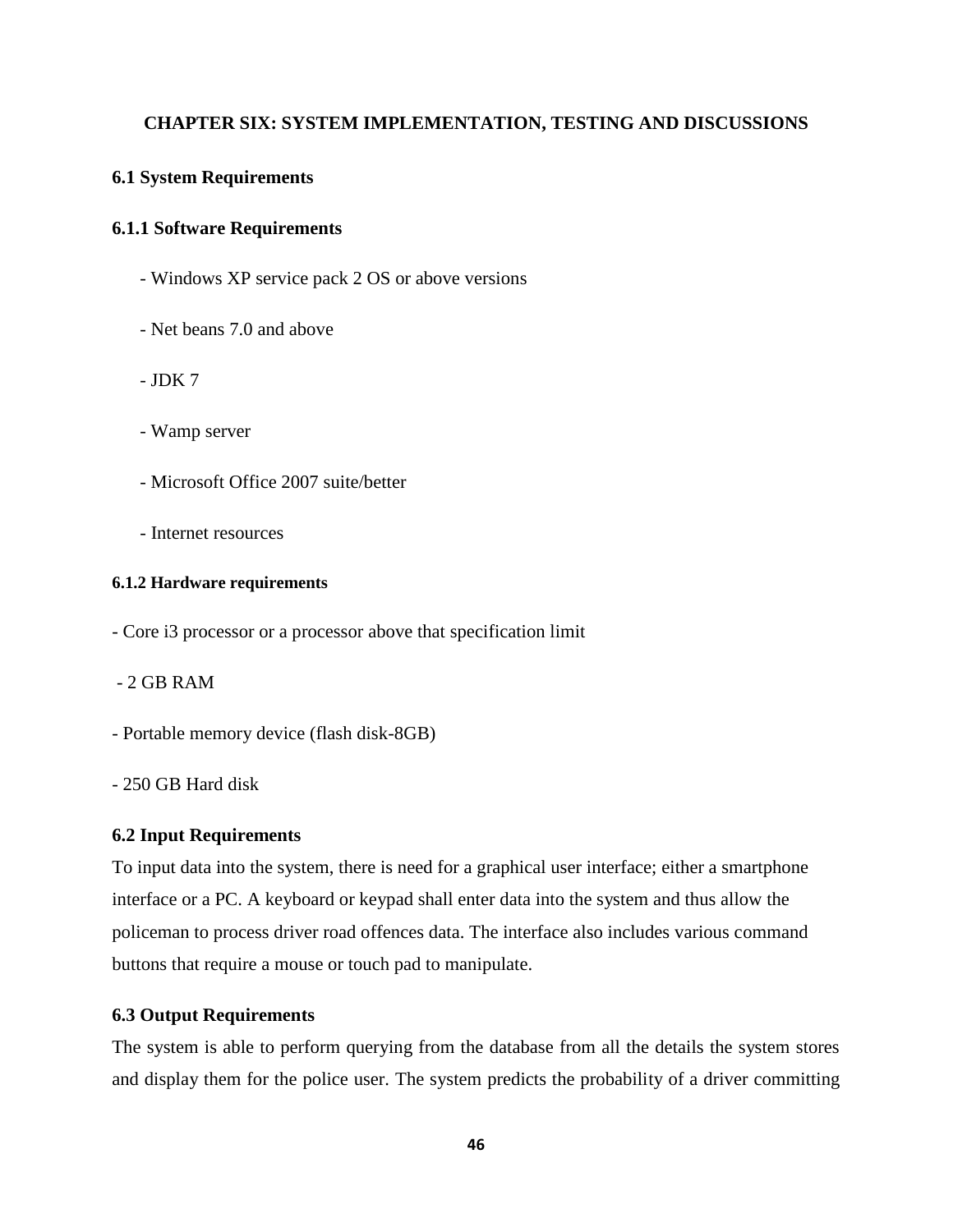## CHAPTER SIX: SYSTEM IMPLEMENTATION, TESTING AND DISCUSSIONS

### 6.1 System Requirements

#### 6.1.1 Software Requirements

- Windows XP service pack 2 OS or above versions
- Net beans 7.0 and above
- JDK 7
- Wamp server
- Microsoft Office 2007 suite/better
- Internet resources

#### 6.1.2 Hardware requirements

- Core i3 processor or a processor above that specification limit
- 2 GB RAM
- Portable memory device (flash disk-8GB)
- 250 GB Hard disk

### 6.2 Input Requirements

To input data into the system, there is need for a graphical user interface; either a smartphone interface or a PC. A keyboard or keypad shall enter data into the system and thus allow the policeman to process driver road offences data. The interface also includes various command buttons that require a mouse or touch pad to manipulate.

### 6.3 Output Requirements

The system is able to perform querying from the database from all the details the system stores and display them for the police user. The system predicts the probability of a driver committing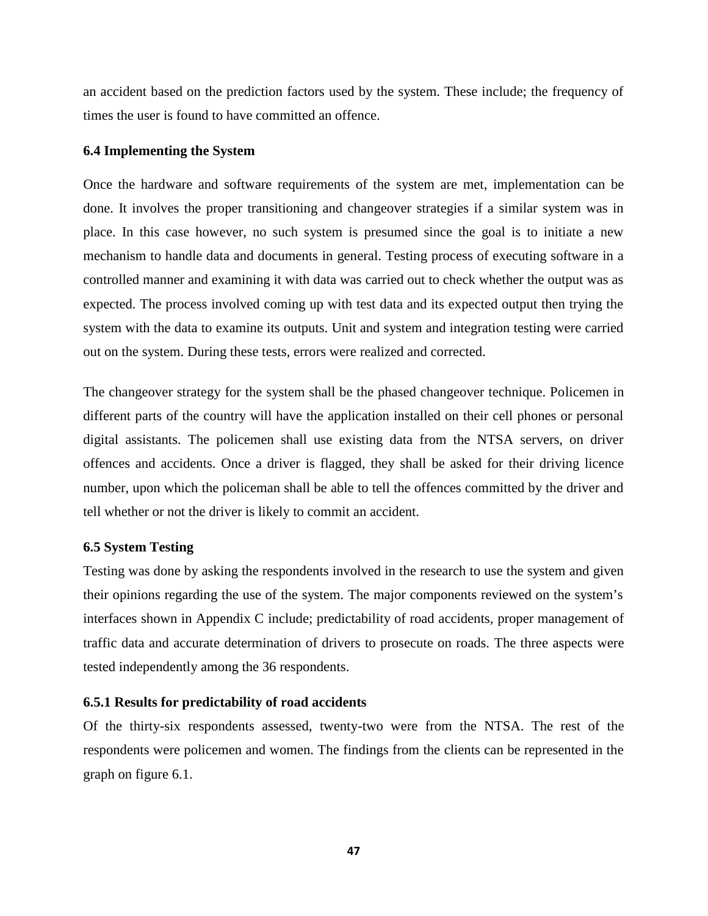an accident based on the prediction factors used by the system. These include; the frequency of times the user is found to have committed an offence.

### 6.4 Implementing the System

Once the hardware and software requirements of the system are met, implementation can be done. It involves the proper transitioning and changeover strategies if a similar system was in place. In this case however, no such system is presumed since the goal is to initiate a new mechanism to handle data and documents in general. Testing process of executing software in a controlled manner and examining it with data was carried out to check whether the output was as expected. The process involved coming up with test data and its expected output then trying the system with the data to examine its outputs. Unit and system and integration testing were carried out on the system. During these tests, errors were realized and corrected.

The changeover strategy for the system shall be the phased changeover technique. Policemen in different parts of the country will have the application installed on their cell phones or personal digital assistants. The policemen shall use existing data from the NTSA servers, on driver offences and accidents. Once a driver is flagged, they shall be asked for their driving licence number, upon which the policeman shall be able to tell the offences committed by the driver and tell whether or not the driver is likely to commit an accident.

### 6.5 System Testing

Testing was done by asking the respondents involved in the research to use the system and given their opinions regarding the use of the system. The major components reviewed on the system's interfaces shown in Appendix C include; predictability of road accidents, proper management of traffic data and accurate determination of drivers to prosecute on roads. The three aspects were tested independently among the 36 respondents.

#### 6.5.1 Results for predictability of road accidents

Of the thirty-six respondents assessed, twenty-two were from the NTSA. The rest of the respondents were policemen and women. The findings from the clients can be represented in the graph on figure 6.1.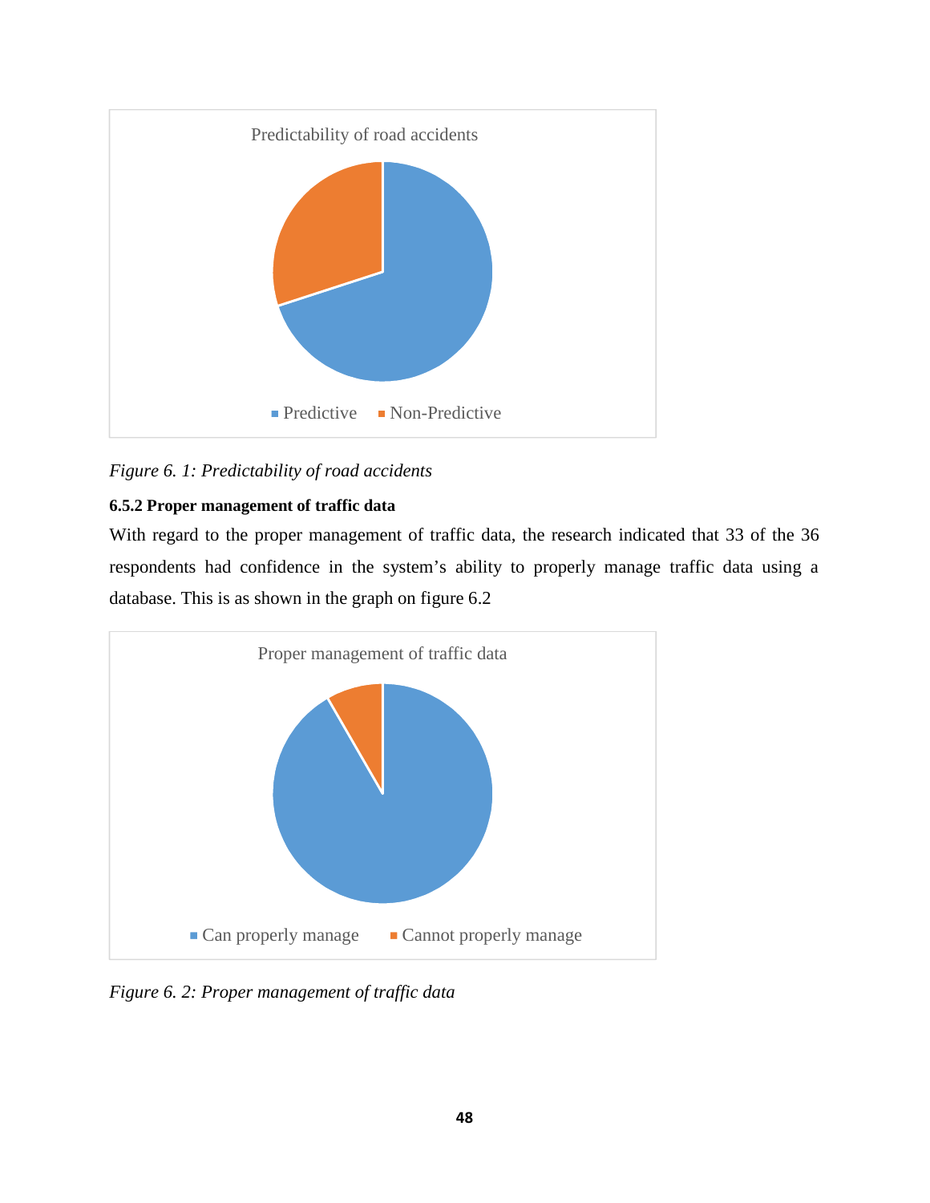Predictability of road accidents

Predictive
Non-Predictive

*Figure 6. 1: Predictability of road accidents*

**6.5.2 Proper management of traffic data**

With regard to the proper management of traffic data, the research indicated that 33 of the 36 respondents had confidence in the system's ability to properly manage traffic data using a database. This is as shown in the graph on figure 6.2

Proper management of traffic data

Can properly manage
Cannot properly manage

*Figure 6. 2: Proper management of traffic data*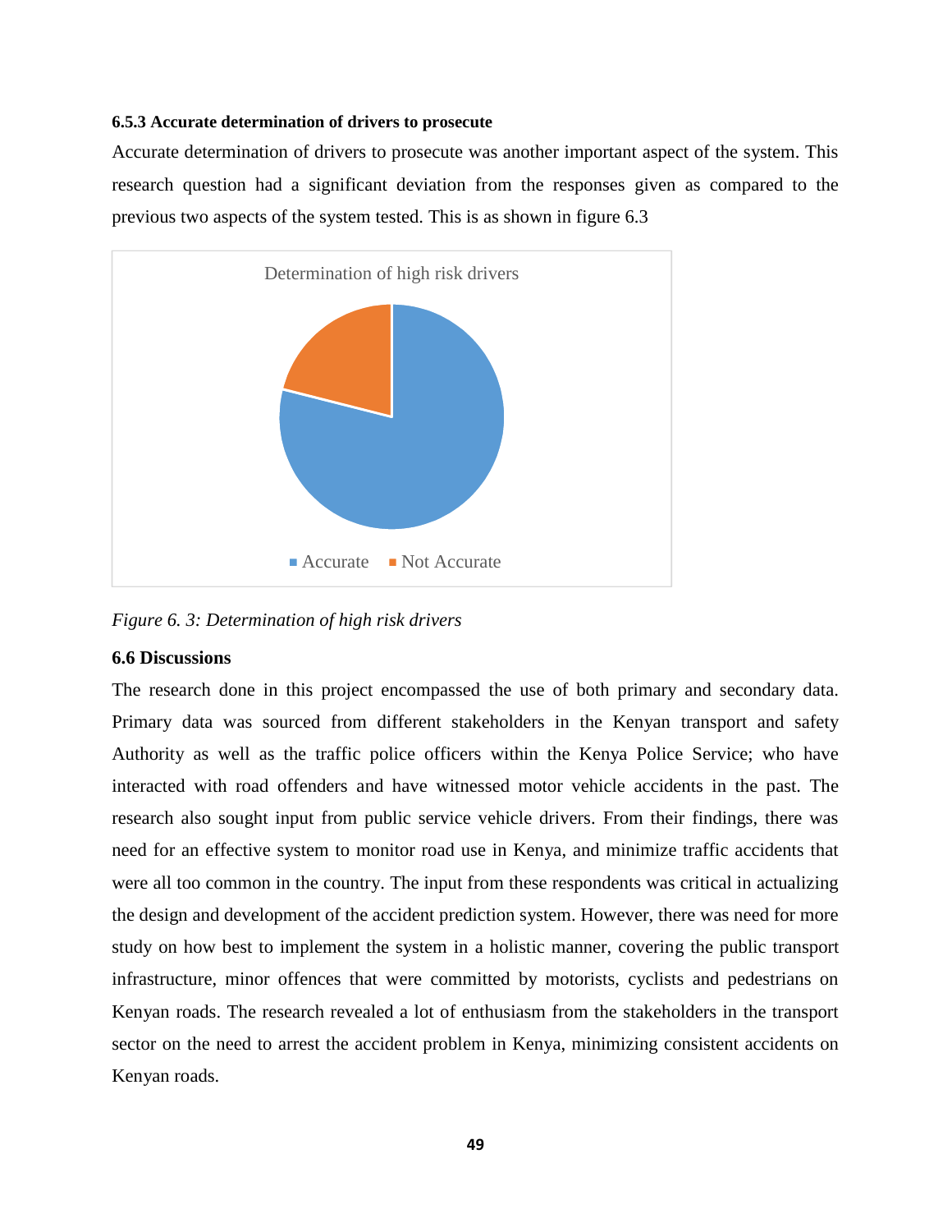#### 6.5.3 Accurate determination of drivers to prosecute

Accurate determination of drivers to prosecute was another important aspect of the system. This research question had a significant deviation from the responses given as compared to the previous two aspects of the system tested. This is as shown in figure 6.3

Determination of high risk drivers

Accurate
Not Accurate

*Figure 6. 3: Determination of high risk drivers*

### 6.6 Discussions

The research done in this project encompassed the use of both primary and secondary data. Primary data was sourced from different stakeholders in the Kenyan transport and safety Authority as well as the traffic police officers within the Kenya Police Service; who have interacted with road offenders and have witnessed motor vehicle accidents in the past. The research also sought input from public service vehicle drivers. From their findings, there was need for an effective system to monitor road use in Kenya, and minimize traffic accidents that were all too common in the country. The input from these respondents was critical in actualizing the design and development of the accident prediction system. However, there was need for more study on how best to implement the system in a holistic manner, covering the public transport infrastructure, minor offences that were committed by motorists, cyclists and pedestrians on Kenyan roads. The research revealed a lot of enthusiasm from the stakeholders in the transport sector on the need to arrest the accident problem in Kenya, minimizing consistent accidents on Kenyan roads.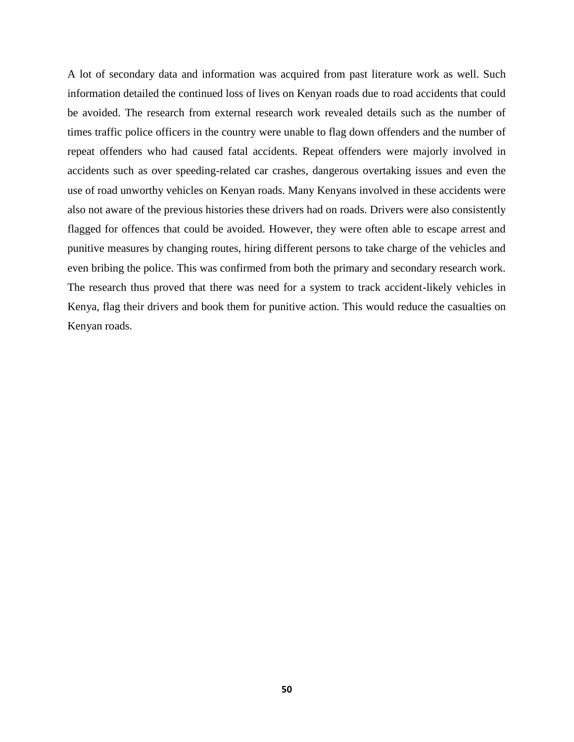A lot of secondary data and information was acquired from past literature work as well. Such information detailed the continued loss of lives on Kenyan roads due to road accidents that could be avoided. The research from external research work revealed details such as the number of times traffic police officers in the country were unable to flag down offenders and the number of repeat offenders who had caused fatal accidents. Repeat offenders were majorly involved in accidents such as over speeding-related car crashes, dangerous overtaking issues and even the use of road unworthy vehicles on Kenyan roads. Many Kenyans involved in these accidents were also not aware of the previous histories these drivers had on roads. Drivers were also consistently flagged for offences that could be avoided. However, they were often able to escape arrest and punitive measures by changing routes, hiring different persons to take charge of the vehicles and even bribing the police. This was confirmed from both the primary and secondary research work. The research thus proved that there was need for a system to track accident-likely vehicles in Kenya, flag their drivers and book them for punitive action. This would reduce the casualties on Kenyan roads.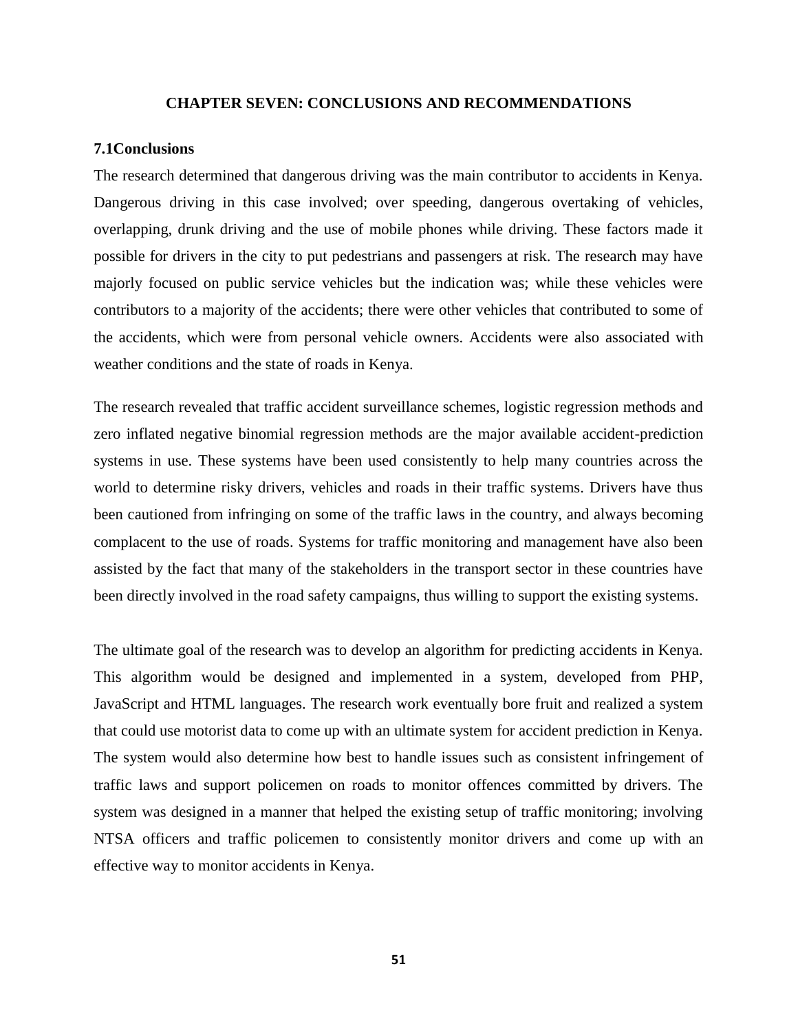# CHAPTER SEVEN: CONCLUSIONS AND RECOMMENDATIONS

## 7.1Conclusions

The research determined that dangerous driving was the main contributor to accidents in Kenya. Dangerous driving in this case involved; over speeding, dangerous overtaking of vehicles, overlapping, drunk driving and the use of mobile phones while driving. These factors made it possible for drivers in the city to put pedestrians and passengers at risk. The research may have majorly focused on public service vehicles but the indication was; while these vehicles were contributors to a majority of the accidents; there were other vehicles that contributed to some of the accidents, which were from personal vehicle owners. Accidents were also associated with weather conditions and the state of roads in Kenya.

The research revealed that traffic accident surveillance schemes, logistic regression methods and zero inflated negative binomial regression methods are the major available accident-prediction systems in use. These systems have been used consistently to help many countries across the world to determine risky drivers, vehicles and roads in their traffic systems. Drivers have thus been cautioned from infringing on some of the traffic laws in the country, and always becoming complacent to the use of roads. Systems for traffic monitoring and management have also been assisted by the fact that many of the stakeholders in the transport sector in these countries have been directly involved in the road safety campaigns, thus willing to support the existing systems.

The ultimate goal of the research was to develop an algorithm for predicting accidents in Kenya. This algorithm would be designed and implemented in a system, developed from PHP, JavaScript and HTML languages. The research work eventually bore fruit and realized a system that could use motorist data to come up with an ultimate system for accident prediction in Kenya. The system would also determine how best to handle issues such as consistent infringement of traffic laws and support policemen on roads to monitor offences committed by drivers. The system was designed in a manner that helped the existing setup of traffic monitoring; involving NTSA officers and traffic policemen to consistently monitor drivers and come up with an effective way to monitor accidents in Kenya.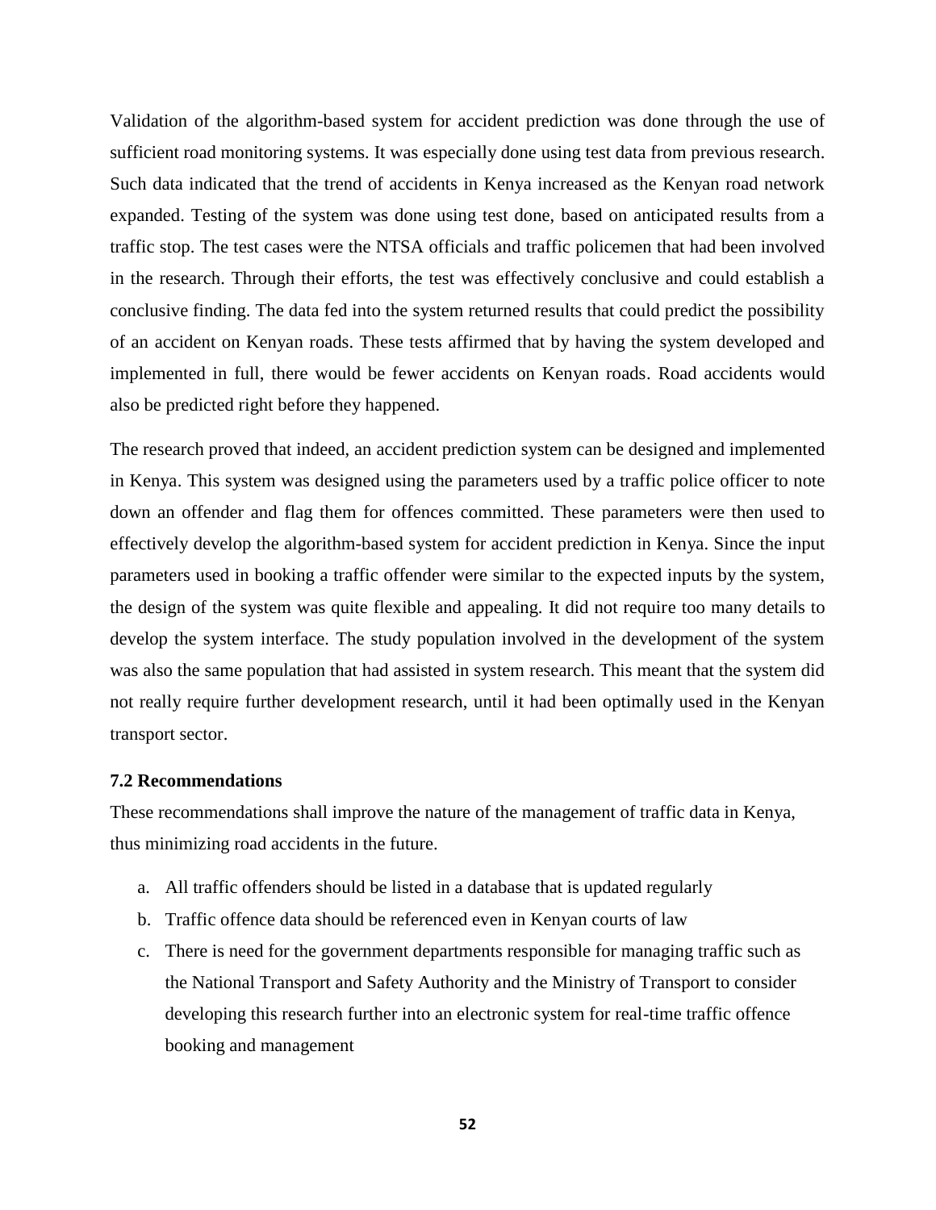Validation of the algorithm-based system for accident prediction was done through the use of sufficient road monitoring systems. It was especially done using test data from previous research. Such data indicated that the trend of accidents in Kenya increased as the Kenyan road network expanded. Testing of the system was done using test done, based on anticipated results from a traffic stop. The test cases were the NTSA officials and traffic policemen that had been involved in the research. Through their efforts, the test was effectively conclusive and could establish a conclusive finding. The data fed into the system returned results that could predict the possibility of an accident on Kenyan roads. These tests affirmed that by having the system developed and implemented in full, there would be fewer accidents on Kenyan roads. Road accidents would also be predicted right before they happened.

The research proved that indeed, an accident prediction system can be designed and implemented in Kenya. This system was designed using the parameters used by a traffic police officer to note down an offender and flag them for offences committed. These parameters were then used to effectively develop the algorithm-based system for accident prediction in Kenya. Since the input parameters used in booking a traffic offender were similar to the expected inputs by the system, the design of the system was quite flexible and appealing. It did not require too many details to develop the system interface. The study population involved in the development of the system was also the same population that had assisted in system research. This meant that the system did not really require further development research, until it had been optimally used in the Kenyan transport sector.

### 7.2 Recommendations

These recommendations shall improve the nature of the management of traffic data in Kenya, thus minimizing road accidents in the future.

a. All traffic offenders should be listed in a database that is updated regularly
b. Traffic offence data should be referenced even in Kenyan courts of law
c. There is need for the government departments responsible for managing traffic such as the National Transport and Safety Authority and the Ministry of Transport to consider developing this research further into an electronic system for real-time traffic offence booking and management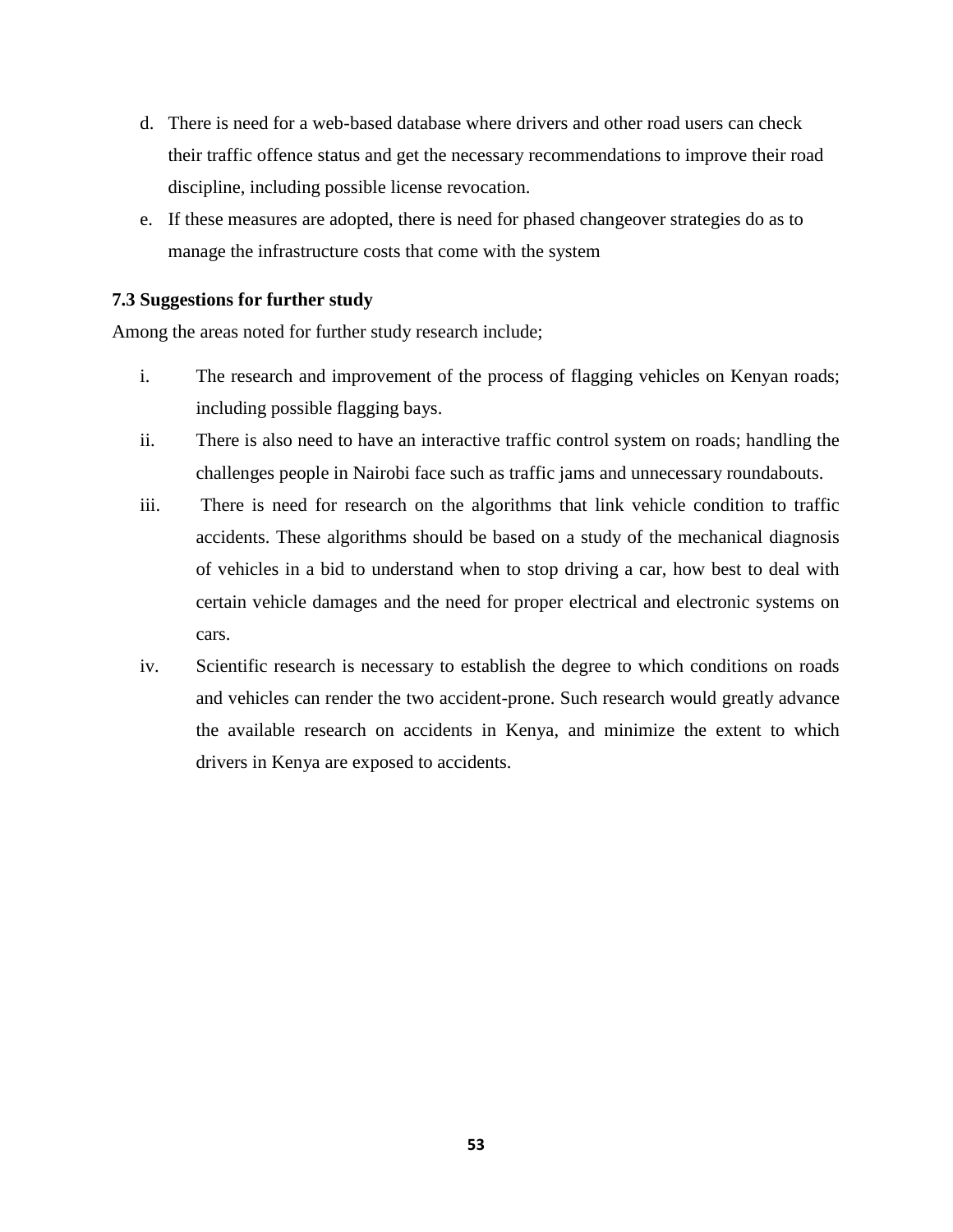d. There is need for a web-based database where drivers and other road users can check their traffic offence status and get the necessary recommendations to improve their road discipline, including possible license revocation.
e. If these measures are adopted, there is need for phased changeover strategies do as to manage the infrastructure costs that come with the system

### 7.3 Suggestions for further study

Among the areas noted for further study research include;

i. The research and improvement of the process of flagging vehicles on Kenyan roads; including possible flagging bays.
ii. There is also need to have an interactive traffic control system on roads; handling the challenges people in Nairobi face such as traffic jams and unnecessary roundabouts.
iii. There is need for research on the algorithms that link vehicle condition to traffic accidents. These algorithms should be based on a study of the mechanical diagnosis of vehicles in a bid to understand when to stop driving a car, how best to deal with certain vehicle damages and the need for proper electrical and electronic systems on cars.
iv. Scientific research is necessary to establish the degree to which conditions on roads and vehicles can render the two accident-prone. Such research would greatly advance the available research on accidents in Kenya, and minimize the extent to which drivers in Kenya are exposed to accidents.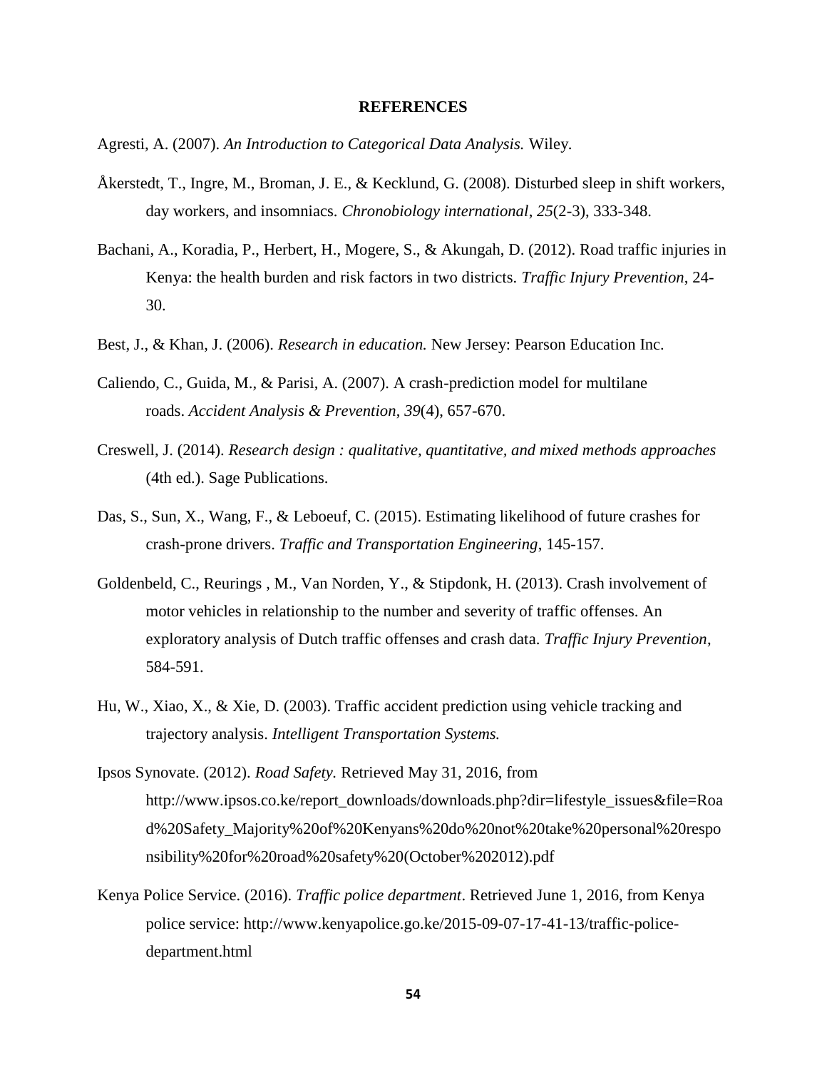**REFERENCES**

Agresti, A. (2007). *An Introduction to Categorical Data Analysis.* Wiley.

Åkerstedt, T., Ingre, M., Broman, J. E., & Kecklund, G. (2008). Disturbed sleep in shift workers, day workers, and insomniacs. *Chronobiology international*, *25*(2-3), 333-348.

Bachani, A., Koradia, P., Herbert, H., Mogere, S., & Akungah, D. (2012). Road traffic injuries in Kenya: the health burden and risk factors in two districts. *Traffic Injury Prevention*, 24-30.

Best, J., & Khan, J. (2006). *Research in education.* New Jersey: Pearson Education Inc.

Caliendo, C., Guida, M., & Parisi, A. (2007). A crash-prediction model for multilane roads. *Accident Analysis & Prevention*, *39*(4), 657-670.

Creswell, J. (2014). *Research design : qualitative, quantitative, and mixed methods approaches* (4th ed.). Sage Publications.

Das, S., Sun, X., Wang, F., & Leboeuf, C. (2015). Estimating likelihood of future crashes for crash-prone drivers. *Traffic and Transportation Engineering*, 145-157.

Goldenbeld, C., Reurings , M., Van Norden, Y., & Stipdonk, H. (2013). Crash involvement of motor vehicles in relationship to the number and severity of traffic offenses. An exploratory analysis of Dutch traffic offenses and crash data. *Traffic Injury Prevention*, 584-591.

Hu, W., Xiao, X., & Xie, D. (2003). Traffic accident prediction using vehicle tracking and trajectory analysis. *Intelligent Transportation Systems.*

Ipsos Synovate. (2012). *Road Safety.* Retrieved May 31, 2016, from http://www.ipsos.co.ke/report_downloads/downloads.php?dir=lifestyle_issues&file=Road%20Safety_Majority%20of%20Kenyans%20do%20not%20take%20personal%20responsibility%20for%20road%20safety%20(October%202012).pdf

Kenya Police Service. (2016). *Traffic police department*. Retrieved June 1, 2016, from Kenya police service: http://www.kenyapolice.go.ke/2015-09-07-17-41-13/traffic-police-department.html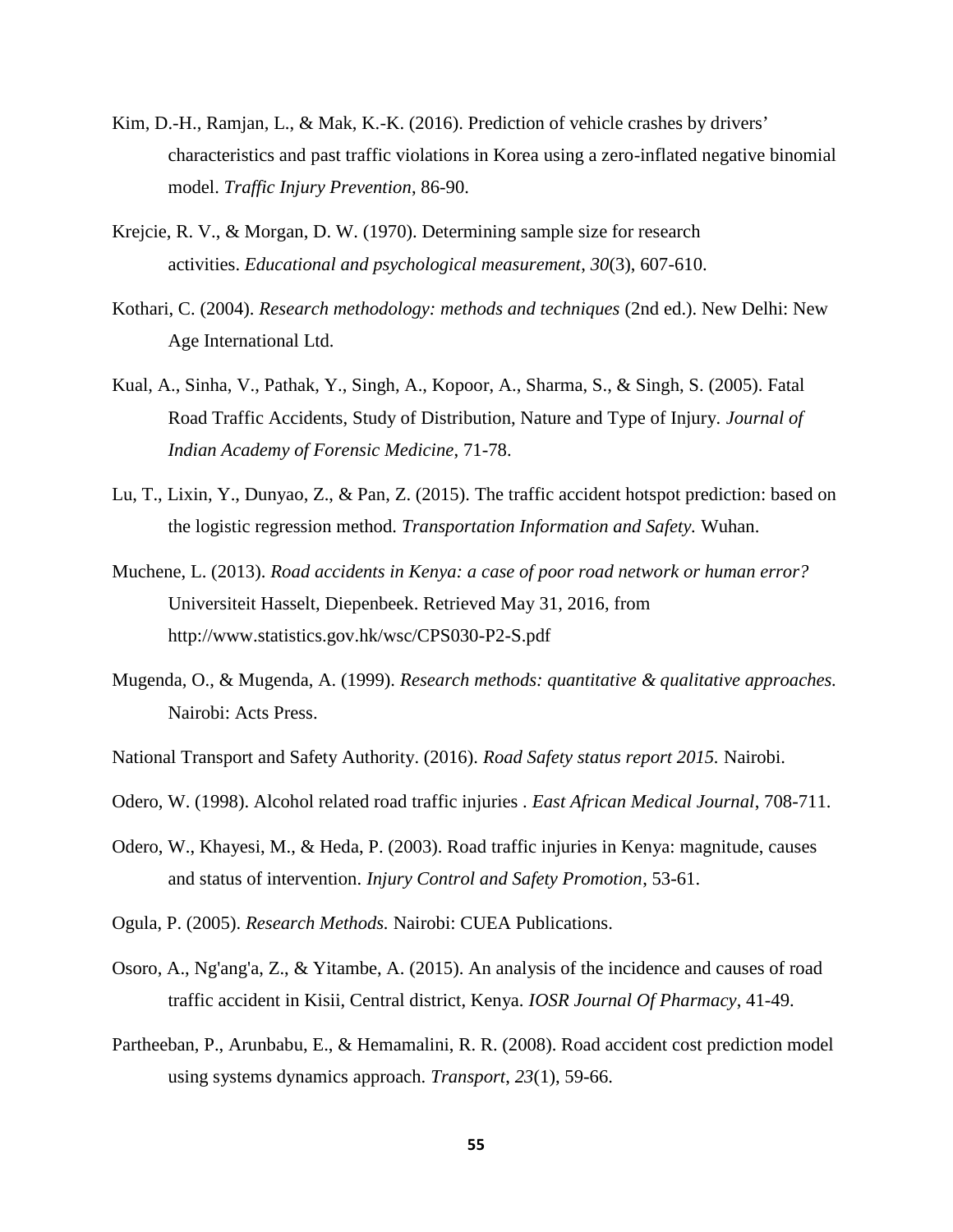Kim, D.-H., Ramjan, L., & Mak, K.-K. (2016). Prediction of vehicle crashes by drivers' characteristics and past traffic violations in Korea using a zero-inflated negative binomial model. *Traffic Injury Prevention*, 86-90.

Krejcie, R. V., & Morgan, D. W. (1970). Determining sample size for research activities. *Educational and psychological measurement*, *30*(3), 607-610.

Kothari, C. (2004). *Research methodology: methods and techniques* (2nd ed.). New Delhi: New Age International Ltd.

Kual, A., Sinha, V., Pathak, Y., Singh, A., Kopoor, A., Sharma, S., & Singh, S. (2005). Fatal Road Traffic Accidents, Study of Distribution, Nature and Type of Injury. *Journal of Indian Academy of Forensic Medicine*, 71-78.

Lu, T., Lixin, Y., Dunyao, Z., & Pan, Z. (2015). The traffic accident hotspot prediction: based on the logistic regression method. *Transportation Information and Safety.* Wuhan.

Muchene, L. (2013). *Road accidents in Kenya: a case of poor road network or human error?* Universiteit Hasselt, Diepenbeek. Retrieved May 31, 2016, from http://www.statistics.gov.hk/wsc/CPS030-P2-S.pdf

Mugenda, O., & Mugenda, A. (1999). *Research methods: quantitative & qualitative approaches.* Nairobi: Acts Press.

National Transport and Safety Authority. (2016). *Road Safety status report 2015.* Nairobi.

Odero, W. (1998). Alcohol related road traffic injuries . *East African Medical Journal*, 708-711.

Odero, W., Khayesi, M., & Heda, P. (2003). Road traffic injuries in Kenya: magnitude, causes and status of intervention. *Injury Control and Safety Promotion*, 53-61.

Ogula, P. (2005). *Research Methods.* Nairobi: CUEA Publications.

Osoro, A., Ng'ang'a, Z., & Yitambe, A. (2015). An analysis of the incidence and causes of road traffic accident in Kisii, Central district, Kenya. *IOSR Journal Of Pharmacy*, 41-49.

Partheeban, P., Arunbabu, E., & Hemamalini, R. R. (2008). Road accident cost prediction model using systems dynamics approach. *Transport*, *23*(1), 59-66.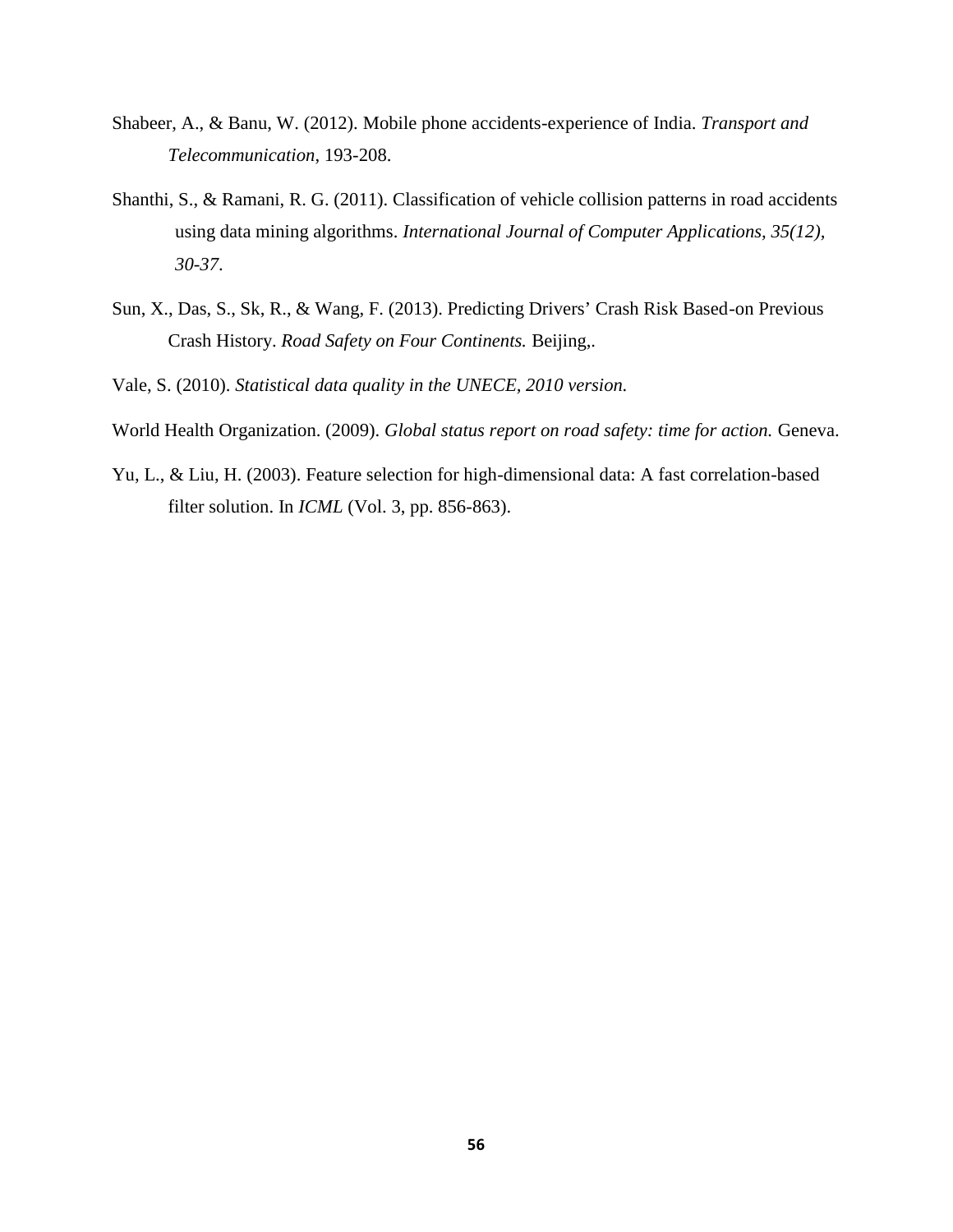Shabeer, A., & Banu, W. (2012). Mobile phone accidents-experience of India. *Transport and Telecommunication*, 193-208.

Shanthi, S., & Ramani, R. G. (2011). Classification of vehicle collision patterns in road accidents using data mining algorithms. *International Journal of Computer Applications, 35(12), 30-37*.

Sun, X., Das, S., Sk, R., & Wang, F. (2013). Predicting Drivers' Crash Risk Based-on Previous Crash History. *Road Safety on Four Continents.* Beijing,.

Vale, S. (2010). *Statistical data quality in the UNECE, 2010 version.*

World Health Organization. (2009). *Global status report on road safety: time for action.* Geneva.

Yu, L., & Liu, H. (2003). Feature selection for high-dimensional data: A fast correlation-based filter solution. In *ICML* (Vol. 3, pp. 856-863).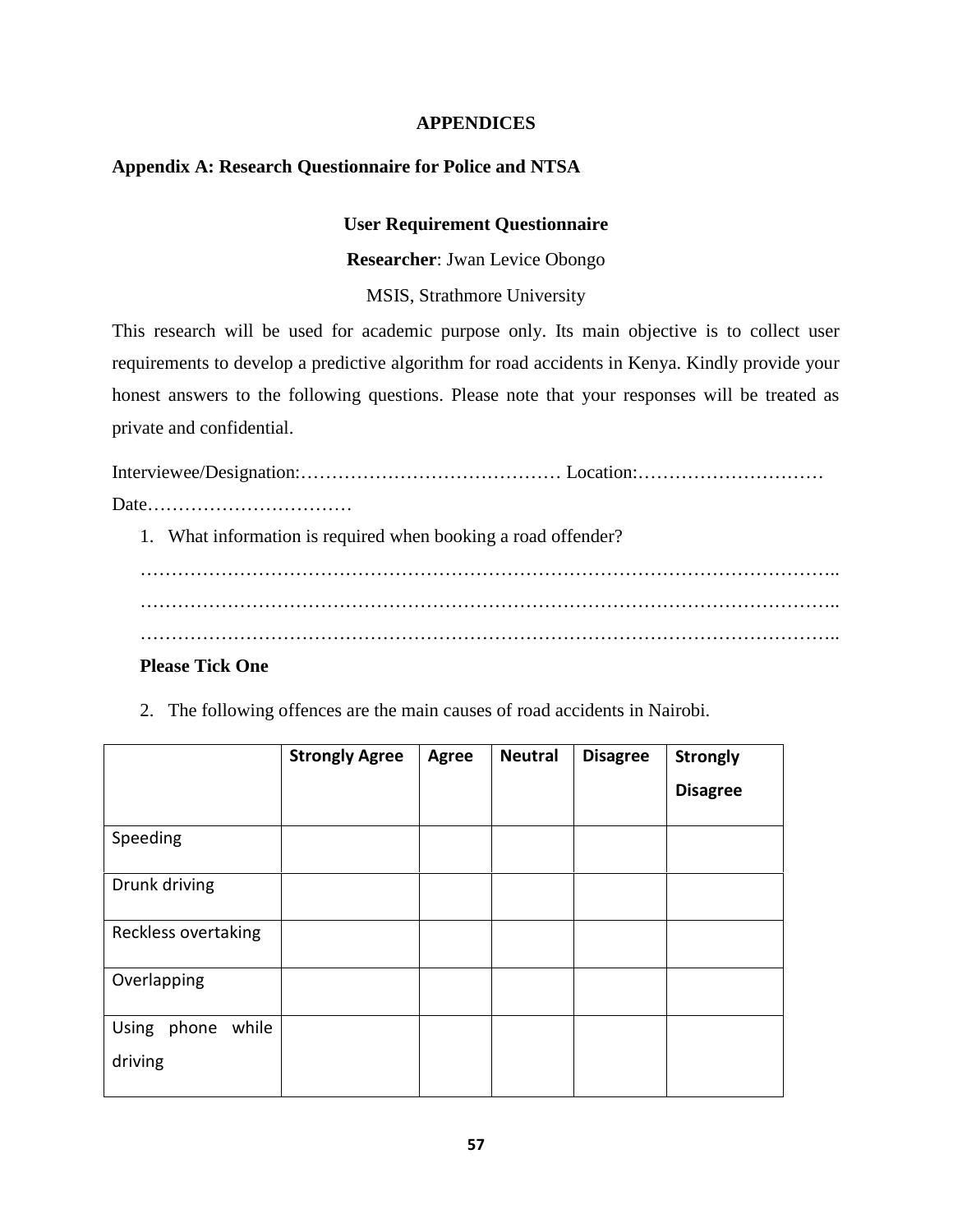# APPENDICES

## Appendix A: Research Questionnaire for Police and NTSA

**User Requirement Questionnaire**

**Researcher**: Jwan Levice Obongo

MSIS, Strathmore University

This research will be used for academic purpose only. Its main objective is to collect user requirements to develop a predictive algorithm for road accidents in Kenya. Kindly provide your honest answers to the following questions. Please note that your responses will be treated as private and confidential.

Interviewee/Designation:…………………………………… Location:…………………………

Date……………………………

1. What information is required when booking a road offender?

   ………………………………………………………………………………………………..
   ………………………………………………………………………………………………..
   ………………………………………………………………………………………………..

   **Please Tick One**

2. The following offences are the main causes of road accidents in Nairobi.

| | Strongly Agree | Agree | Neutral | Disagree | Strongly Disagree |
|---|---|---|---|---|---|
| Speeding | | | | | |
| Drunk driving | | | | | |
| Reckless overtaking | | | | | |
| Overlapping | | | | | |
| Using phone while driving | | | | | |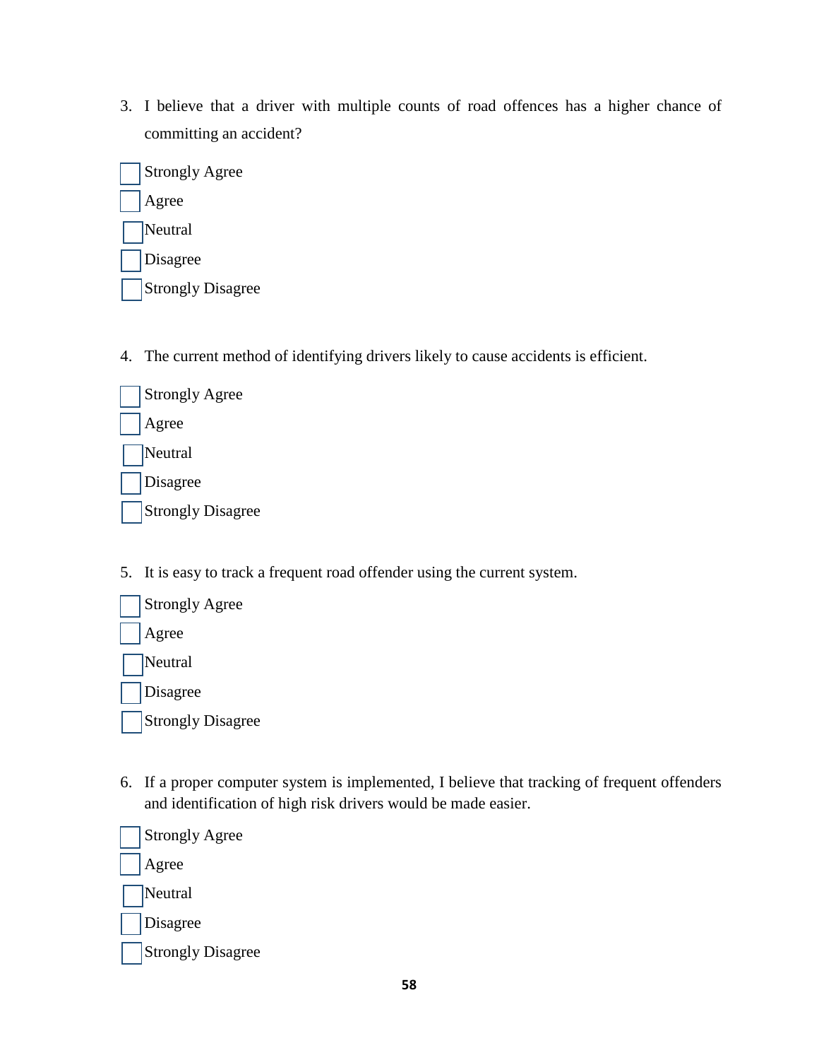3. I believe that a driver with multiple counts of road offences has a higher chance of committing an accident?

- [ ] Strongly Agree
- [ ] Agree
- [ ] Neutral
- [ ] Disagree
- [ ] Strongly Disagree

4. The current method of identifying drivers likely to cause accidents is efficient.

- [ ] Strongly Agree
- [ ] Agree
- [ ] Neutral
- [ ] Disagree
- [ ] Strongly Disagree

5. It is easy to track a frequent road offender using the current system.

- [ ] Strongly Agree
- [ ] Agree
- [ ] Neutral
- [ ] Disagree
- [ ] Strongly Disagree

6. If a proper computer system is implemented, I believe that tracking of frequent offenders and identification of high risk drivers would be made easier.

- [ ] Strongly Agree
- [ ] Agree
- [ ] Neutral
- [ ] Disagree
- [ ] Strongly Disagree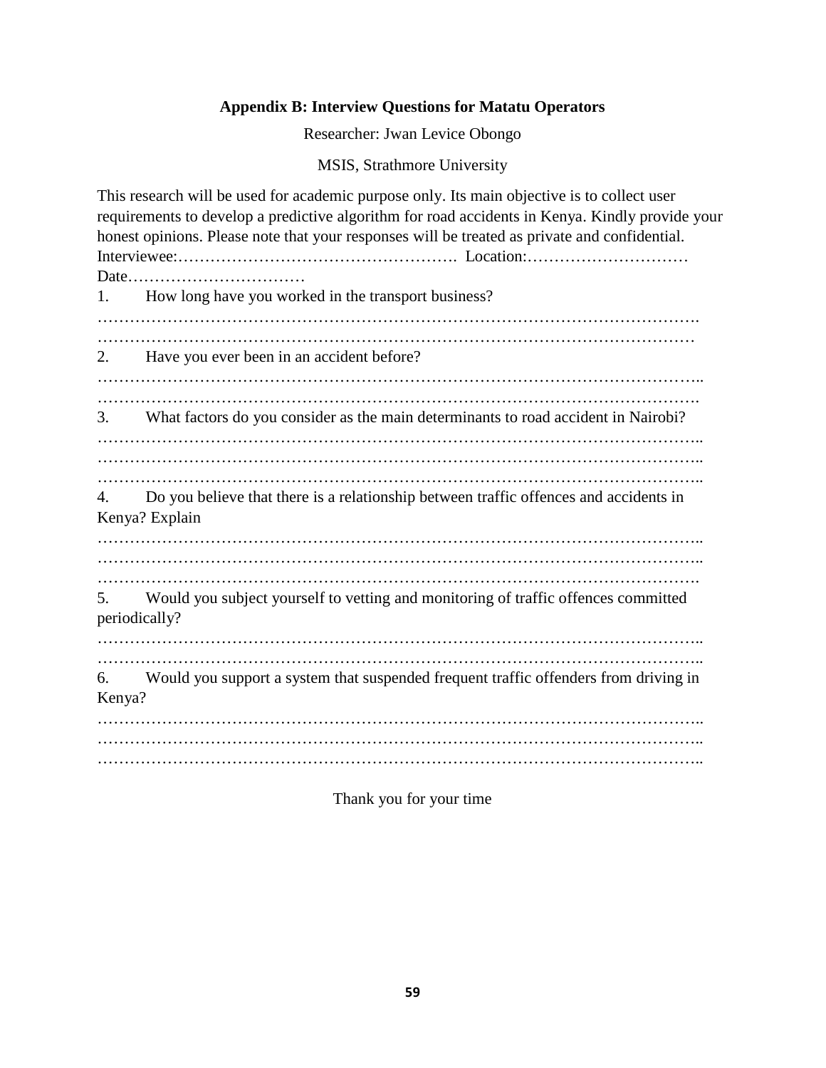## Appendix B: Interview Questions for Matatu Operators

Researcher: Jwan Levice Obongo

MSIS, Strathmore University

This research will be used for academic purpose only. Its main objective is to collect user requirements to develop a predictive algorithm for road accidents in Kenya. Kindly provide your honest opinions. Please note that your responses will be treated as private and confidential.

Interviewee:……………………………………………. Location:………………………… Date……………………………

1. How long have you worked in the transport business?

………………………………………………………………………………………………….
…………………………………………………………………………………………………

2. Have you ever been in an accident before?

…………………………………………………………………………………………………..
………………………………………………………………………………………………….

3. What factors do you consider as the main determinants to road accident in Nairobi?

…………………………………………………………………………………………………..
…………………………………………………………………………………………………..
…………………………………………………………………………………………………..

4. Do you believe that there is a relationship between traffic offences and accidents in Kenya? Explain

…………………………………………………………………………………………………..
…………………………………………………………………………………………………..
………………………………………………………………………………………………….

5. Would you subject yourself to vetting and monitoring of traffic offences committed periodically?

…………………………………………………………………………………………………..
…………………………………………………………………………………………………..

6. Would you support a system that suspended frequent traffic offenders from driving in Kenya?

…………………………………………………………………………………………………..
…………………………………………………………………………………………………..
…………………………………………………………………………………………………..

Thank you for your time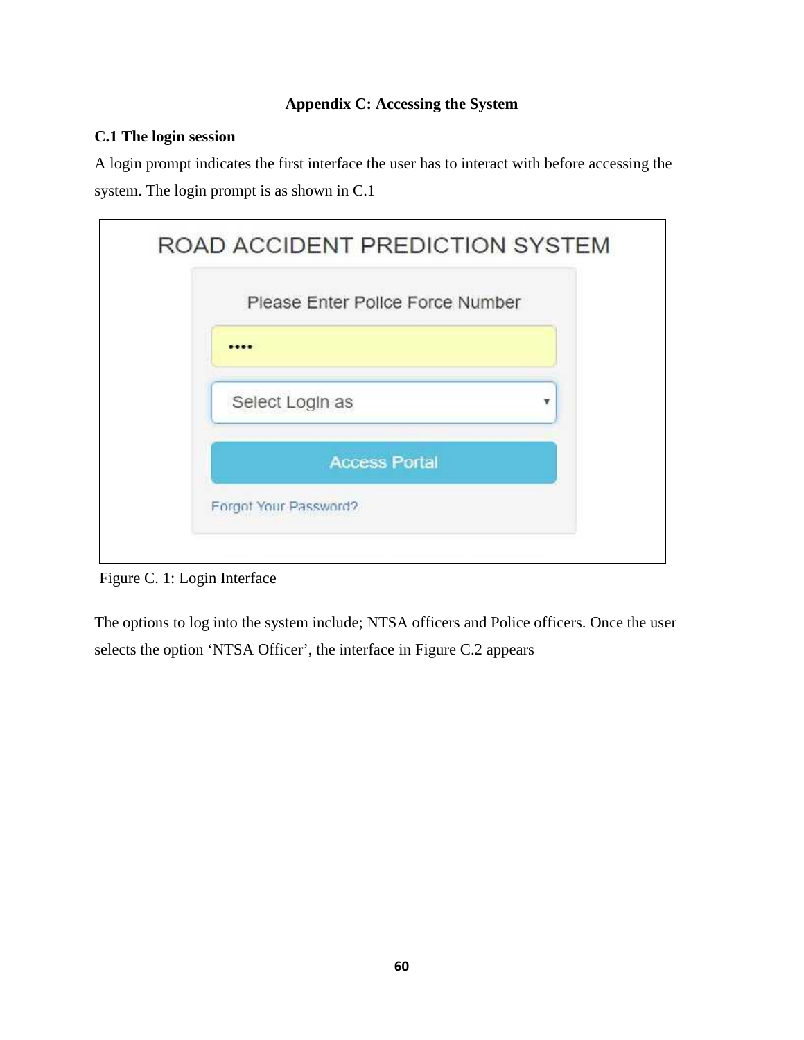# Appendix C: Accessing the System

## C.1 The login session

A login prompt indicates the first interface the user has to interact with before accessing the system. The login prompt is as shown in C.1

ROAD ACCIDENT PREDICTION SYSTEM

Please Enter Police Force Number

••••

Select Login as

Access Portal

Forgot Your Password?

Figure C. 1: Login Interface

The options to log into the system include; NTSA officers and Police officers. Once the user selects the option 'NTSA Officer', the interface in Figure C.2 appears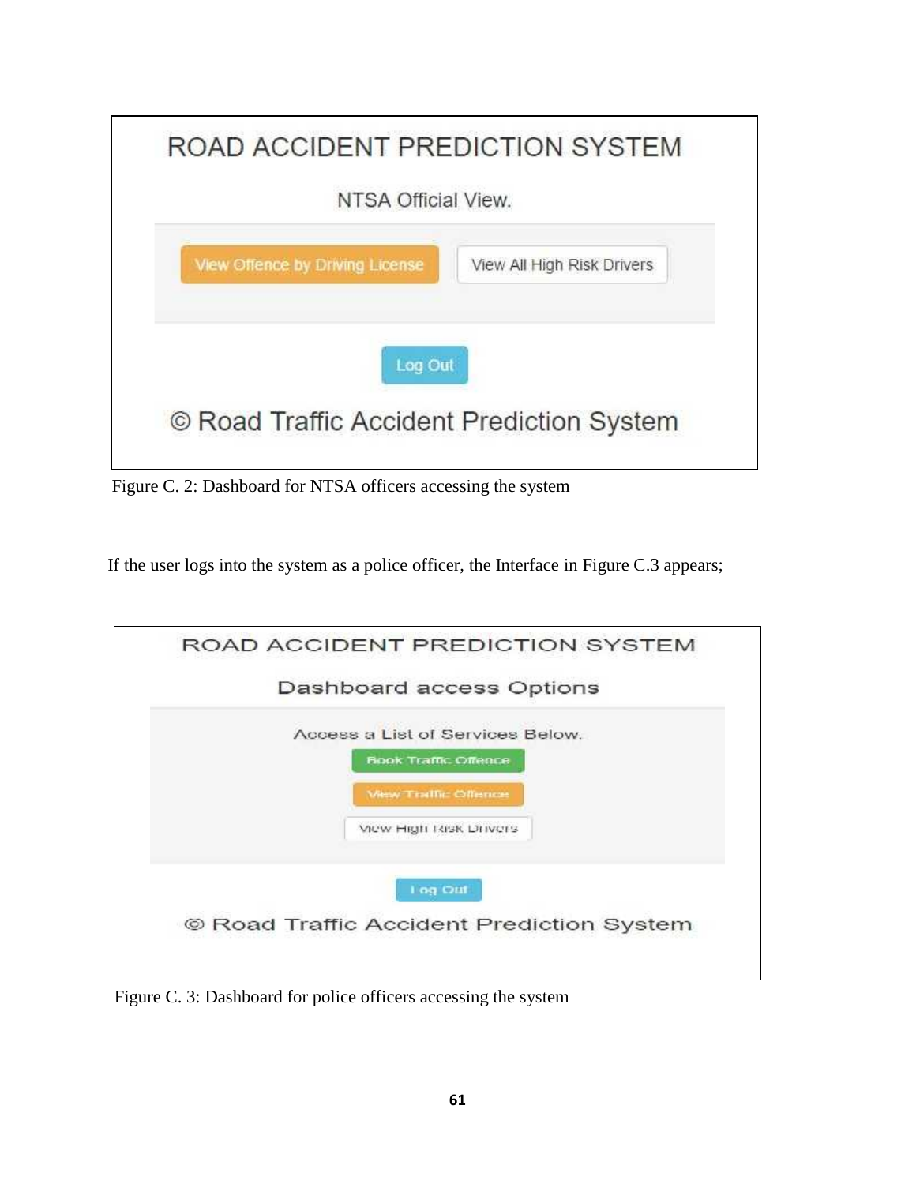ROAD ACCIDENT PREDICTION SYSTEM

NTSA Official View.

View Offence by Driving License

View All High Risk Drivers

Log Out

© Road Traffic Accident Prediction System

Figure C. 2: Dashboard for NTSA officers accessing the system

If the user logs into the system as a police officer, the Interface in Figure C.3 appears;

ROAD ACCIDENT PREDICTION SYSTEM

Dashboard access Options

Access a List of Services Below.

Book Traffic Offence

View Traffic Offence

View High Risk Drivers

Log Out

© Road Traffic Accident Prediction System

Figure C. 3: Dashboard for police officers accessing the system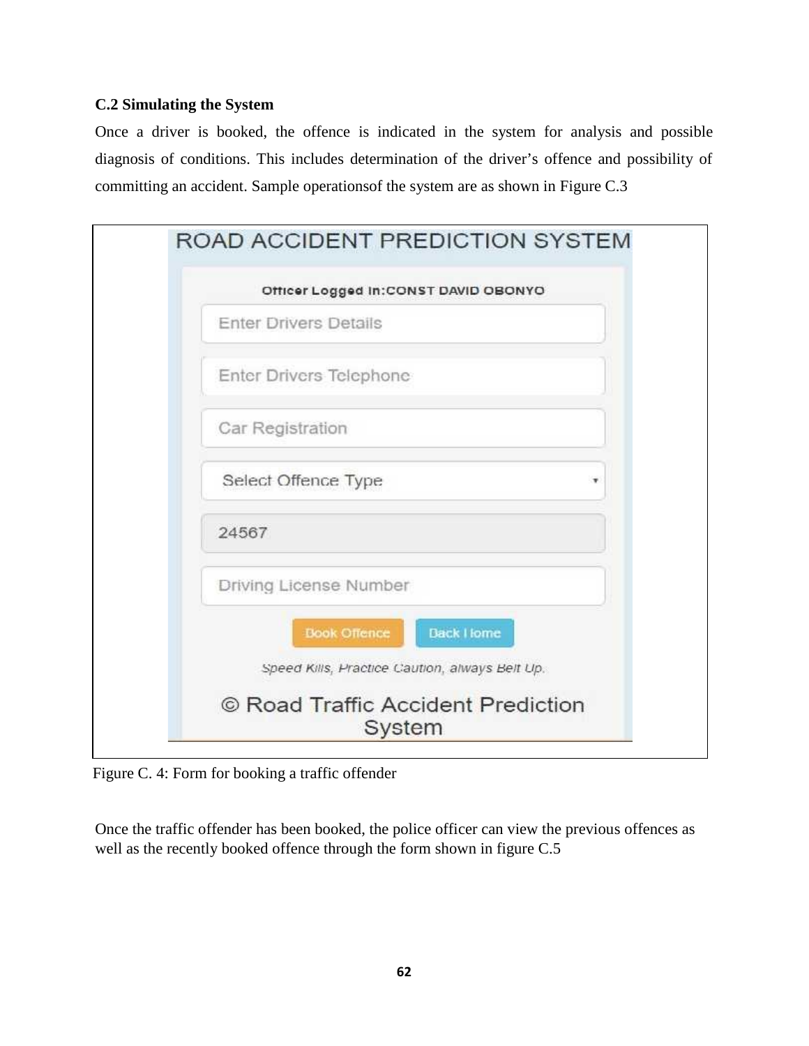### C.2 Simulating the System

Once a driver is booked, the offence is indicated in the system for analysis and possible diagnosis of conditions. This includes determination of the driver's offence and possibility of committing an accident. Sample operationsof the system are as shown in Figure C.3

ROAD ACCIDENT PREDICTION SYSTEM

Officer Logged In:CONST DAVID OBONYO

Enter Drivers Details

Enter Drivers Telephone

Car Registration

Select Offence Type

24567

Driving License Number

Book Offence

Back Home

Speed Kills, Practice Caution, always Belt Up.

© Road Traffic Accident Prediction System

Figure C. 4: Form for booking a traffic offender

Once the traffic offender has been booked, the police officer can view the previous offences as well as the recently booked offence through the form shown in figure C.5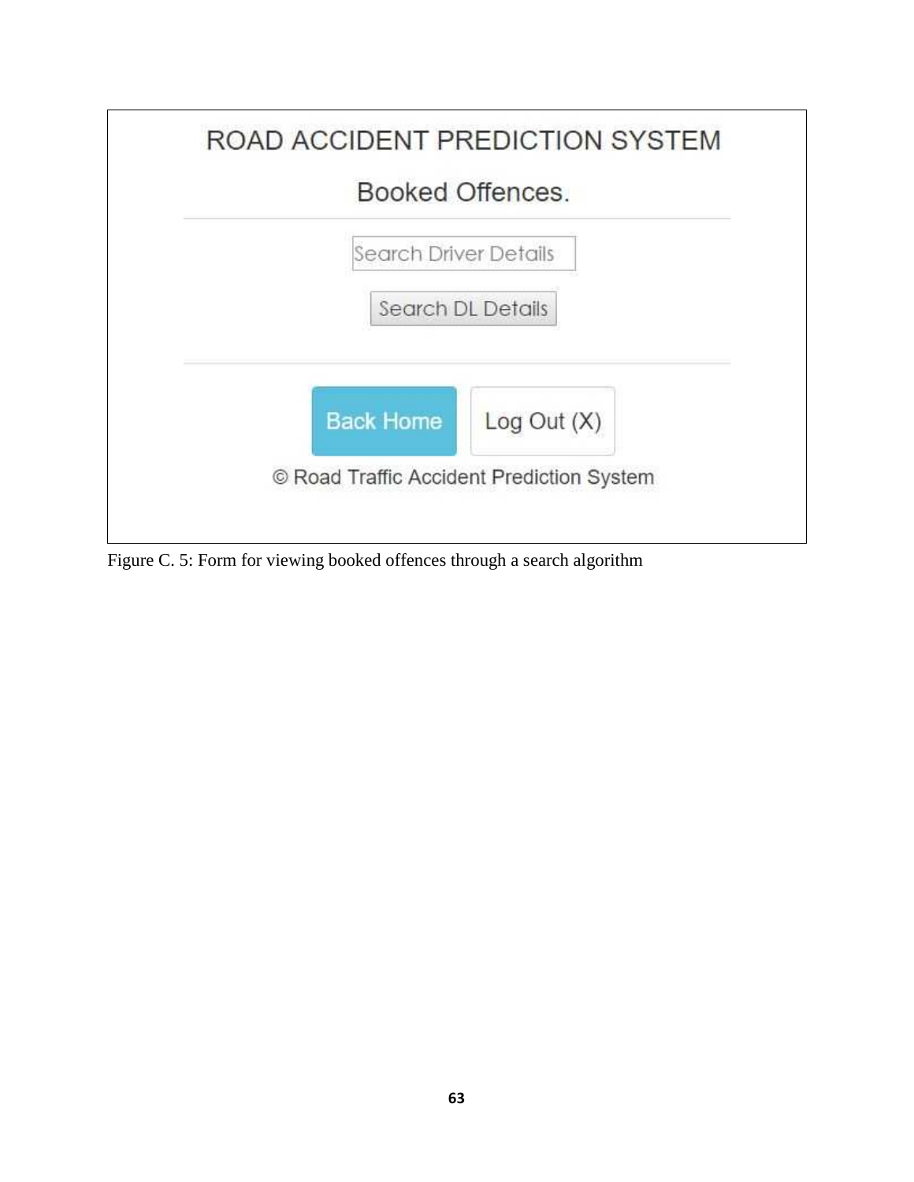ROAD ACCIDENT PREDICTION SYSTEM

Booked Offences.

Search Driver Details

Search DL Details

Back Home

Log Out (X)

© Road Traffic Accident Prediction System

Figure C. 5: Form for viewing booked offences through a search algorithm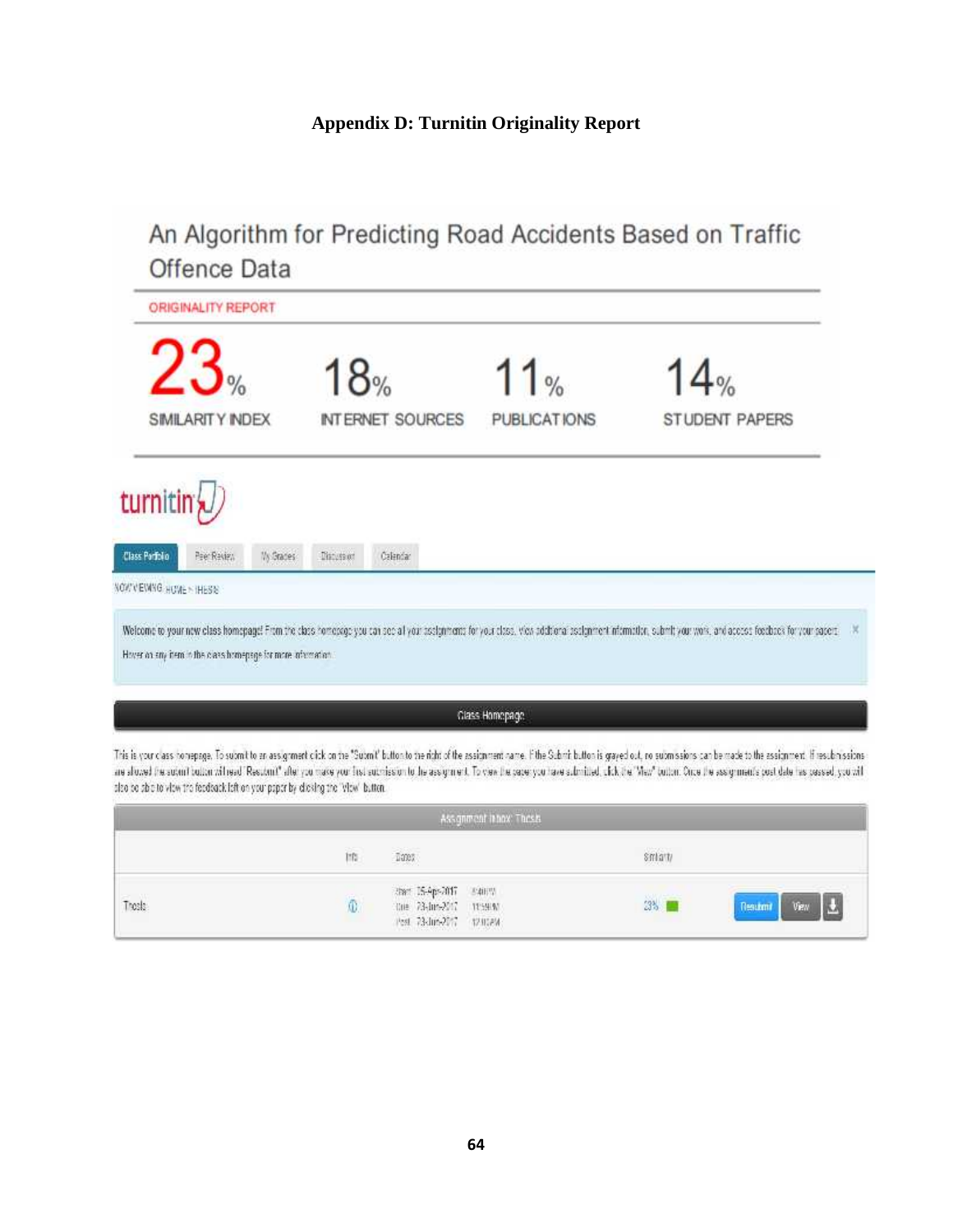**Appendix D: Turnitin Originality Report**

An Algorithm for Predicting Road Accidents Based on Traffic Offence Data

ORIGINALITY REPORT

| 23% | 18% | 11% | 14% |
|---|---|---|---|
| SIMILARITY INDEX | INTERNET SOURCES | PUBLICATIONS | STUDENT PAPERS |

turnitin

Class Portfolio | Peer Review | My Grades | Discussion | Calendar

NOW VIEWING: HOME > THESIS

Welcome to your new class homepage! From the class homepage you can see all your assignments for your class, view additional assignment information, submit your work, and access feedback for your papers.

Hover on any item in the class homepage for more information.

Class Homepage

This is your class homepage. To submit to an assignment click on the "Submit" button to the right of the assignment name. If the Submit button is grayed out, no submissions can be made to the assignment. If resubmissions are allowed the submit button will read "Resubmit" after you make your first submission to the assignment. To view the paper you have submitted, click the "View" button. Once the assignment's post date has passed, you will also be able to view the feedback left on your paper by clicking the "View" button.

Assignment Inbox: Thesis

| | Info | Dates | Similarity | |
|---|---|---|---|---|
| Thesis | ⓘ | Start 25-Apr-2017 8:40PM<br>Due 23-Jun-2017 11:59PM<br>Post 23-Jun-2017 12:00AM | 23% | Resubmit View |